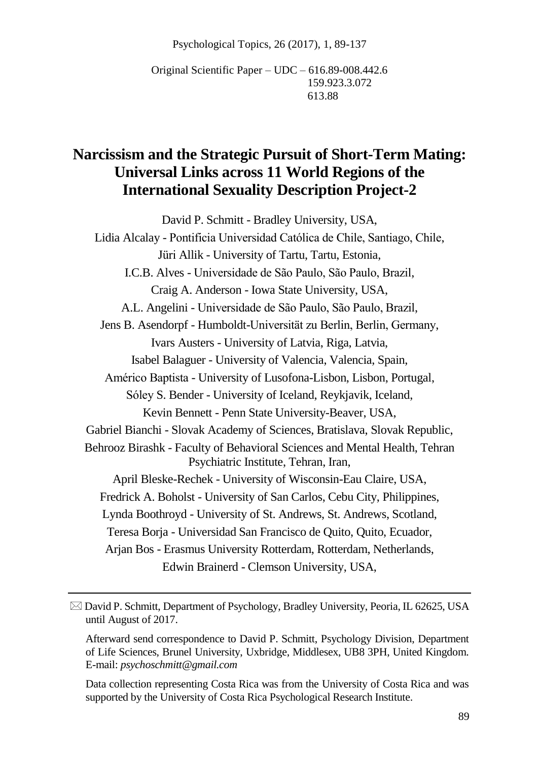Original Scientific Paper – UDC – 616.89-008.442.6
159.923.3.072
613.88

# Narcissism and the Strategic Pursuit of Short-Term Mating: Universal Links across 11 World Regions of the International Sexuality Description Project-2

David P. Schmitt - Bradley University, USA,
Lidia Alcalay - Pontificia Universidad Católica de Chile, Santiago, Chile,
Jüri Allik - University of Tartu, Tartu, Estonia,
I.C.B. Alves - Universidade de São Paulo, São Paulo, Brazil,
Craig A. Anderson - Iowa State University, USA,
A.L. Angelini - Universidade de São Paulo, São Paulo, Brazil,
Jens B. Asendorpf - Humboldt-Universität zu Berlin, Berlin, Germany,
Ivars Austers - University of Latvia, Riga, Latvia,
Isabel Balaguer - University of Valencia, Valencia, Spain,
Américo Baptista - University of Lusofona-Lisbon, Lisbon, Portugal,
Sóley S. Bender - University of Iceland, Reykjavik, Iceland,
Kevin Bennett - Penn State University-Beaver, USA,
Gabriel Bianchi - Slovak Academy of Sciences, Bratislava, Slovak Republic,
Behrooz Birashk - Faculty of Behavioral Sciences and Mental Health, Tehran Psychiatric Institute, Tehran, Iran,
April Bleske-Rechek - University of Wisconsin-Eau Claire, USA,
Fredrick A. Boholst - University of San Carlos, Cebu City, Philippines,
Lynda Boothroyd - University of St. Andrews, St. Andrews, Scotland,
Teresa Borja - Universidad San Francisco de Quito, Quito, Ecuador,
Arjan Bos - Erasmus University Rotterdam, Rotterdam, Netherlands,
Edwin Brainerd - Clemson University, USA,

---

✉ David P. Schmitt, Department of Psychology, Bradley University, Peoria, IL 62625, USA until August of 2017.

Afterward send correspondence to David P. Schmitt, Psychology Division, Department of Life Sciences, Brunel University, Uxbridge, Middlesex, UB8 3PH, United Kingdom. E-mail: *psychoschmitt@gmail.com*

Data collection representing Costa Rica was from the University of Costa Rica and was supported by the University of Costa Rica Psychological Research Institute.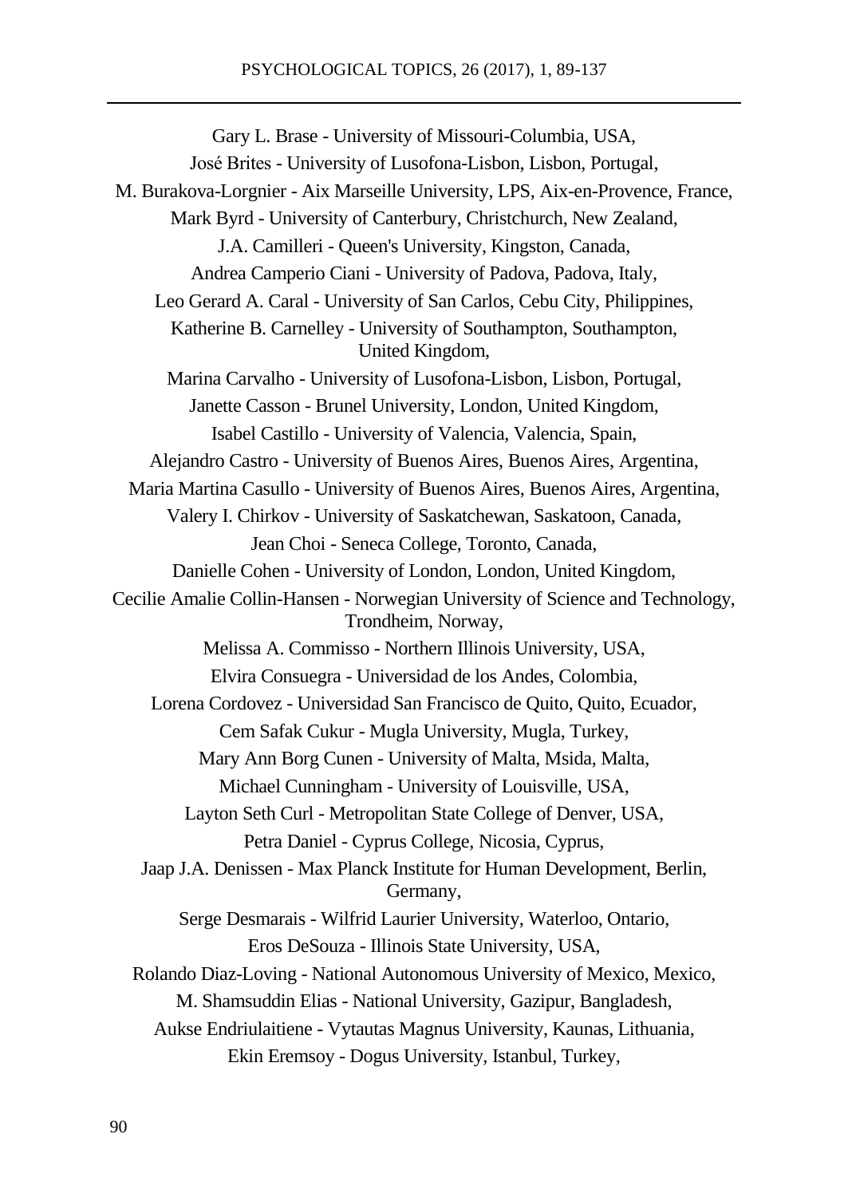Gary L. Brase - University of Missouri-Columbia, USA,

José Brites - University of Lusofona-Lisbon, Lisbon, Portugal,

M. Burakova-Lorgnier - Aix Marseille University, LPS, Aix-en-Provence, France,

Mark Byrd - University of Canterbury, Christchurch, New Zealand,

J.A. Camilleri - Queen's University, Kingston, Canada,

Andrea Camperio Ciani - University of Padova, Padova, Italy,

Leo Gerard A. Caral - University of San Carlos, Cebu City, Philippines,

Katherine B. Carnelley - University of Southampton, Southampton, United Kingdom,

Marina Carvalho - University of Lusofona-Lisbon, Lisbon, Portugal,

Janette Casson - Brunel University, London, United Kingdom,

Isabel Castillo - University of Valencia, Valencia, Spain,

Alejandro Castro - University of Buenos Aires, Buenos Aires, Argentina,

Maria Martina Casullo - University of Buenos Aires, Buenos Aires, Argentina,

Valery I. Chirkov - University of Saskatchewan, Saskatoon, Canada,

Jean Choi - Seneca College, Toronto, Canada,

Danielle Cohen - University of London, London, United Kingdom,

Cecilie Amalie Collin-Hansen - Norwegian University of Science and Technology, Trondheim, Norway,

Melissa A. Commisso - Northern Illinois University, USA,

Elvira Consuegra - Universidad de los Andes, Colombia,

Lorena Cordovez - Universidad San Francisco de Quito, Quito, Ecuador,

Cem Safak Cukur - Mugla University, Mugla, Turkey,

Mary Ann Borg Cunen - University of Malta, Msida, Malta,

Michael Cunningham - University of Louisville, USA,

Layton Seth Curl - Metropolitan State College of Denver, USA,

Petra Daniel - Cyprus College, Nicosia, Cyprus,

Jaap J.A. Denissen - Max Planck Institute for Human Development, Berlin, Germany,

Serge Desmarais - Wilfrid Laurier University, Waterloo, Ontario,

Eros DeSouza - Illinois State University, USA,

Rolando Diaz-Loving - National Autonomous University of Mexico, Mexico,

M. Shamsuddin Elias - National University, Gazipur, Bangladesh,

Aukse Endriulaitiene - Vytautas Magnus University, Kaunas, Lithuania,

Ekin Eremsoy - Dogus University, Istanbul, Turkey,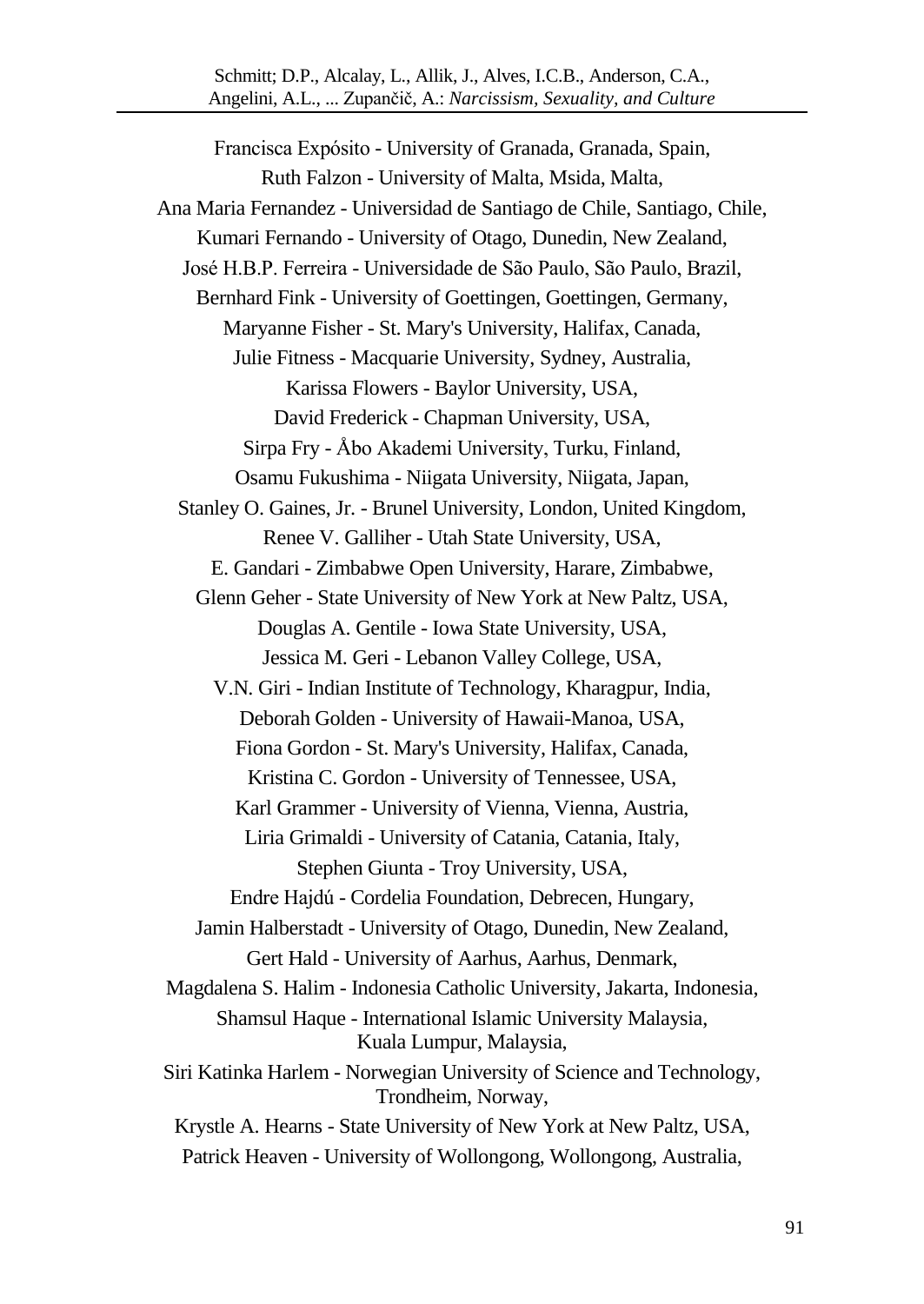Francisca Expósito - University of Granada, Granada, Spain,

Ruth Falzon - University of Malta, Msida, Malta,

Ana Maria Fernandez - Universidad de Santiago de Chile, Santiago, Chile,

Kumari Fernando - University of Otago, Dunedin, New Zealand,

José H.B.P. Ferreira - Universidade de São Paulo, São Paulo, Brazil,

Bernhard Fink - University of Goettingen, Goettingen, Germany,

Maryanne Fisher - St. Mary's University, Halifax, Canada,

Julie Fitness - Macquarie University, Sydney, Australia,

Karissa Flowers - Baylor University, USA,

David Frederick - Chapman University, USA,

Sirpa Fry - Åbo Akademi University, Turku, Finland,

Osamu Fukushima - Niigata University, Niigata, Japan,

Stanley O. Gaines, Jr. - Brunel University, London, United Kingdom,

Renee V. Galliher - Utah State University, USA,

E. Gandari - Zimbabwe Open University, Harare, Zimbabwe,

Glenn Geher - State University of New York at New Paltz, USA,

Douglas A. Gentile - Iowa State University, USA,

Jessica M. Geri - Lebanon Valley College, USA,

V.N. Giri - Indian Institute of Technology, Kharagpur, India,

Deborah Golden - University of Hawaii-Manoa, USA,

Fiona Gordon - St. Mary's University, Halifax, Canada,

Kristina C. Gordon - University of Tennessee, USA,

Karl Grammer - University of Vienna, Vienna, Austria,

Liria Grimaldi - University of Catania, Catania, Italy,

Stephen Giunta - Troy University, USA,

Endre Hajdú - Cordelia Foundation, Debrecen, Hungary,

Jamin Halberstadt - University of Otago, Dunedin, New Zealand,

Gert Hald - University of Aarhus, Aarhus, Denmark,

Magdalena S. Halim - Indonesia Catholic University, Jakarta, Indonesia,

Shamsul Haque - International Islamic University Malaysia, Kuala Lumpur, Malaysia,

Siri Katinka Harlem - Norwegian University of Science and Technology, Trondheim, Norway,

Krystle A. Hearns - State University of New York at New Paltz, USA,

Patrick Heaven - University of Wollongong, Wollongong, Australia,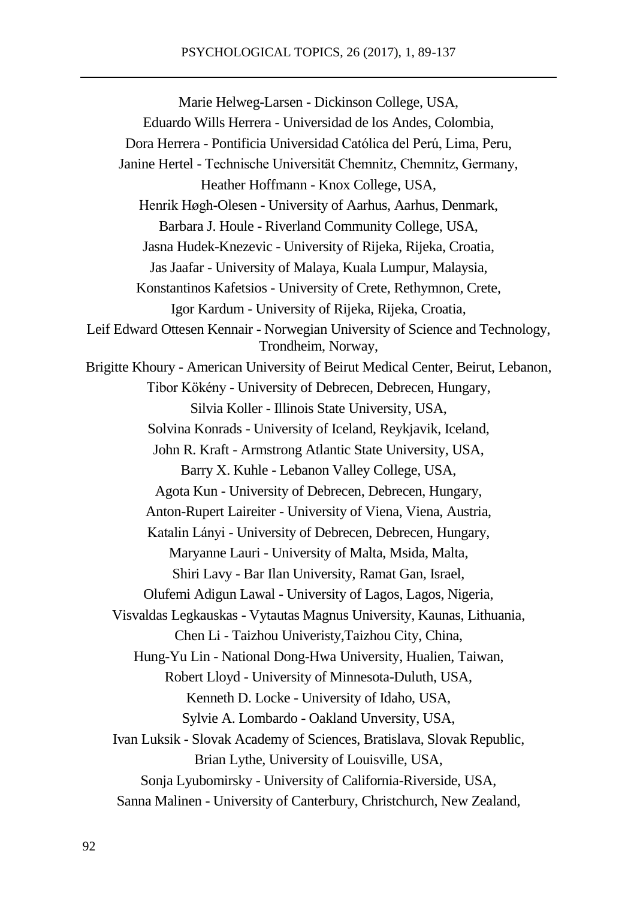Marie Helweg-Larsen - Dickinson College, USA,

Eduardo Wills Herrera - Universidad de los Andes, Colombia,

Dora Herrera - Pontificia Universidad Católica del Perú, Lima, Peru,

Janine Hertel - Technische Universität Chemnitz, Chemnitz, Germany,

Heather Hoffmann - Knox College, USA,

Henrik Høgh-Olesen - University of Aarhus, Aarhus, Denmark,

Barbara J. Houle - Riverland Community College, USA,

Jasna Hudek-Knezevic - University of Rijeka, Rijeka, Croatia,

Jas Jaafar - University of Malaya, Kuala Lumpur, Malaysia,

Konstantinos Kafetsios - University of Crete, Rethymnon, Crete,

Igor Kardum - University of Rijeka, Rijeka, Croatia,

Leif Edward Ottesen Kennair - Norwegian University of Science and Technology, Trondheim, Norway,

Brigitte Khoury - American University of Beirut Medical Center, Beirut, Lebanon,

Tibor Kökény - University of Debrecen, Debrecen, Hungary,

Silvia Koller - Illinois State University, USA,

Solvina Konrads - University of Iceland, Reykjavik, Iceland,

John R. Kraft - Armstrong Atlantic State University, USA,

Barry X. Kuhle - Lebanon Valley College, USA,

Agota Kun - University of Debrecen, Debrecen, Hungary,

Anton-Rupert Laireiter - University of Viena, Viena, Austria,

Katalin Lányi - University of Debrecen, Debrecen, Hungary,

Maryanne Lauri - University of Malta, Msida, Malta,

Shiri Lavy - Bar Ilan University, Ramat Gan, Israel,

Olufemi Adigun Lawal - University of Lagos, Lagos, Nigeria,

Visvaldas Legkauskas - Vytautas Magnus University, Kaunas, Lithuania,

Chen Li - Taizhou Univeristy,Taizhou City, China,

Hung-Yu Lin - National Dong-Hwa University, Hualien, Taiwan,

Robert Lloyd - University of Minnesota-Duluth, USA,

Kenneth D. Locke - University of Idaho, USA,

Sylvie A. Lombardo - Oakland Unversity, USA,

Ivan Luksik - Slovak Academy of Sciences, Bratislava, Slovak Republic,

Brian Lythe, University of Louisville, USA,

Sonja Lyubomirsky - University of California-Riverside, USA,

Sanna Malinen - University of Canterbury, Christchurch, New Zealand,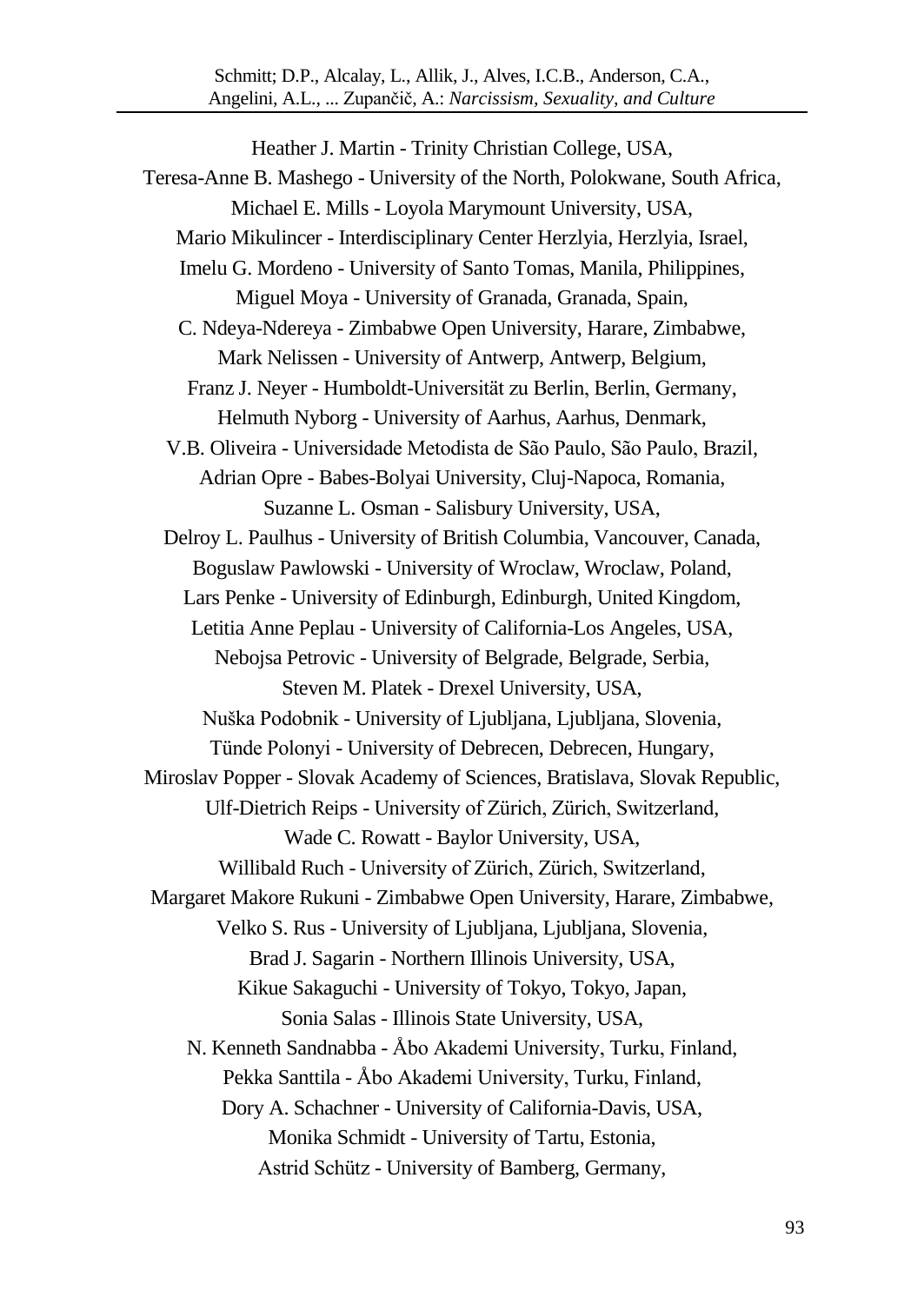Heather J. Martin - Trinity Christian College, USA,
Teresa-Anne B. Mashego - University of the North, Polokwane, South Africa,
Michael E. Mills - Loyola Marymount University, USA,
Mario Mikulincer - Interdisciplinary Center Herzlyia, Herzlyia, Israel,
Imelu G. Mordeno - University of Santo Tomas, Manila, Philippines,
Miguel Moya - University of Granada, Granada, Spain,
C. Ndeya-Ndereya - Zimbabwe Open University, Harare, Zimbabwe,
Mark Nelissen - University of Antwerp, Antwerp, Belgium,
Franz J. Neyer - Humboldt-Universität zu Berlin, Berlin, Germany,
Helmuth Nyborg - University of Aarhus, Aarhus, Denmark,
V.B. Oliveira - Universidade Metodista de São Paulo, São Paulo, Brazil,
Adrian Opre - Babes-Bolyai University, Cluj-Napoca, Romania,
Suzanne L. Osman - Salisbury University, USA,
Delroy L. Paulhus - University of British Columbia, Vancouver, Canada,
Boguslaw Pawlowski - University of Wroclaw, Wroclaw, Poland,
Lars Penke - University of Edinburgh, Edinburgh, United Kingdom,
Letitia Anne Peplau - University of California-Los Angeles, USA,
Nebojsa Petrovic - University of Belgrade, Belgrade, Serbia,
Steven M. Platek - Drexel University, USA,
Nuška Podobnik - University of Ljubljana, Ljubljana, Slovenia,
Tünde Polonyi - University of Debrecen, Debrecen, Hungary,
Miroslav Popper - Slovak Academy of Sciences, Bratislava, Slovak Republic,
Ulf-Dietrich Reips - University of Zürich, Zürich, Switzerland,
Wade C. Rowatt - Baylor University, USA,
Willibald Ruch - University of Zürich, Zürich, Switzerland,
Margaret Makore Rukuni - Zimbabwe Open University, Harare, Zimbabwe,
Velko S. Rus - University of Ljubljana, Ljubljana, Slovenia,
Brad J. Sagarin - Northern Illinois University, USA,
Kikue Sakaguchi - University of Tokyo, Tokyo, Japan,
Sonia Salas - Illinois State University, USA,
N. Kenneth Sandnabba - Åbo Akademi University, Turku, Finland,
Pekka Santtila - Åbo Akademi University, Turku, Finland,
Dory A. Schachner - University of California-Davis, USA,
Monika Schmidt - University of Tartu, Estonia,
Astrid Schütz - University of Bamberg, Germany,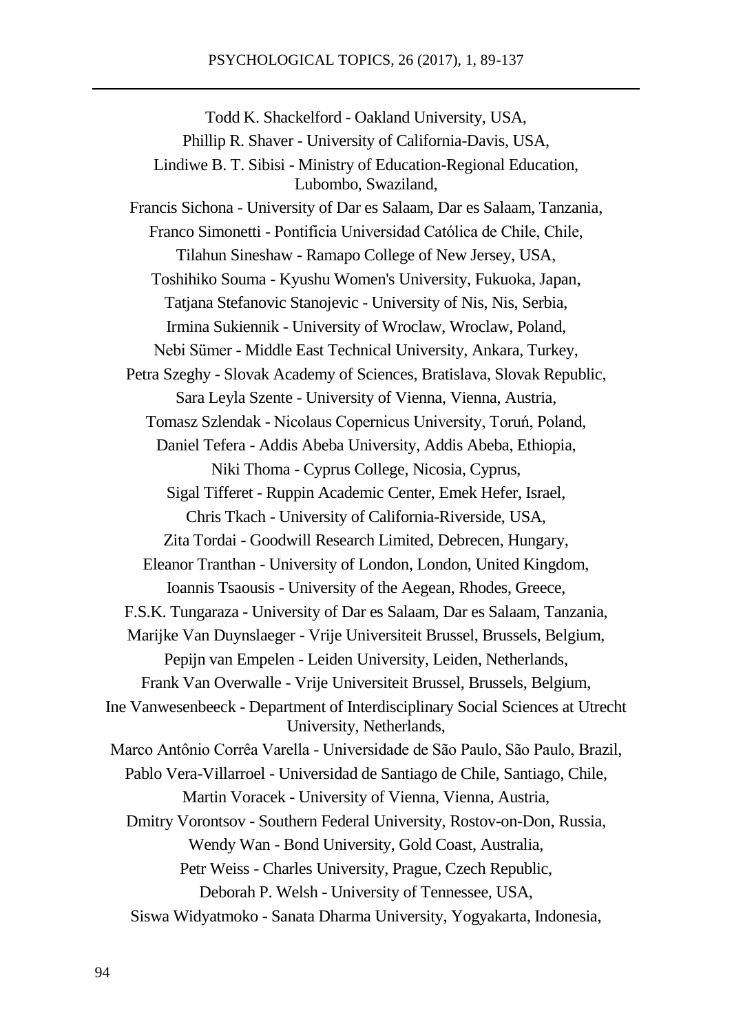Todd K. Shackelford - Oakland University, USA,

Phillip R. Shaver - University of California-Davis, USA,

Lindiwe B. T. Sibisi - Ministry of Education-Regional Education, Lubombo, Swaziland,

Francis Sichona - University of Dar es Salaam, Dar es Salaam, Tanzania,

Franco Simonetti - Pontificia Universidad Católica de Chile, Chile,

Tilahun Sineshaw - Ramapo College of New Jersey, USA,

Toshihiko Souma - Kyushu Women's University, Fukuoka, Japan,

Tatjana Stefanovic Stanojevic - University of Nis, Nis, Serbia,

Irmina Sukiennik - University of Wroclaw, Wroclaw, Poland,

Nebi Sümer - Middle East Technical University, Ankara, Turkey,

Petra Szeghy - Slovak Academy of Sciences, Bratislava, Slovak Republic,

Sara Leyla Szente - University of Vienna, Vienna, Austria,

Tomasz Szlendak - Nicolaus Copernicus University, Toruń, Poland,

Daniel Tefera - Addis Abeba University, Addis Abeba, Ethiopia,

Niki Thoma - Cyprus College, Nicosia, Cyprus,

Sigal Tifferet - Ruppin Academic Center, Emek Hefer, Israel,

Chris Tkach - University of California-Riverside, USA,

Zita Tordai - Goodwill Research Limited, Debrecen, Hungary,

Eleanor Tranthan - University of London, London, United Kingdom,

Ioannis Tsaousis - University of the Aegean, Rhodes, Greece,

F.S.K. Tungaraza - University of Dar es Salaam, Dar es Salaam, Tanzania,

Marijke Van Duynslaeger - Vrije Universiteit Brussel, Brussels, Belgium,

Pepijn van Empelen - Leiden University, Leiden, Netherlands,

Frank Van Overwalle - Vrije Universiteit Brussel, Brussels, Belgium,

Ine Vanwesenbeeck - Department of Interdisciplinary Social Sciences at Utrecht University, Netherlands,

Marco Antônio Corrêa Varella - Universidade de São Paulo, São Paulo, Brazil,

Pablo Vera-Villarroel - Universidad de Santiago de Chile, Santiago, Chile,

Martin Voracek - University of Vienna, Vienna, Austria,

Dmitry Vorontsov - Southern Federal University, Rostov-on-Don, Russia,

Wendy Wan - Bond University, Gold Coast, Australia,

Petr Weiss - Charles University, Prague, Czech Republic,

Deborah P. Welsh - University of Tennessee, USA,

Siswa Widyatmoko - Sanata Dharma University, Yogyakarta, Indonesia,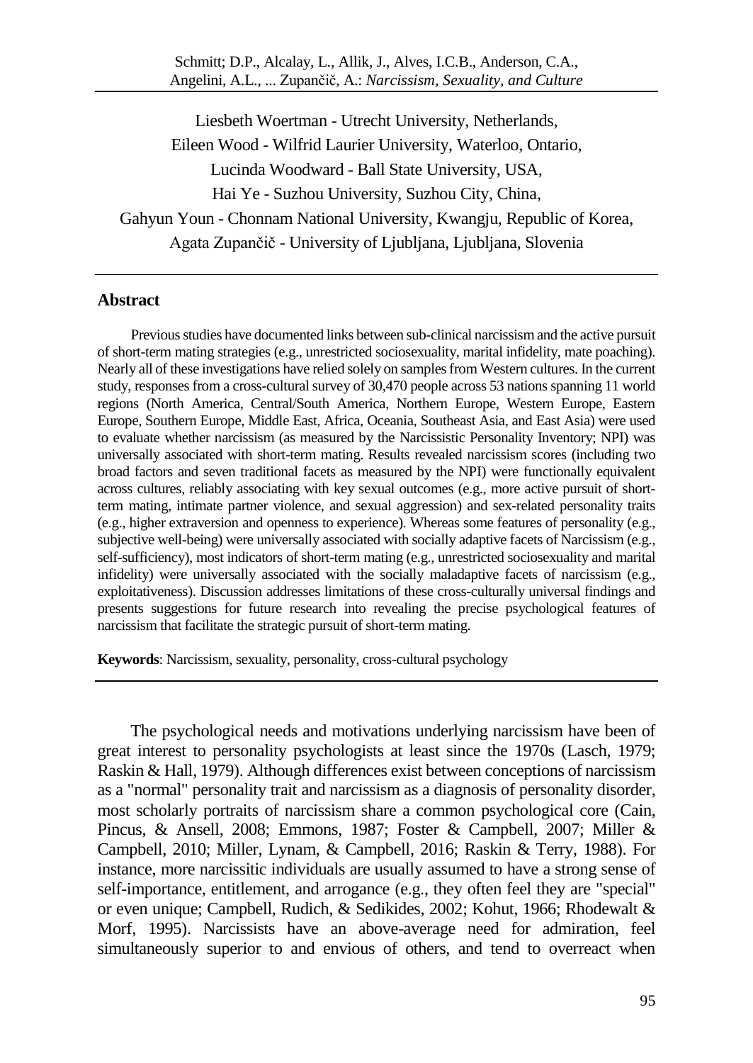Liesbeth Woertman - Utrecht University, Netherlands,
Eileen Wood - Wilfrid Laurier University, Waterloo, Ontario,
Lucinda Woodward - Ball State University, USA,
Hai Ye - Suzhou University, Suzhou City, China,
Gahyun Youn - Chonnam National University, Kwangju, Republic of Korea,
Agata Zupančič - University of Ljubljana, Ljubljana, Slovenia

## Abstract

Previous studies have documented links between sub-clinical narcissism and the active pursuit of short-term mating strategies (e.g., unrestricted sociosexuality, marital infidelity, mate poaching). Nearly all of these investigations have relied solely on samples from Western cultures. In the current study, responses from a cross-cultural survey of 30,470 people across 53 nations spanning 11 world regions (North America, Central/South America, Northern Europe, Western Europe, Eastern Europe, Southern Europe, Middle East, Africa, Oceania, Southeast Asia, and East Asia) were used to evaluate whether narcissism (as measured by the Narcissistic Personality Inventory; NPI) was universally associated with short-term mating. Results revealed narcissism scores (including two broad factors and seven traditional facets as measured by the NPI) were functionally equivalent across cultures, reliably associating with key sexual outcomes (e.g., more active pursuit of short-term mating, intimate partner violence, and sexual aggression) and sex-related personality traits (e.g., higher extraversion and openness to experience). Whereas some features of personality (e.g., subjective well-being) were universally associated with socially adaptive facets of Narcissism (e.g., self-sufficiency), most indicators of short-term mating (e.g., unrestricted sociosexuality and marital infidelity) were universally associated with the socially maladaptive facets of narcissism (e.g., exploitativeness). Discussion addresses limitations of these cross-culturally universal findings and presents suggestions for future research into revealing the precise psychological features of narcissism that facilitate the strategic pursuit of short-term mating.

**Keywords**: Narcissism, sexuality, personality, cross-cultural psychology

The psychological needs and motivations underlying narcissism have been of great interest to personality psychologists at least since the 1970s (Lasch, 1979; Raskin & Hall, 1979). Although differences exist between conceptions of narcissism as a "normal" personality trait and narcissism as a diagnosis of personality disorder, most scholarly portraits of narcissism share a common psychological core (Cain, Pincus, & Ansell, 2008; Emmons, 1987; Foster & Campbell, 2007; Miller & Campbell, 2010; Miller, Lynam, & Campbell, 2016; Raskin & Terry, 1988). For instance, more narcissitic individuals are usually assumed to have a strong sense of self-importance, entitlement, and arrogance (e.g., they often feel they are "special" or even unique; Campbell, Rudich, & Sedikides, 2002; Kohut, 1966; Rhodewalt & Morf, 1995). Narcissists have an above-average need for admiration, feel simultaneously superior to and envious of others, and tend to overreact when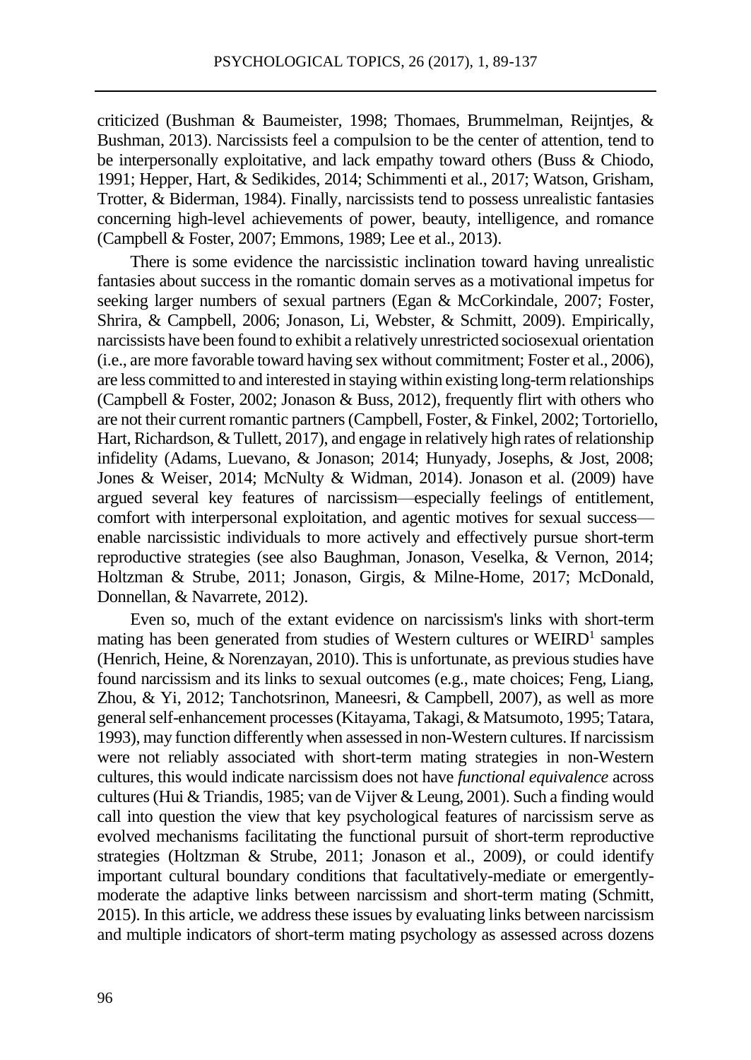criticized (Bushman & Baumeister, 1998; Thomaes, Brummelman, Reijntjes, & Bushman, 2013). Narcissists feel a compulsion to be the center of attention, tend to be interpersonally exploitative, and lack empathy toward others (Buss & Chiodo, 1991; Hepper, Hart, & Sedikides, 2014; Schimmenti et al., 2017; Watson, Grisham, Trotter, & Biderman, 1984). Finally, narcissists tend to possess unrealistic fantasies concerning high-level achievements of power, beauty, intelligence, and romance (Campbell & Foster, 2007; Emmons, 1989; Lee et al., 2013).

There is some evidence the narcissistic inclination toward having unrealistic fantasies about success in the romantic domain serves as a motivational impetus for seeking larger numbers of sexual partners (Egan & McCorkindale, 2007; Foster, Shrira, & Campbell, 2006; Jonason, Li, Webster, & Schmitt, 2009). Empirically, narcissists have been found to exhibit a relatively unrestricted sociosexual orientation (i.e., are more favorable toward having sex without commitment; Foster et al., 2006), are less committed to and interested in staying within existing long-term relationships (Campbell & Foster, 2002; Jonason & Buss, 2012), frequently flirt with others who are not their current romantic partners (Campbell, Foster, & Finkel, 2002; Tortoriello, Hart, Richardson, & Tullett, 2017), and engage in relatively high rates of relationship infidelity (Adams, Luevano, & Jonason; 2014; Hunyady, Josephs, & Jost, 2008; Jones & Weiser, 2014; McNulty & Widman, 2014). Jonason et al. (2009) have argued several key features of narcissism—especially feelings of entitlement, comfort with interpersonal exploitation, and agentic motives for sexual success—enable narcissistic individuals to more actively and effectively pursue short-term reproductive strategies (see also Baughman, Jonason, Veselka, & Vernon, 2014; Holtzman & Strube, 2011; Jonason, Girgis, & Milne-Home, 2017; McDonald, Donnellan, & Navarrete, 2012).

Even so, much of the extant evidence on narcissism's links with short-term mating has been generated from studies of Western cultures or WEIRD[1] samples (Henrich, Heine, & Norenzayan, 2010). This is unfortunate, as previous studies have found narcissism and its links to sexual outcomes (e.g., mate choices; Feng, Liang, Zhou, & Yi, 2012; Tanchotsrinon, Maneesri, & Campbell, 2007), as well as more general self-enhancement processes (Kitayama, Takagi, & Matsumoto, 1995; Tatara, 1993), may function differently when assessed in non-Western cultures. If narcissism were not reliably associated with short-term mating strategies in non-Western cultures, this would indicate narcissism does not have *functional equivalence* across cultures (Hui & Triandis, 1985; van de Vijver & Leung, 2001). Such a finding would call into question the view that key psychological features of narcissism serve as evolved mechanisms facilitating the functional pursuit of short-term reproductive strategies (Holtzman & Strube, 2011; Jonason et al., 2009), or could identify important cultural boundary conditions that facultatively-mediate or emergently-moderate the adaptive links between narcissism and short-term mating (Schmitt, 2015). In this article, we address these issues by evaluating links between narcissism and multiple indicators of short-term mating psychology as assessed across dozens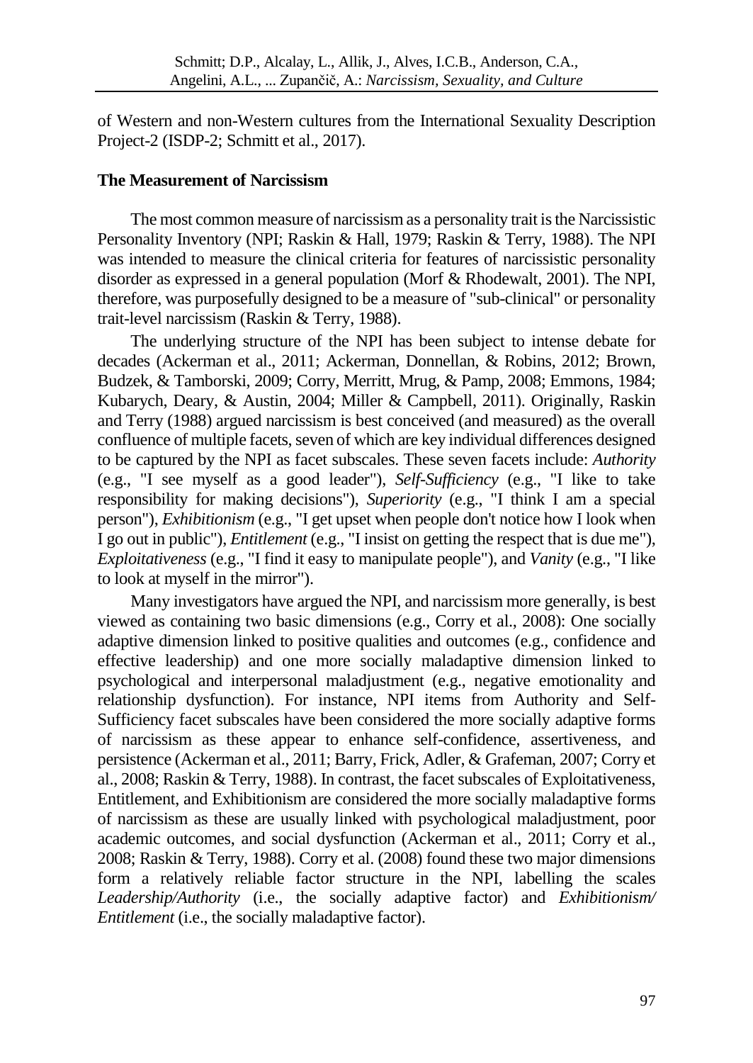of Western and non-Western cultures from the International Sexuality Description Project-2 (ISDP-2; Schmitt et al., 2017).

**The Measurement of Narcissism**

The most common measure of narcissism as a personality trait is the Narcissistic Personality Inventory (NPI; Raskin & Hall, 1979; Raskin & Terry, 1988). The NPI was intended to measure the clinical criteria for features of narcissistic personality disorder as expressed in a general population (Morf & Rhodewalt, 2001). The NPI, therefore, was purposefully designed to be a measure of "sub-clinical" or personality trait-level narcissism (Raskin & Terry, 1988).

The underlying structure of the NPI has been subject to intense debate for decades (Ackerman et al., 2011; Ackerman, Donnellan, & Robins, 2012; Brown, Budzek, & Tamborski, 2009; Corry, Merritt, Mrug, & Pamp, 2008; Emmons, 1984; Kubarych, Deary, & Austin, 2004; Miller & Campbell, 2011). Originally, Raskin and Terry (1988) argued narcissism is best conceived (and measured) as the overall confluence of multiple facets, seven of which are key individual differences designed to be captured by the NPI as facet subscales. These seven facets include: *Authority* (e.g., "I see myself as a good leader"), *Self-Sufficiency* (e.g., "I like to take responsibility for making decisions"), *Superiority* (e.g., "I think I am a special person"), *Exhibitionism* (e.g., "I get upset when people don't notice how I look when I go out in public"), *Entitlement* (e.g., "I insist on getting the respect that is due me"), *Exploitativeness* (e.g., "I find it easy to manipulate people"), and *Vanity* (e.g., "I like to look at myself in the mirror").

Many investigators have argued the NPI, and narcissism more generally, is best viewed as containing two basic dimensions (e.g., Corry et al., 2008): One socially adaptive dimension linked to positive qualities and outcomes (e.g., confidence and effective leadership) and one more socially maladaptive dimension linked to psychological and interpersonal maladjustment (e.g., negative emotionality and relationship dysfunction). For instance, NPI items from Authority and Self-Sufficiency facet subscales have been considered the more socially adaptive forms of narcissism as these appear to enhance self-confidence, assertiveness, and persistence (Ackerman et al., 2011; Barry, Frick, Adler, & Grafeman, 2007; Corry et al., 2008; Raskin & Terry, 1988). In contrast, the facet subscales of Exploitativeness, Entitlement, and Exhibitionism are considered the more socially maladaptive forms of narcissism as these are usually linked with psychological maladjustment, poor academic outcomes, and social dysfunction (Ackerman et al., 2011; Corry et al., 2008; Raskin & Terry, 1988). Corry et al. (2008) found these two major dimensions form a relatively reliable factor structure in the NPI, labelling the scales *Leadership/Authority* (i.e., the socially adaptive factor) and *Exhibitionism/ Entitlement* (i.e., the socially maladaptive factor).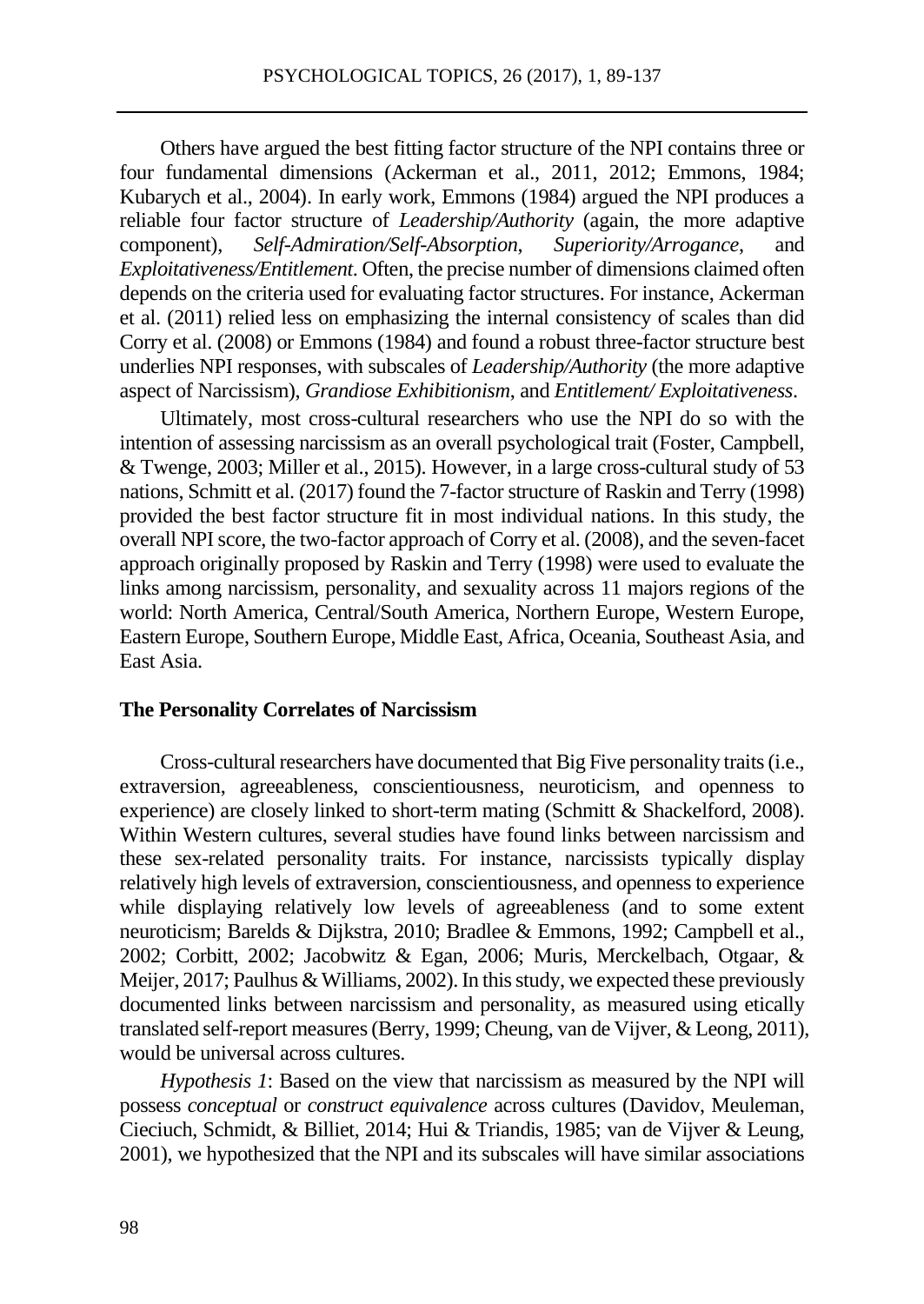Others have argued the best fitting factor structure of the NPI contains three or four fundamental dimensions (Ackerman et al., 2011, 2012; Emmons, 1984; Kubarych et al., 2004). In early work, Emmons (1984) argued the NPI produces a reliable four factor structure of *Leadership/Authority* (again, the more adaptive component), *Self-Admiration/Self-Absorption*, *Superiority/Arrogance*, and *Exploitativeness/Entitlement*. Often, the precise number of dimensions claimed often depends on the criteria used for evaluating factor structures. For instance, Ackerman et al. (2011) relied less on emphasizing the internal consistency of scales than did Corry et al. (2008) or Emmons (1984) and found a robust three-factor structure best underlies NPI responses, with subscales of *Leadership/Authority* (the more adaptive aspect of Narcissism), *Grandiose Exhibitionism*, and *Entitlement/ Exploitativeness*.

Ultimately, most cross-cultural researchers who use the NPI do so with the intention of assessing narcissism as an overall psychological trait (Foster, Campbell, & Twenge, 2003; Miller et al., 2015). However, in a large cross-cultural study of 53 nations, Schmitt et al. (2017) found the 7-factor structure of Raskin and Terry (1998) provided the best factor structure fit in most individual nations. In this study, the overall NPI score, the two-factor approach of Corry et al. (2008), and the seven-facet approach originally proposed by Raskin and Terry (1998) were used to evaluate the links among narcissism, personality, and sexuality across 11 majors regions of the world: North America, Central/South America, Northern Europe, Western Europe, Eastern Europe, Southern Europe, Middle East, Africa, Oceania, Southeast Asia, and East Asia.

### The Personality Correlates of Narcissism

Cross-cultural researchers have documented that Big Five personality traits (i.e., extraversion, agreeableness, conscientiousness, neuroticism, and openness to experience) are closely linked to short-term mating (Schmitt & Shackelford, 2008). Within Western cultures, several studies have found links between narcissism and these sex-related personality traits. For instance, narcissists typically display relatively high levels of extraversion, conscientiousness, and openness to experience while displaying relatively low levels of agreeableness (and to some extent neuroticism; Barelds & Dijkstra, 2010; Bradlee & Emmons, 1992; Campbell et al., 2002; Corbitt, 2002; Jacobwitz & Egan, 2006; Muris, Merckelbach, Otgaar, & Meijer, 2017; Paulhus & Williams, 2002). In this study, we expected these previously documented links between narcissism and personality, as measured using etically translated self-report measures (Berry, 1999; Cheung, van de Vijver, & Leong, 2011), would be universal across cultures.

*Hypothesis 1*: Based on the view that narcissism as measured by the NPI will possess *conceptual* or *construct equivalence* across cultures (Davidov, Meuleman, Cieciuch, Schmidt, & Billiet, 2014; Hui & Triandis, 1985; van de Vijver & Leung, 2001), we hypothesized that the NPI and its subscales will have similar associations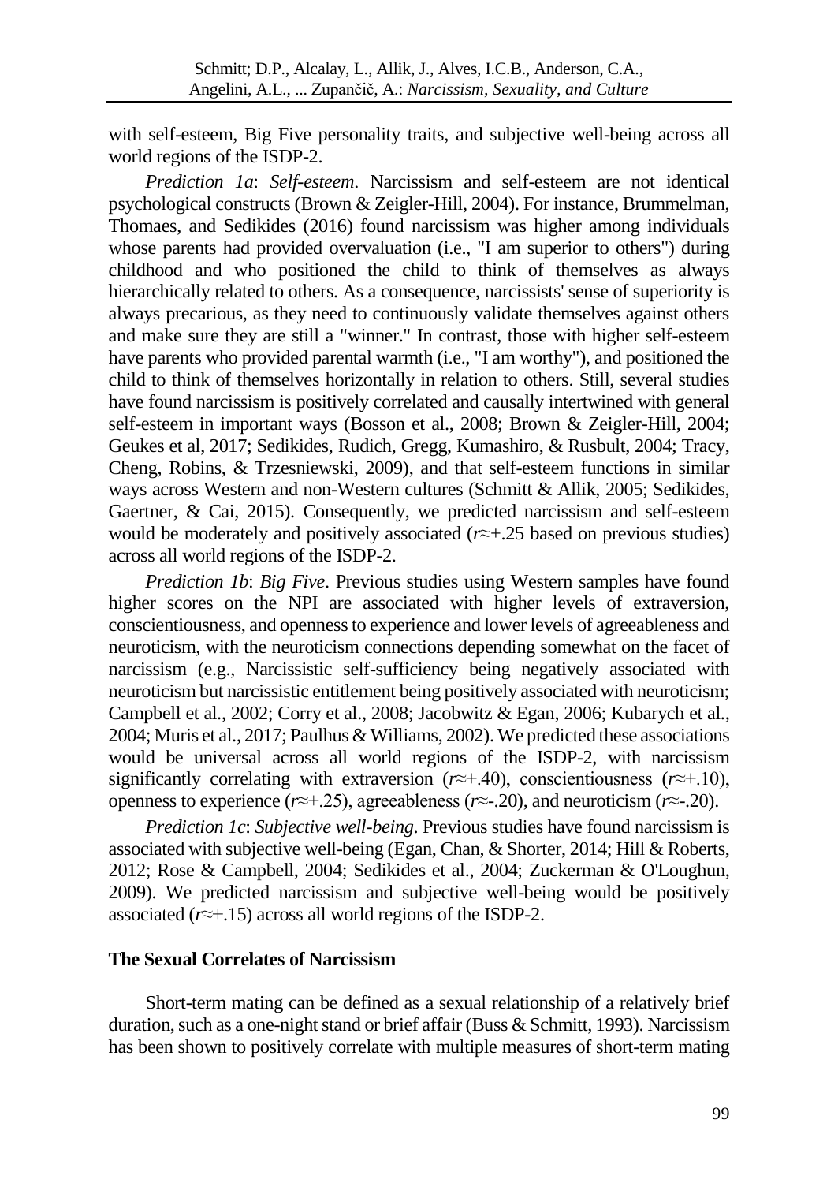with self-esteem, Big Five personality traits, and subjective well-being across all world regions of the ISDP-2.

*Prediction 1a*: *Self-esteem*. Narcissism and self-esteem are not identical psychological constructs (Brown & Zeigler-Hill, 2004). For instance, Brummelman, Thomaes, and Sedikides (2016) found narcissism was higher among individuals whose parents had provided overvaluation (i.e., "I am superior to others") during childhood and who positioned the child to think of themselves as always hierarchically related to others. As a consequence, narcissists' sense of superiority is always precarious, as they need to continuously validate themselves against others and make sure they are still a "winner." In contrast, those with higher self-esteem have parents who provided parental warmth (i.e., "I am worthy"), and positioned the child to think of themselves horizontally in relation to others. Still, several studies have found narcissism is positively correlated and causally intertwined with general self-esteem in important ways (Bosson et al., 2008; Brown & Zeigler-Hill, 2004; Geukes et al, 2017; Sedikides, Rudich, Gregg, Kumashiro, & Rusbult, 2004; Tracy, Cheng, Robins, & Trzesniewski, 2009), and that self-esteem functions in similar ways across Western and non-Western cultures (Schmitt & Allik, 2005; Sedikides, Gaertner, & Cai, 2015). Consequently, we predicted narcissism and self-esteem would be moderately and positively associated ($r \approx +.25$ based on previous studies) across all world regions of the ISDP-2.

*Prediction 1b*: *Big Five*. Previous studies using Western samples have found higher scores on the NPI are associated with higher levels of extraversion, conscientiousness, and openness to experience and lower levels of agreeableness and neuroticism, with the neuroticism connections depending somewhat on the facet of narcissism (e.g., Narcissistic self-sufficiency being negatively associated with neuroticism but narcissistic entitlement being positively associated with neuroticism; Campbell et al., 2002; Corry et al., 2008; Jacobwitz & Egan, 2006; Kubarych et al., 2004; Muris et al., 2017; Paulhus & Williams, 2002). We predicted these associations would be universal across all world regions of the ISDP-2, with narcissism significantly correlating with extraversion ($r \approx +.40$), conscientiousness ($r \approx +.10$), openness to experience ($r \approx +.25$), agreeableness ($r \approx -.20$), and neuroticism ($r \approx -.20$).

*Prediction 1c*: *Subjective well-being*. Previous studies have found narcissism is associated with subjective well-being (Egan, Chan, & Shorter, 2014; Hill & Roberts, 2012; Rose & Campbell, 2004; Sedikides et al., 2004; Zuckerman & O'Loughun, 2009). We predicted narcissism and subjective well-being would be positively associated ($r \approx +.15$) across all world regions of the ISDP-2.

## The Sexual Correlates of Narcissism

Short-term mating can be defined as a sexual relationship of a relatively brief duration, such as a one-night stand or brief affair (Buss & Schmitt, 1993). Narcissism has been shown to positively correlate with multiple measures of short-term mating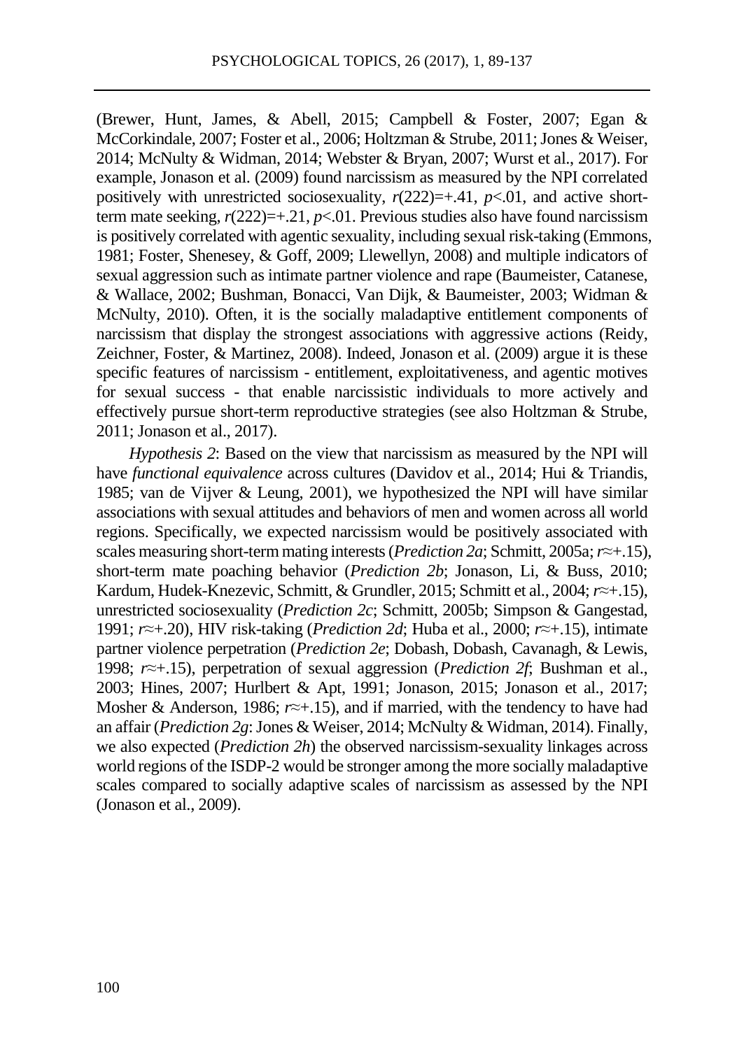(Brewer, Hunt, James, & Abell, 2015; Campbell & Foster, 2007; Egan & McCorkindale, 2007; Foster et al., 2006; Holtzman & Strube, 2011; Jones & Weiser, 2014; McNulty & Widman, 2014; Webster & Bryan, 2007; Wurst et al., 2017). For example, Jonason et al. (2009) found narcissism as measured by the NPI correlated positively with unrestricted sociosexuality, $r(222)=+.41$, $p<.01$, and active short-term mate seeking, $r(222)=+.21$, $p<.01$. Previous studies also have found narcissism is positively correlated with agentic sexuality, including sexual risk-taking (Emmons, 1981; Foster, Shenesey, & Goff, 2009; Llewellyn, 2008) and multiple indicators of sexual aggression such as intimate partner violence and rape (Baumeister, Catanese, & Wallace, 2002; Bushman, Bonacci, Van Dijk, & Baumeister, 2003; Widman & McNulty, 2010). Often, it is the socially maladaptive entitlement components of narcissism that display the strongest associations with aggressive actions (Reidy, Zeichner, Foster, & Martinez, 2008). Indeed, Jonason et al. (2009) argue it is these specific features of narcissism - entitlement, exploitativeness, and agentic motives for sexual success - that enable narcissistic individuals to more actively and effectively pursue short-term reproductive strategies (see also Holtzman & Strube, 2011; Jonason et al., 2017).

*Hypothesis 2*: Based on the view that narcissism as measured by the NPI will have *functional equivalence* across cultures (Davidov et al., 2014; Hui & Triandis, 1985; van de Vijver & Leung, 2001), we hypothesized the NPI will have similar associations with sexual attitudes and behaviors of men and women across all world regions. Specifically, we expected narcissism would be positively associated with scales measuring short-term mating interests (*Prediction 2a*; Schmitt, 2005a; $r\approx+.15$), short-term mate poaching behavior (*Prediction 2b*; Jonason, Li, & Buss, 2010; Kardum, Hudek-Knezevic, Schmitt, & Grundler, 2015; Schmitt et al., 2004; $r\approx+.15$), unrestricted sociosexuality (*Prediction 2c*; Schmitt, 2005b; Simpson & Gangestad, 1991; $r\approx+.20$), HIV risk-taking (*Prediction 2d*; Huba et al., 2000; $r\approx+.15$), intimate partner violence perpetration (*Prediction 2e*; Dobash, Dobash, Cavanagh, & Lewis, 1998; $r\approx+.15$), perpetration of sexual aggression (*Prediction 2f*; Bushman et al., 2003; Hines, 2007; Hurlbert & Apt, 1991; Jonason, 2015; Jonason et al., 2017; Mosher & Anderson, 1986; $r\approx+.15$), and if married, with the tendency to have had an affair (*Prediction 2g*: Jones & Weiser, 2014; McNulty & Widman, 2014). Finally, we also expected (*Prediction 2h*) the observed narcissism-sexuality linkages across world regions of the ISDP-2 would be stronger among the more socially maladaptive scales compared to socially adaptive scales of narcissism as assessed by the NPI (Jonason et al., 2009).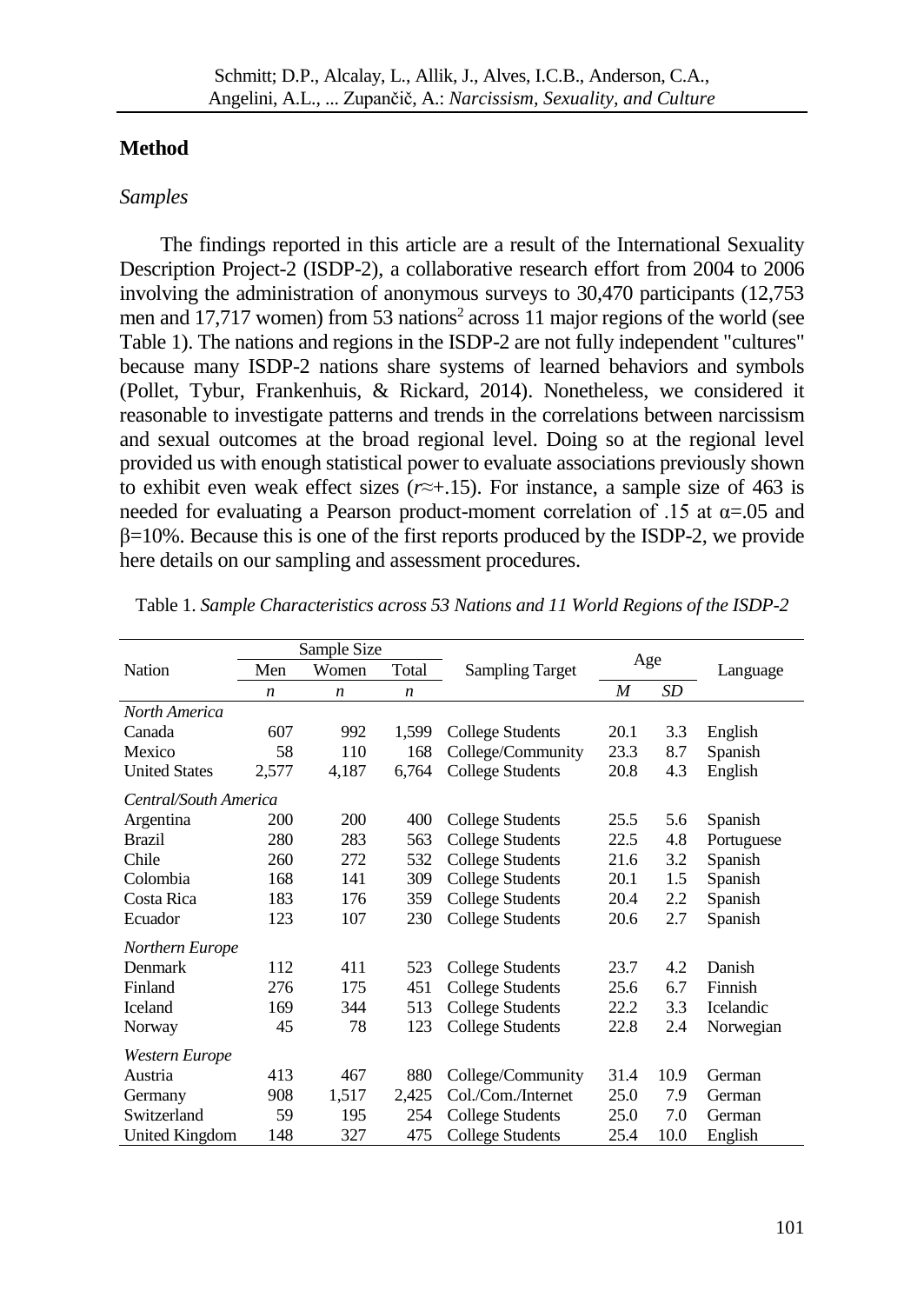## Method

### *Samples*

The findings reported in this article are a result of the International Sexuality Description Project-2 (ISDP-2), a collaborative research effort from 2004 to 2006 involving the administration of anonymous surveys to 30,470 participants (12,753 men and 17,717 women) from 53 nations[2] across 11 major regions of the world (see Table 1). The nations and regions in the ISDP-2 are not fully independent "cultures" because many ISDP-2 nations share systems of learned behaviors and symbols (Pollet, Tybur, Frankenhuis, & Rickard, 2014). Nonetheless, we considered it reasonable to investigate patterns and trends in the correlations between narcissism and sexual outcomes at the broad regional level. Doing so at the regional level provided us with enough statistical power to evaluate associations previously shown to exhibit even weak effect sizes ($r \approx +.15$). For instance, a sample size of 463 is needed for evaluating a Pearson product-moment correlation of .15 at $\alpha = .05$ and $\beta = 10\%$. Because this is one of the first reports produced by the ISDP-2, we provide here details on our sampling and assessment procedures.

Table 1. *Sample Characteristics across 53 Nations and 11 World Regions of the ISDP-2*

| Nation | Sample Size | | | Sampling Target | Age | | Language |
|---|---|---|---|---|---|---|---|
| | Men | Women | Total | | | | |
| | *n* | *n* | *n* | | *M* | *SD* | |
| *North America* | | | | | | | |
| Canada | 607 | 992 | 1,599 | College Students | 20.1 | 3.3 | English |
| Mexico | 58 | 110 | 168 | College/Community | 23.3 | 8.7 | Spanish |
| United States | 2,577 | 4,187 | 6,764 | College Students | 20.8 | 4.3 | English |
| *Central/South America* | | | | | | | |
| Argentina | 200 | 200 | 400 | College Students | 25.5 | 5.6 | Spanish |
| Brazil | 280 | 283 | 563 | College Students | 22.5 | 4.8 | Portuguese |
| Chile | 260 | 272 | 532 | College Students | 21.6 | 3.2 | Spanish |
| Colombia | 168 | 141 | 309 | College Students | 20.1 | 1.5 | Spanish |
| Costa Rica | 183 | 176 | 359 | College Students | 20.4 | 2.2 | Spanish |
| Ecuador | 123 | 107 | 230 | College Students | 20.6 | 2.7 | Spanish |
| *Northern Europe* | | | | | | | |
| Denmark | 112 | 411 | 523 | College Students | 23.7 | 4.2 | Danish |
| Finland | 276 | 175 | 451 | College Students | 25.6 | 6.7 | Finnish |
| Iceland | 169 | 344 | 513 | College Students | 22.2 | 3.3 | Icelandic |
| Norway | 45 | 78 | 123 | College Students | 22.8 | 2.4 | Norwegian |
| *Western Europe* | | | | | | | |
| Austria | 413 | 467 | 880 | College/Community | 31.4 | 10.9 | German |
| Germany | 908 | 1,517 | 2,425 | Col./Com./Internet | 25.0 | 7.9 | German |
| Switzerland | 59 | 195 | 254 | College Students | 25.0 | 7.0 | German |
| United Kingdom | 148 | 327 | 475 | College Students | 25.4 | 10.0 | English |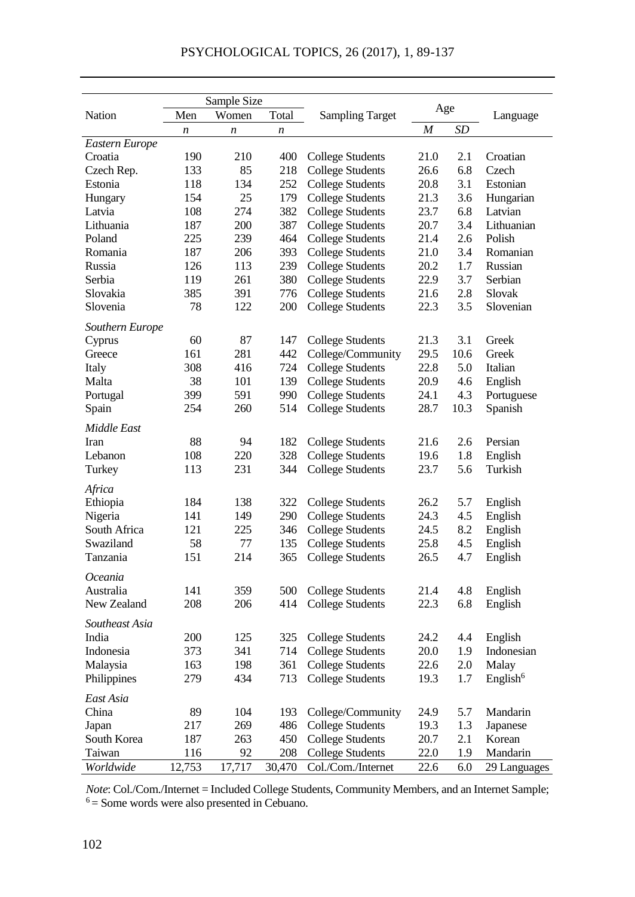| Nation | Sample Size | | | Sampling Target | Age | | Language |
|---|---|---|---|---|---|---|---|
| | Men | Women | Total | | | | |
| | *n* | *n* | *n* | | *M* | *SD* | |
| *Eastern Europe* | | | | | | | |
| Croatia | 190 | 210 | 400 | College Students | 21.0 | 2.1 | Croatian |
| Czech Rep. | 133 | 85 | 218 | College Students | 26.6 | 6.8 | Czech |
| Estonia | 118 | 134 | 252 | College Students | 20.8 | 3.1 | Estonian |
| Hungary | 154 | 25 | 179 | College Students | 21.3 | 3.6 | Hungarian |
| Latvia | 108 | 274 | 382 | College Students | 23.7 | 6.8 | Latvian |
| Lithuania | 187 | 200 | 387 | College Students | 20.7 | 3.4 | Lithuanian |
| Poland | 225 | 239 | 464 | College Students | 21.4 | 2.6 | Polish |
| Romania | 187 | 206 | 393 | College Students | 21.0 | 3.4 | Romanian |
| Russia | 126 | 113 | 239 | College Students | 20.2 | 1.7 | Russian |
| Serbia | 119 | 261 | 380 | College Students | 22.9 | 3.7 | Serbian |
| Slovakia | 385 | 391 | 776 | College Students | 21.6 | 2.8 | Slovak |
| Slovenia | 78 | 122 | 200 | College Students | 22.3 | 3.5 | Slovenian |
| *Southern Europe* | | | | | | | |
| Cyprus | 60 | 87 | 147 | College Students | 21.3 | 3.1 | Greek |
| Greece | 161 | 281 | 442 | College/Community | 29.5 | 10.6 | Greek |
| Italy | 308 | 416 | 724 | College Students | 22.8 | 5.0 | Italian |
| Malta | 38 | 101 | 139 | College Students | 20.9 | 4.6 | English |
| Portugal | 399 | 591 | 990 | College Students | 24.1 | 4.3 | Portuguese |
| Spain | 254 | 260 | 514 | College Students | 28.7 | 10.3 | Spanish |
| *Middle East* | | | | | | | |
| Iran | 88 | 94 | 182 | College Students | 21.6 | 2.6 | Persian |
| Lebanon | 108 | 220 | 328 | College Students | 19.6 | 1.8 | English |
| Turkey | 113 | 231 | 344 | College Students | 23.7 | 5.6 | Turkish |
| *Africa* | | | | | | | |
| Ethiopia | 184 | 138 | 322 | College Students | 26.2 | 5.7 | English |
| Nigeria | 141 | 149 | 290 | College Students | 24.3 | 4.5 | English |
| South Africa | 121 | 225 | 346 | College Students | 24.5 | 8.2 | English |
| Swaziland | 58 | 77 | 135 | College Students | 25.8 | 4.5 | English |
| Tanzania | 151 | 214 | 365 | College Students | 26.5 | 4.7 | English |
| *Oceania* | | | | | | | |
| Australia | 141 | 359 | 500 | College Students | 21.4 | 4.8 | English |
| New Zealand | 208 | 206 | 414 | College Students | 22.3 | 6.8 | English |
| *Southeast Asia* | | | | | | | |
| India | 200 | 125 | 325 | College Students | 24.2 | 4.4 | English |
| Indonesia | 373 | 341 | 714 | College Students | 20.0 | 1.9 | Indonesian |
| Malaysia | 163 | 198 | 361 | College Students | 22.6 | 2.0 | Malay |
| Philippines | 279 | 434 | 713 | College Students | 19.3 | 1.7 | English[6] |
| *East Asia* | | | | | | | |
| China | 89 | 104 | 193 | College/Community | 24.9 | 5.7 | Mandarin |
| Japan | 217 | 269 | 486 | College Students | 19.3 | 1.3 | Japanese |
| South Korea | 187 | 263 | 450 | College Students | 20.7 | 2.1 | Korean |
| Taiwan | 116 | 92 | 208 | College Students | 22.0 | 1.9 | Mandarin |
| *Worldwide* | 12,753 | 17,717 | 30,470 | Col./Com./Internet | 22.6 | 6.0 | 29 Languages |

*Note*: Col./Com./Internet = Included College Students, Community Members, and an Internet Sample; [6] = Some words were also presented in Cebuano.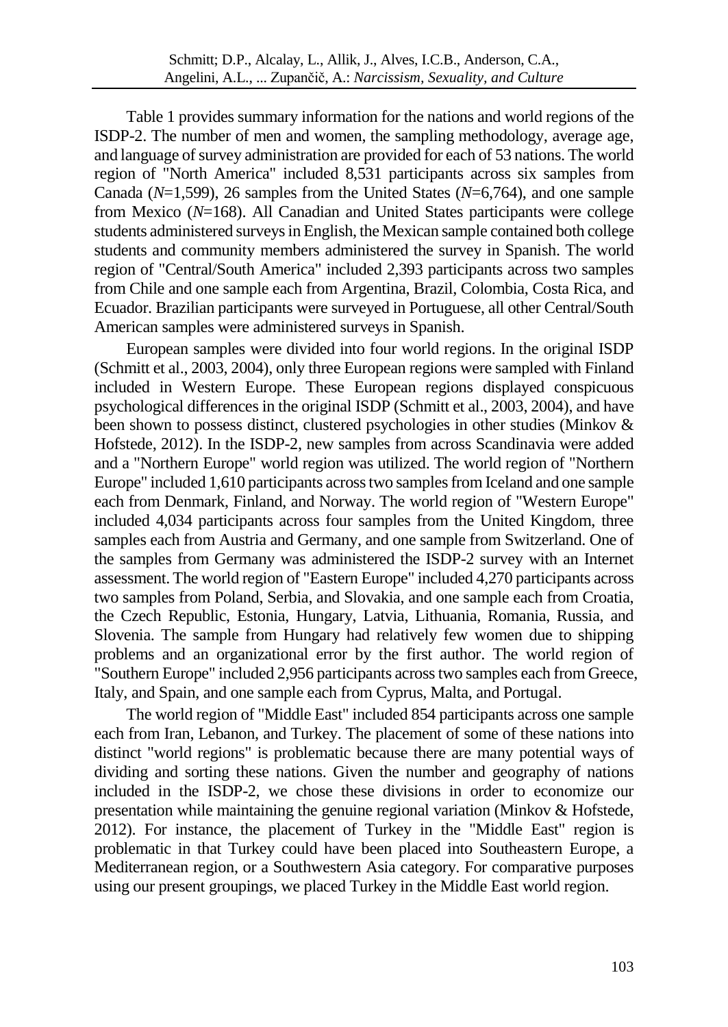Table 1 provides summary information for the nations and world regions of the ISDP-2. The number of men and women, the sampling methodology, average age, and language of survey administration are provided for each of 53 nations. The world region of "North America" included 8,531 participants across six samples from Canada (*N*=1,599), 26 samples from the United States (*N*=6,764), and one sample from Mexico (*N*=168). All Canadian and United States participants were college students administered surveys in English, the Mexican sample contained both college students and community members administered the survey in Spanish. The world region of "Central/South America" included 2,393 participants across two samples from Chile and one sample each from Argentina, Brazil, Colombia, Costa Rica, and Ecuador. Brazilian participants were surveyed in Portuguese, all other Central/South American samples were administered surveys in Spanish.

European samples were divided into four world regions. In the original ISDP (Schmitt et al., 2003, 2004), only three European regions were sampled with Finland included in Western Europe. These European regions displayed conspicuous psychological differences in the original ISDP (Schmitt et al., 2003, 2004), and have been shown to possess distinct, clustered psychologies in other studies (Minkov & Hofstede, 2012). In the ISDP-2, new samples from across Scandinavia were added and a "Northern Europe" world region was utilized. The world region of "Northern Europe" included 1,610 participants across two samples from Iceland and one sample each from Denmark, Finland, and Norway. The world region of "Western Europe" included 4,034 participants across four samples from the United Kingdom, three samples each from Austria and Germany, and one sample from Switzerland. One of the samples from Germany was administered the ISDP-2 survey with an Internet assessment. The world region of "Eastern Europe" included 4,270 participants across two samples from Poland, Serbia, and Slovakia, and one sample each from Croatia, the Czech Republic, Estonia, Hungary, Latvia, Lithuania, Romania, Russia, and Slovenia. The sample from Hungary had relatively few women due to shipping problems and an organizational error by the first author. The world region of "Southern Europe" included 2,956 participants across two samples each from Greece, Italy, and Spain, and one sample each from Cyprus, Malta, and Portugal.

The world region of "Middle East" included 854 participants across one sample each from Iran, Lebanon, and Turkey. The placement of some of these nations into distinct "world regions" is problematic because there are many potential ways of dividing and sorting these nations. Given the number and geography of nations included in the ISDP-2, we chose these divisions in order to economize our presentation while maintaining the genuine regional variation (Minkov & Hofstede, 2012). For instance, the placement of Turkey in the "Middle East" region is problematic in that Turkey could have been placed into Southeastern Europe, a Mediterranean region, or a Southwestern Asia category. For comparative purposes using our present groupings, we placed Turkey in the Middle East world region.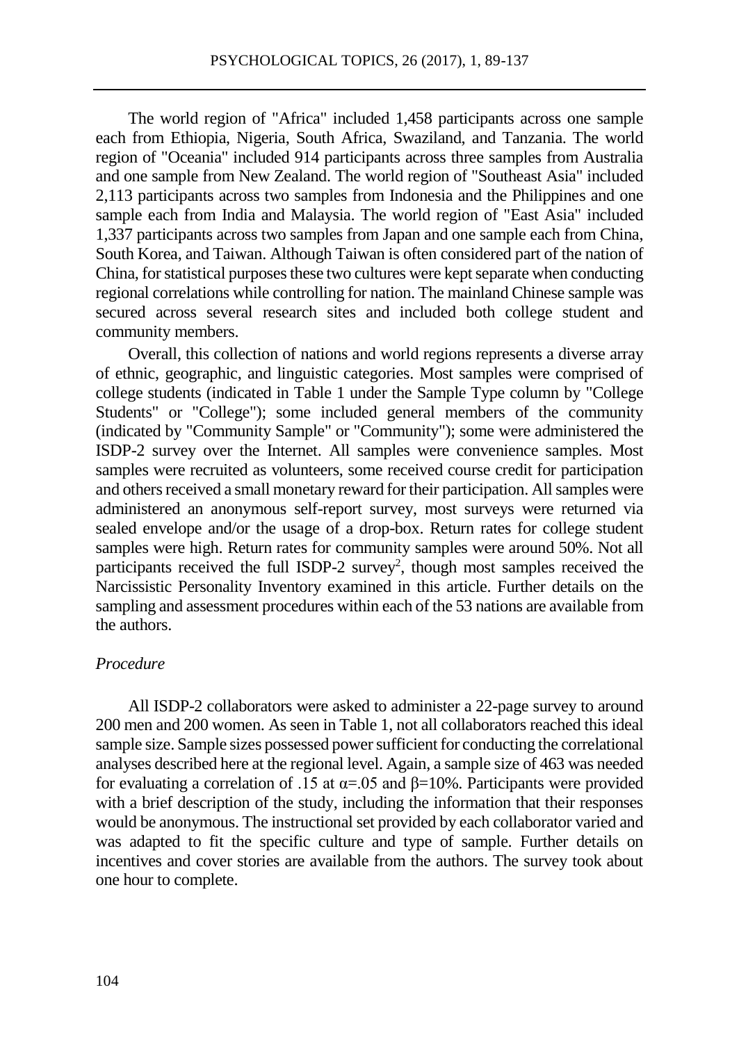The world region of "Africa" included 1,458 participants across one sample each from Ethiopia, Nigeria, South Africa, Swaziland, and Tanzania. The world region of "Oceania" included 914 participants across three samples from Australia and one sample from New Zealand. The world region of "Southeast Asia" included 2,113 participants across two samples from Indonesia and the Philippines and one sample each from India and Malaysia. The world region of "East Asia" included 1,337 participants across two samples from Japan and one sample each from China, South Korea, and Taiwan. Although Taiwan is often considered part of the nation of China, for statistical purposes these two cultures were kept separate when conducting regional correlations while controlling for nation. The mainland Chinese sample was secured across several research sites and included both college student and community members.

Overall, this collection of nations and world regions represents a diverse array of ethnic, geographic, and linguistic categories. Most samples were comprised of college students (indicated in Table 1 under the Sample Type column by "College Students" or "College"); some included general members of the community (indicated by "Community Sample" or "Community"); some were administered the ISDP-2 survey over the Internet. All samples were convenience samples. Most samples were recruited as volunteers, some received course credit for participation and others received a small monetary reward for their participation. All samples were administered an anonymous self-report survey, most surveys were returned via sealed envelope and/or the usage of a drop-box. Return rates for college student samples were high. Return rates for community samples were around 50%. Not all participants received the full ISDP-2 survey[2], though most samples received the Narcissistic Personality Inventory examined in this article. Further details on the sampling and assessment procedures within each of the 53 nations are available from the authors.

### *Procedure*

All ISDP-2 collaborators were asked to administer a 22-page survey to around 200 men and 200 women. As seen in Table 1, not all collaborators reached this ideal sample size. Sample sizes possessed power sufficient for conducting the correlational analyses described here at the regional level. Again, a sample size of 463 was needed for evaluating a correlation of .15 at $\alpha$=.05 and $\beta$=10%. Participants were provided with a brief description of the study, including the information that their responses would be anonymous. The instructional set provided by each collaborator varied and was adapted to fit the specific culture and type of sample. Further details on incentives and cover stories are available from the authors. The survey took about one hour to complete.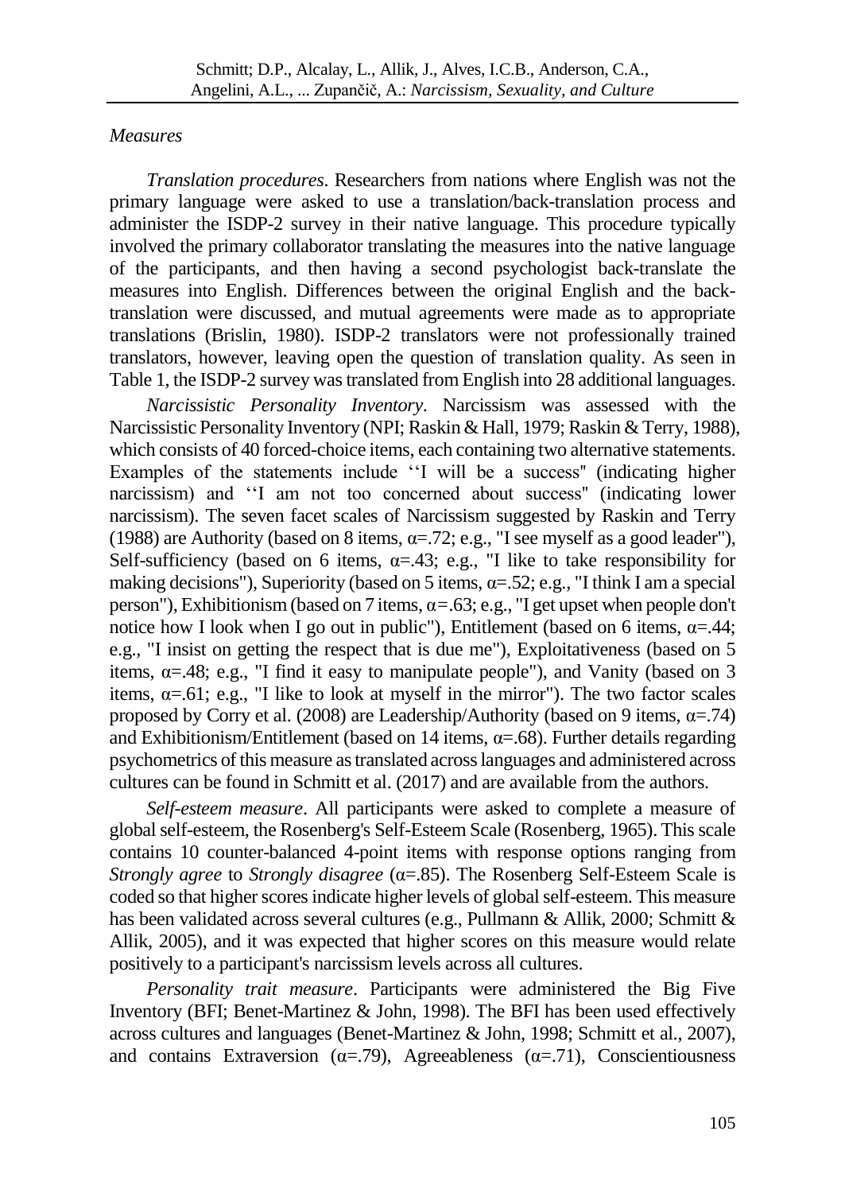*Measures*

*Translation procedures*. Researchers from nations where English was not the primary language were asked to use a translation/back-translation process and administer the ISDP-2 survey in their native language. This procedure typically involved the primary collaborator translating the measures into the native language of the participants, and then having a second psychologist back-translate the measures into English. Differences between the original English and the back-translation were discussed, and mutual agreements were made as to appropriate translations (Brislin, 1980). ISDP-2 translators were not professionally trained translators, however, leaving open the question of translation quality. As seen in Table 1, the ISDP-2 survey was translated from English into 28 additional languages.

*Narcissistic Personality Inventory*. Narcissism was assessed with the Narcissistic Personality Inventory (NPI; Raskin & Hall, 1979; Raskin & Terry, 1988), which consists of 40 forced-choice items, each containing two alternative statements. Examples of the statements include ''I will be a success'' (indicating higher narcissism) and ''I am not too concerned about success'' (indicating lower narcissism). The seven facet scales of Narcissism suggested by Raskin and Terry (1988) are Authority (based on 8 items, $\alpha$=.72; e.g., "I see myself as a good leader"), Self-sufficiency (based on 6 items, $\alpha$=.43; e.g., "I like to take responsibility for making decisions"), Superiority (based on 5 items, $\alpha$=.52; e.g., "I think I am a special person"), Exhibitionism (based on 7 items, $\alpha$=.63; e.g., "I get upset when people don't notice how I look when I go out in public"), Entitlement (based on 6 items, $\alpha$=.44; e.g., "I insist on getting the respect that is due me"), Exploitativeness (based on 5 items, $\alpha$=.48; e.g., "I find it easy to manipulate people"), and Vanity (based on 3 items, $\alpha$=.61; e.g., "I like to look at myself in the mirror"). The two factor scales proposed by Corry et al. (2008) are Leadership/Authority (based on 9 items, $\alpha$=.74) and Exhibitionism/Entitlement (based on 14 items, $\alpha$=.68). Further details regarding psychometrics of this measure as translated across languages and administered across cultures can be found in Schmitt et al. (2017) and are available from the authors.

*Self-esteem measure*. All participants were asked to complete a measure of global self-esteem, the Rosenberg's Self-Esteem Scale (Rosenberg, 1965). This scale contains 10 counter-balanced 4-point items with response options ranging from *Strongly agree* to *Strongly disagree* ($\alpha$=.85). The Rosenberg Self-Esteem Scale is coded so that higher scores indicate higher levels of global self-esteem. This measure has been validated across several cultures (e.g., Pullmann & Allik, 2000; Schmitt & Allik, 2005), and it was expected that higher scores on this measure would relate positively to a participant's narcissism levels across all cultures.

*Personality trait measure*. Participants were administered the Big Five Inventory (BFI; Benet-Martinez & John, 1998). The BFI has been used effectively across cultures and languages (Benet-Martinez & John, 1998; Schmitt et al., 2007), and contains Extraversion ($\alpha$=.79), Agreeableness ($\alpha$=.71), Conscientiousness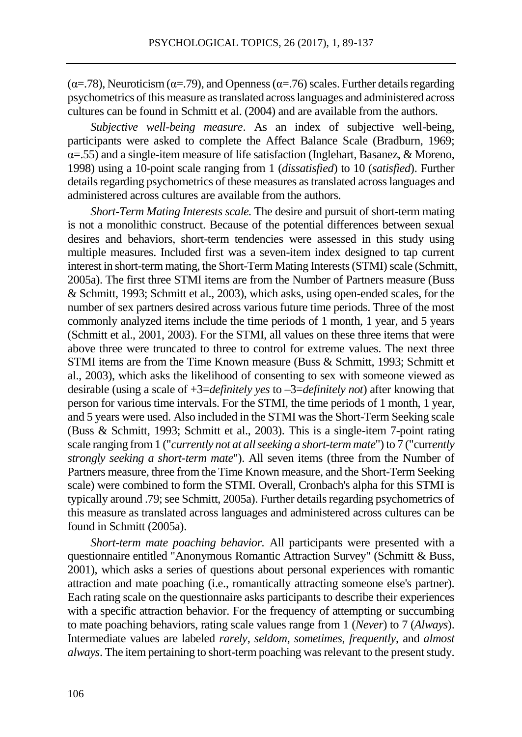(α=.78), Neuroticism (α=.79), and Openness (α=.76) scales. Further details regarding psychometrics of this measure as translated across languages and administered across cultures can be found in Schmitt et al. (2004) and are available from the authors.

*Subjective well-being measure*. As an index of subjective well-being, participants were asked to complete the Affect Balance Scale (Bradburn, 1969; α=.55) and a single-item measure of life satisfaction (Inglehart, Basanez, & Moreno, 1998) using a 10-point scale ranging from 1 (*dissatisfied*) to 10 (*satisfied*). Further details regarding psychometrics of these measures as translated across languages and administered across cultures are available from the authors.

*Short-Term Mating Interests scale.* The desire and pursuit of short-term mating is not a monolithic construct. Because of the potential differences between sexual desires and behaviors, short-term tendencies were assessed in this study using multiple measures. Included first was a seven-item index designed to tap current interest in short-term mating, the Short-Term Mating Interests (STMI) scale (Schmitt, 2005a). The first three STMI items are from the Number of Partners measure (Buss & Schmitt, 1993; Schmitt et al., 2003), which asks, using open-ended scales, for the number of sex partners desired across various future time periods. Three of the most commonly analyzed items include the time periods of 1 month, 1 year, and 5 years (Schmitt et al., 2001, 2003). For the STMI, all values on these three items that were above three were truncated to three to control for extreme values. The next three STMI items are from the Time Known measure (Buss & Schmitt, 1993; Schmitt et al., 2003), which asks the likelihood of consenting to sex with someone viewed as desirable (using a scale of +3=*definitely yes* to –3=*definitely not*) after knowing that person for various time intervals. For the STMI, the time periods of 1 month, 1 year, and 5 years were used. Also included in the STMI was the Short-Term Seeking scale (Buss & Schmitt, 1993; Schmitt et al., 2003). This is a single-item 7-point rating scale ranging from 1 ("*currently not at all seeking a short-term mate*") to 7 ("*currently strongly seeking a short-term mate*"). All seven items (three from the Number of Partners measure, three from the Time Known measure, and the Short-Term Seeking scale) were combined to form the STMI. Overall, Cronbach's alpha for this STMI is typically around .79; see Schmitt, 2005a). Further details regarding psychometrics of this measure as translated across languages and administered across cultures can be found in Schmitt (2005a).

*Short-term mate poaching behavior.* All participants were presented with a questionnaire entitled "Anonymous Romantic Attraction Survey" (Schmitt & Buss, 2001), which asks a series of questions about personal experiences with romantic attraction and mate poaching (i.e., romantically attracting someone else's partner). Each rating scale on the questionnaire asks participants to describe their experiences with a specific attraction behavior. For the frequency of attempting or succumbing to mate poaching behaviors, rating scale values range from 1 (*Never*) to 7 (*Always*). Intermediate values are labeled *rarely*, *seldom*, *sometimes*, *frequently*, and *almost always*. The item pertaining to short-term poaching was relevant to the present study.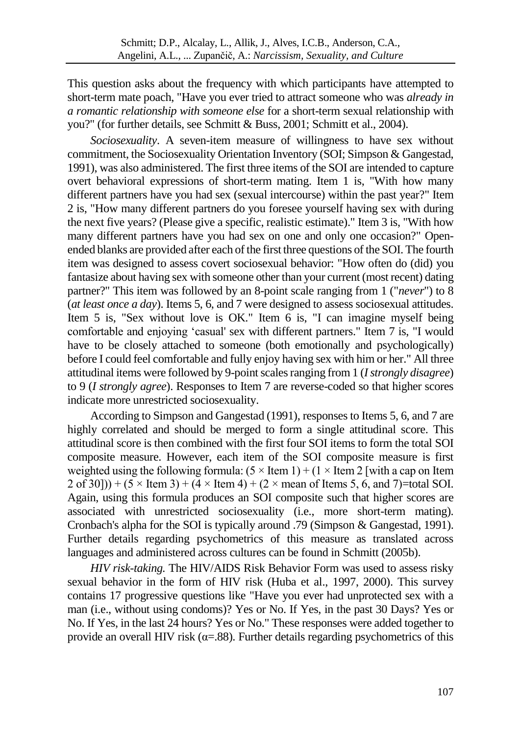This question asks about the frequency with which participants have attempted to short-term mate poach, "Have you ever tried to attract someone who was *already in a romantic relationship with someone else* for a short-term sexual relationship with you?" (for further details, see Schmitt & Buss, 2001; Schmitt et al., 2004).

*Sociosexuality*. A seven-item measure of willingness to have sex without commitment, the Sociosexuality Orientation Inventory (SOI; Simpson & Gangestad, 1991), was also administered. The first three items of the SOI are intended to capture overt behavioral expressions of short-term mating. Item 1 is, "With how many different partners have you had sex (sexual intercourse) within the past year?" Item 2 is, "How many different partners do you foresee yourself having sex with during the next five years? (Please give a specific, realistic estimate)." Item 3 is, "With how many different partners have you had sex on one and only one occasion?" Open-ended blanks are provided after each of the first three questions of the SOI. The fourth item was designed to assess covert sociosexual behavior: "How often do (did) you fantasize about having sex with someone other than your current (most recent) dating partner?" This item was followed by an 8-point scale ranging from 1 ("*never*") to 8 (*at least once a day*). Items 5, 6, and 7 were designed to assess sociosexual attitudes. Item 5 is, "Sex without love is OK." Item 6 is, "I can imagine myself being comfortable and enjoying 'casual' sex with different partners." Item 7 is, "I would have to be closely attached to someone (both emotionally and psychologically) before I could feel comfortable and fully enjoy having sex with him or her." All three attitudinal items were followed by 9-point scales ranging from 1 (*I strongly disagree*) to 9 (*I strongly agree*). Responses to Item 7 are reverse-coded so that higher scores indicate more unrestricted sociosexuality.

According to Simpson and Gangestad (1991), responses to Items 5, 6, and 7 are highly correlated and should be merged to form a single attitudinal score. This attitudinal score is then combined with the first four SOI items to form the total SOI composite measure. However, each item of the SOI composite measure is first weighted using the following formula: $(5 \times \text{Item } 1) + (1 \times \text{Item } 2$ [with a cap on Item 2 of 30])) $+ (5 \times \text{Item } 3) + (4 \times \text{Item } 4) + (2 \times$ mean of Items 5, 6, and 7)=total SOI. Again, using this formula produces an SOI composite such that higher scores are associated with unrestricted sociosexuality (i.e., more short-term mating). Cronbach's alpha for the SOI is typically around .79 (Simpson & Gangestad, 1991). Further details regarding psychometrics of this measure as translated across languages and administered across cultures can be found in Schmitt (2005b).

*HIV risk-taking.* The HIV/AIDS Risk Behavior Form was used to assess risky sexual behavior in the form of HIV risk (Huba et al., 1997, 2000). This survey contains 17 progressive questions like "Have you ever had unprotected sex with a man (i.e., without using condoms)? Yes or No. If Yes, in the past 30 Days? Yes or No. If Yes, in the last 24 hours? Yes or No." These responses were added together to provide an overall HIV risk ($\alpha$=.88). Further details regarding psychometrics of this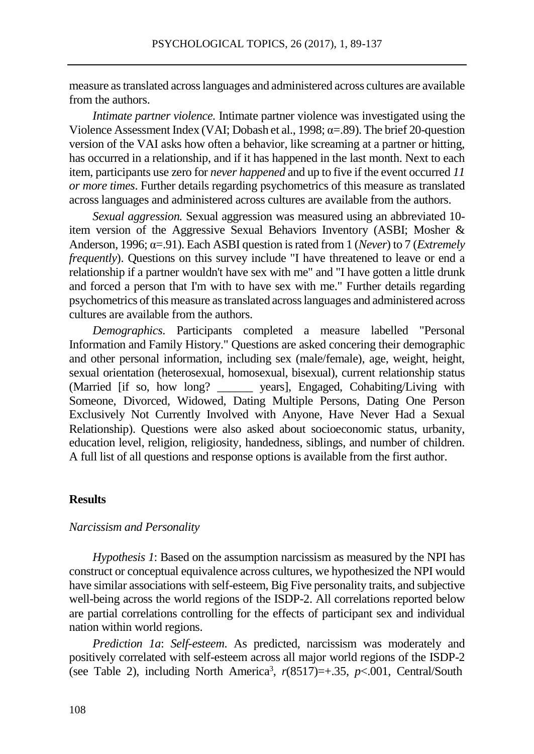measure as translated across languages and administered across cultures are available from the authors.

*Intimate partner violence.* Intimate partner violence was investigated using the Violence Assessment Index (VAI; Dobash et al., 1998; α=.89). The brief 20-question version of the VAI asks how often a behavior, like screaming at a partner or hitting, has occurred in a relationship, and if it has happened in the last month. Next to each item, participants use zero for *never happened* and up to five if the event occurred *11 or more times*. Further details regarding psychometrics of this measure as translated across languages and administered across cultures are available from the authors.

*Sexual aggression.* Sexual aggression was measured using an abbreviated 10-item version of the Aggressive Sexual Behaviors Inventory (ASBI; Mosher & Anderson, 1996; α=.91). Each ASBI question is rated from 1 (*Never*) to 7 (*Extremely frequently*). Questions on this survey include "I have threatened to leave or end a relationship if a partner wouldn't have sex with me" and "I have gotten a little drunk and forced a person that I'm with to have sex with me." Further details regarding psychometrics of this measure as translated across languages and administered across cultures are available from the authors.

*Demographics.* Participants completed a measure labelled "Personal Information and Family History." Questions are asked concering their demographic and other personal information, including sex (male/female), age, weight, height, sexual orientation (heterosexual, homosexual, bisexual), current relationship status (Married [if so, how long? ______ years], Engaged, Cohabiting/Living with Someone, Divorced, Widowed, Dating Multiple Persons, Dating One Person Exclusively Not Currently Involved with Anyone, Have Never Had a Sexual Relationship). Questions were also asked about socioeconomic status, urbanity, education level, religion, religiosity, handedness, siblings, and number of children. A full list of all questions and response options is available from the first author.

## Results

### *Narcissism and Personality*

*Hypothesis 1*: Based on the assumption narcissism as measured by the NPI has construct or conceptual equivalence across cultures, we hypothesized the NPI would have similar associations with self-esteem, Big Five personality traits, and subjective well-being across the world regions of the ISDP-2. All correlations reported below are partial correlations controlling for the effects of participant sex and individual nation within world regions.

*Prediction 1a*: *Self-esteem*. As predicted, narcissism was moderately and positively correlated with self-esteem across all major world regions of the ISDP-2 (see Table 2), including North America[3], $r(8517)=+.35$, $p<.001$, Central/South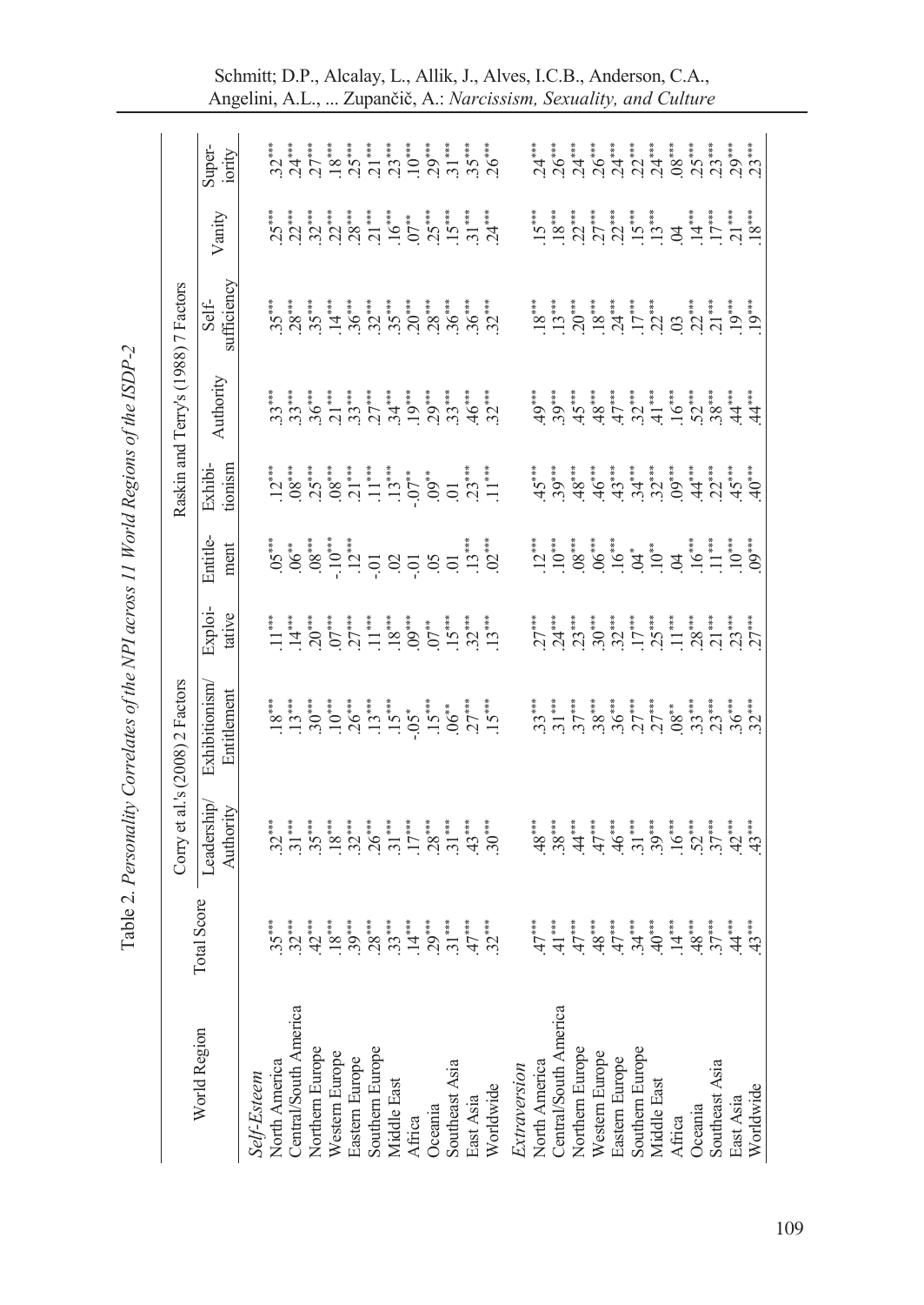Table 2. *Personality Correlates of the NPI across 11 World Regions of the ISDP-2*

| World Region | Total Score | Corry et al.'s (2008) 2 Factors | | Raskin and Terry's (1988) 7 Factors | | | | | | |
|---|---|---|---|---|---|---|---|---|---|---|
| | | Leadership/ Authority | Exhibitionism/ Entitlement | Exploi- tative | Entitle- ment | Exhibi- tionism | Authority | Self- sufficiency | Vanity | Super- iority |
| *Self-Esteem* | | | | | | | | | | |
| North America | .35*** | .32*** | .18*** | .11*** | .05*** | .12*** | .33*** | .35*** | .25*** | .32*** |
| Central/South America | .32*** | .31*** | .13*** | .14*** | .06** | .08*** | .33*** | .28*** | .22*** | .24*** |
| Northern Europe | .42*** | .35*** | .30*** | .20*** | .08*** | .25*** | .36*** | .35*** | .32*** | .27*** |
| Western Europe | .18*** | .18*** | .10*** | .07*** | -.10*** | .08*** | .21*** | .14*** | .22*** | .18*** |
| Eastern Europe | .39*** | .32*** | .26*** | .27*** | .12*** | .21*** | .33*** | .36*** | .28*** | .25*** |
| Southern Europe | .28*** | .26*** | .13*** | .11*** | -.01 | .11*** | .27*** | .32*** | .21*** | .21*** |
| Middle East | .33*** | .31*** | .15*** | .18*** | .02 | .13*** | .34*** | .35*** | .16*** | .23*** |
| Africa | .14*** | .17*** | -.05* | .09*** | -.01 | -.07** | .19*** | .20*** | .07** | .10*** |
| Oceania | .29*** | .28*** | .15*** | .07** | .05 | .09** | .29*** | .28*** | .25*** | .29*** |
| Southeast Asia | .31*** | .31*** | .06** | .15*** | .01 | .01 | .33*** | .36*** | .15*** | .31*** |
| East Asia | .47*** | .43*** | .27*** | .32*** | .13*** | .23*** | .46*** | .36*** | .31*** | .35*** |
| Worldwide | .32*** | .30*** | .15*** | .13*** | .02*** | .11*** | .32*** | .32*** | .24*** | .26*** |
| *Extraversion* | | | | | | | | | | |
| North America | .47*** | .48*** | .33*** | .27*** | .12*** | .45*** | .49*** | .18*** | .15*** | .24*** |
| Central/South America | .41*** | .38*** | .31*** | .24*** | .10*** | .39*** | .39*** | .13*** | .18*** | .26*** |
| Northern Europe | .47*** | .44*** | .37*** | .23*** | .08*** | .48*** | .45*** | .20*** | .22*** | .24*** |
| Western Europe | .48*** | .47*** | .38*** | .30*** | .06*** | .46*** | .48*** | .18*** | .27*** | .26*** |
| Eastern Europe | .47*** | .46*** | .36*** | .32*** | .16*** | .43*** | .47*** | .24*** | .22*** | .24*** |
| Southern Europe | .34*** | .31*** | .27*** | .17*** | .04* | .34*** | .32*** | .17*** | .15*** | .22*** |
| Middle East | .40*** | .39*** | .27*** | .25*** | .10** | .32*** | .41*** | .22*** | .13** | .24*** |
| Africa | .14*** | .16*** | .08** | .11*** | .04 | .09*** | .16*** | .03 | .04 | .08*** |
| Oceania | .48*** | .52*** | .33*** | .28*** | .16*** | .44*** | .52*** | .22*** | .14*** | .25*** |
| Southeast Asia | .37*** | .37*** | .23*** | .21*** | .11*** | .22*** | .38*** | .21*** | .17*** | .23*** |
| East Asia | .44*** | .42*** | .36*** | .23*** | .10*** | .45*** | .44*** | .19*** | .21*** | .29*** |
| Worldwide | .43*** | .43*** | .32*** | .27*** | .09*** | .40*** | .44*** | .19*** | .18*** | .23*** |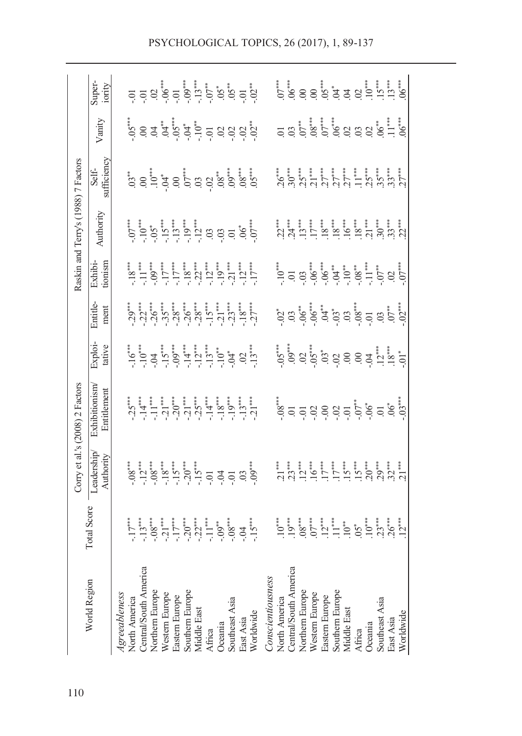| World Region | Total Score | Corry et al.'s (2008) 2 Factors | | Raskin and Terry's (1988) 7 Factors | | | | | | |
|---|---|---|---|---|---|---|---|---|---|---|
| | | Leadership/ Authority | Exhibitionism/ Entitlement | Exploi- tative | Entitle- ment | Exhibi- tionism | Authority | Self- sufficiency | Vanity | Super- iority |
| *Agreeableness* | | | | | | | | | | |
| North America | -.17*** | -.08*** | -.25*** | -.16*** | -.29*** | -.18*** | -.07*** | .03** | -.05*** | -.01 |
| Central/South America | -.13*** | -.12*** | -.14*** | -.10*** | -.22*** | -.11*** | -.10*** | .00 | .00 | -.01 |
| Northern Europe | -.08*** | -.08*** | -.11*** | -.04 | -.26*** | -.09*** | -.05* | .10*** | .04 | .02 |
| Western Europe | -.21*** | -.18*** | -.21*** | -.15*** | -.35*** | -.17*** | -.15*** | -.04* | .04** | -.06*** |
| Eastern Europe | -.17*** | -.15*** | -.20*** | -.09*** | -.28*** | -.17*** | -.13*** | .00 | -.05*** | -.01 |
| Southern Europe | -.20*** | -.20*** | -.21*** | -.14*** | -.26*** | -.18*** | -.19*** | .07*** | -.04* | -.09*** |
| Middle East | -.22*** | -.15*** | -.25*** | -.12*** | -.28*** | -.22*** | -.12*** | .03 | -.10** | -.13*** |
| Africa | -.11*** | -.01 | -.14*** | -.13*** | -.15*** | -.12*** | .03 | -.02 | -.01 | -.07** |
| Oceania | -.09** | -.04 | -.18*** | -.10** | -.21*** | -.19*** | -.03 | .08** | .02 | .05* |
| Southeast Asia | -.08*** | -.01 | -.19*** | -.04* | -.23*** | -.21*** | .01 | .09*** | -.02 | .05** |
| East Asia | -.04 | .03 | -.13*** | .02 | -.18*** | -.12*** | .06* | .08*** | -.02 | -.01 |
| Worldwide | -.15*** | -.09*** | -.21*** | -.13*** | -.27*** | -.17*** | -.07*** | .05*** | -.02** | -.02** |
| *Conscientiousness* | | | | | | | | | | |
| North America | .10*** | .21*** | -.08*** | -.05*** | -.02* | -.10*** | .22*** | .26*** | .01 | .07*** |
| Central/South America | .19*** | .23*** | .01 | .09*** | .03 | .01 | .24*** | .30*** | .03 | .06*** |
| Northern Europe | .08*** | .12*** | -.01 | .02 | -.06** | -.03 | .13*** | .25*** | .07** | .00 |
| Western Europe | .07*** | .16*** | -.02 | -.05*** | -.06*** | -.06*** | .17*** | .21*** | .08*** | .00 |
| Eastern Europe | .12*** | .17*** | -.00 | .03* | .04** | -.06** | .18*** | .27*** | .07*** | .05*** |
| Southern Europe | .11*** | .17*** | -.02 | -.02 | -.03* | -.04** | .18*** | .27*** | .06*** | .04* |
| Middle East | .10** | .15*** | -.01 | .00 | .03 | -.10** | .16*** | .27*** | .02 | .04 |
| Africa | .05* | .15*** | -.07** | .00 | -.08*** | -.08** | .18*** | .11*** | .03 | .02 |
| Oceania | .10*** | .20*** | -.06* | -.04 | -.01 | -.11*** | .21*** | .25*** | .02 | .10*** |
| Southeast Asia | .23*** | .29*** | .01 | .12*** | .03 | -.07** | .30*** | .35*** | .06** | .15*** |
| East Asia | .26*** | .32*** | .06* | .18*** | .07** | .02 | .33*** | .33*** | .11*** | .13*** |
| Worldwide | .12*** | .21*** | -.03*** | -.01* | -.02*** | -.07*** | .22*** | .27*** | .06*** | .06*** |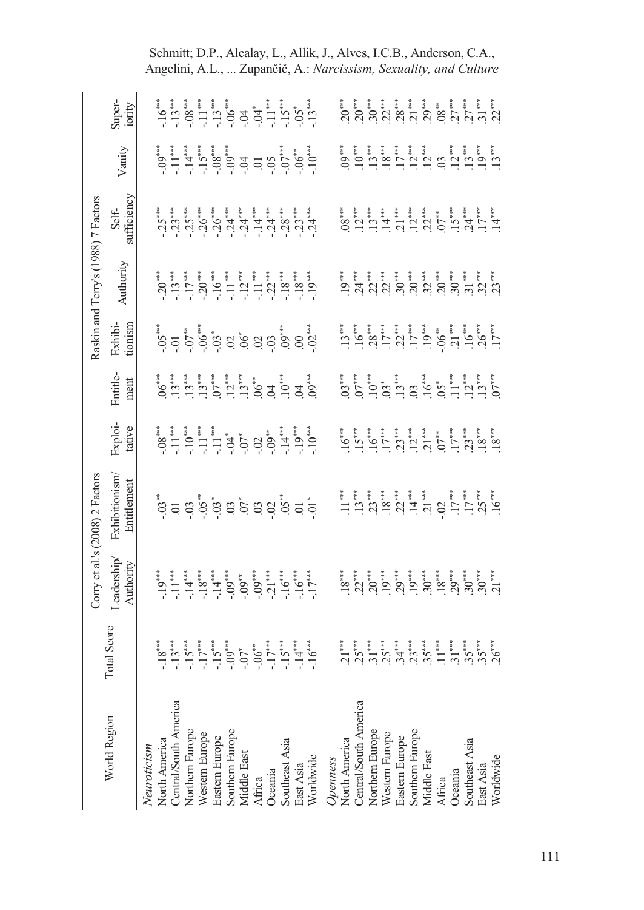| World Region | Total Score | Corry et al.'s (2008) 2 Factors | | Raskin and Terry's (1988) 7 Factors | | | | | | |
|---|---|---|---|---|---|---|---|---|---|---|
| | | Leadership/ Authority | Exhibitionism/ Entitlement | Exploi-tative | Entitle-ment | Exhibi-tionism | Authority | Self-sufficiency | Vanity | Super-iority |
| *Neuroticism* | | | | | | | | | | |
| North America | -.18*** | -.19*** | -.03** | -.08*** | .06*** | -.05*** | -.20*** | -.25*** | -.09*** | -.16*** |
| Central/South America | -.13*** | -.11*** | .01 | -.11*** | .13*** | -.01 | -.13*** | -.23*** | -.11*** | -.13*** |
| Northern Europe | -.15*** | -.14*** | -.03 | -.10*** | .13*** | -.07** | -.17*** | -.25*** | -.14*** | -.08*** |
| Western Europe | -.17*** | -.18*** | -.05** | -.11*** | .13*** | -.06*** | -.20*** | -.26*** | -.15*** | -.11*** |
| Eastern Europe | -.15*** | -.14*** | -.03* | -.11*** | .07*** | -.03* | -.16*** | -.26*** | -.08*** | -.13*** |
| Southern Europe | -.09*** | -.09*** | .03 | -.04* | .12*** | .02 | -.11*** | -.24*** | -.09*** | -.06*** |
| Middle East | -.07* | -.09** | .07* | -.07* | .13*** | .06* | -.12*** | -.24*** | -.04 | -.04 |
| Africa | -.06** | -.09*** | .03 | -.02 | .06** | .02 | -.11*** | -.14*** | .01 | -.04* |
| Oceania | -.17*** | -.21*** | -.02 | -.09** | .04 | -.03 | -.22*** | -.24*** | -.05 | -.11*** |
| Southeast Asia | -.15*** | -.16*** | .05** | -.14*** | .10*** | .09*** | -.18*** | -.28*** | -.07*** | -.15*** |
| East Asia | -.14*** | -.16*** | .01 | -.19*** | .04 | .00 | -.18*** | -.23*** | -.06** | -.05* |
| Worldwide | -.16*** | -.17*** | -.01* | -.10*** | .09*** | -.02*** | -.19*** | -.24*** | -.10*** | -.13*** |
| *Openness* | | | | | | | | | | |
| North America | .21*** | .18*** | .11*** | .16*** | .03*** | .13*** | .19*** | .08*** | .09*** | .20*** |
| Central/South America | .25*** | .22*** | .13*** | .15*** | .07*** | .16*** | .24*** | .12*** | .10*** | .20*** |
| Northern Europe | .31*** | .20*** | .23*** | .16*** | .10*** | .28*** | .22*** | .13*** | .13*** | .30*** |
| Western Europe | .25*** | .19*** | .18*** | .17*** | .03* | .17*** | .22*** | .14*** | .18*** | .22*** |
| Eastern Europe | .34*** | .29*** | .22*** | .23*** | .13*** | .22*** | .30*** | .21*** | .17*** | .28*** |
| Southern Europe | .23*** | .19*** | .14*** | .12*** | .03 | .17*** | .20*** | .12*** | .12*** | .21*** |
| Middle East | .35*** | .30*** | .21*** | .21*** | .16*** | .19*** | .32*** | .22*** | .12*** | .29*** |
| Africa | .11*** | .18*** | -.02 | .07** | .05* | -.06** | .20*** | .07** | .03 | .08** |
| Oceania | .31*** | .29*** | .17*** | .17*** | .11*** | .21*** | .30*** | .15*** | .12*** | .27*** |
| Southeast Asia | .35*** | .30*** | .17*** | .23*** | .12*** | .16*** | .31*** | .24*** | .13*** | .27*** |
| East Asia | .35*** | .30*** | .25*** | .18*** | .13*** | .26*** | .32*** | .17*** | .19*** | .31*** |
| Worldwide | .26*** | .21*** | .16*** | .18*** | .07*** | .17*** | .23*** | .14*** | .13*** | .22*** |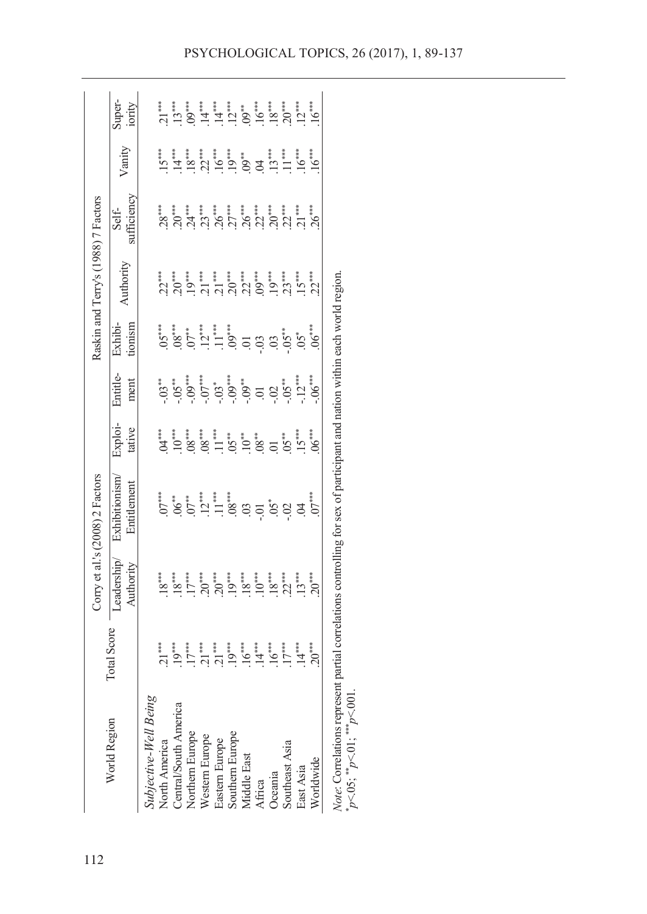| World Region | Total Score | Corry et al.'s (2008) 2 Factors | | Raskin and Terry's (1988) 7 Factors | | | | | | |
|---|---|---|---|---|---|---|---|---|---|---|
| | | Leadership/ Authority | Exhibitionism/ Entitlement | Exploi-tative | Entitle-ment | Exhibi-tionism | Authority | Self-sufficiency | Vanity | Super-iority |
| *Subjective-Well Being* | | | | | | | | | | |
| North America | .21*** | .18*** | .07*** | .04*** | -.03** | .05*** | .22*** | .28*** | .15*** | .21*** |
| Central/South America | .19*** | .18*** | .06** | .10*** | -.05** | .08*** | .20*** | .20*** | .14*** | .13*** |
| Northern Europe | .17*** | .17*** | .07** | .08*** | -.09*** | .07** | .19*** | .24*** | .18*** | .09*** |
| Western Europe | .21*** | .20*** | .12*** | .08*** | -.07*** | .12*** | .21*** | .23*** | .22*** | .14*** |
| Eastern Europe | .21*** | .20*** | .11*** | .11*** | -.03* | .11*** | .21*** | .26*** | .16*** | .14*** |
| Southern Europe | .19*** | .19*** | .08*** | .05** | -.09*** | .09*** | .20*** | .27*** | .19*** | .12*** |
| Middle East | .16*** | .18*** | .03 | .10** | -.09** | .01 | .22*** | .26*** | .09** | .09** |
| Africa | .14*** | .10*** | -.01 | .08** | .01 | -.03 | .09*** | .22*** | .04 | .16*** |
| Oceania | .16*** | .18*** | .05* | .01 | -.02 | .03 | .19*** | .20*** | .13*** | .18*** |
| Southeast Asia | .17*** | .22*** | -.02 | .05** | -.05** | -.05** | .23*** | .22*** | .11*** | .20*** |
| East Asia | .14*** | .13*** | .04 | .15*** | -.12*** | .05* | .15*** | .21*** | .16*** | .12*** |
| Worldwide | .20*** | .20*** | .07*** | .06*** | -.06*** | .06*** | .22*** | .26*** | .16*** | .16*** |

*Note*: Correlations represent partial correlations controlling for sex of participant and nation within each world region.
*$p<.05$; **$p<.01$; ***$p<.001$.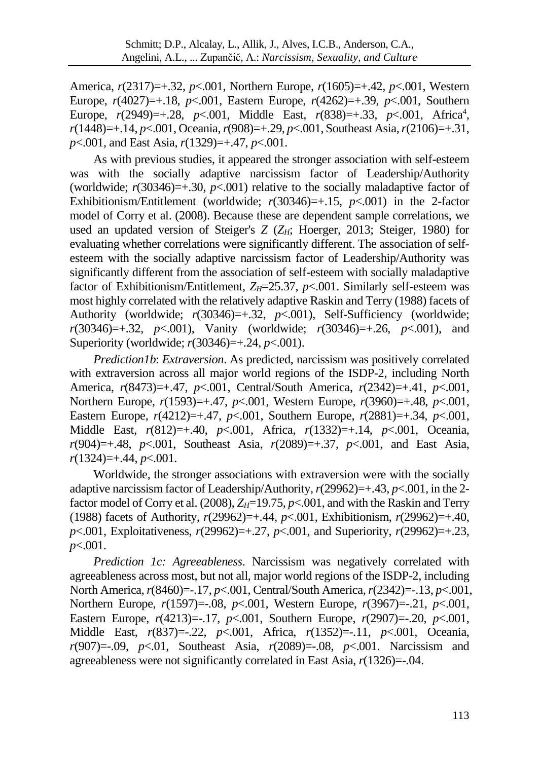America, $r(2317)=+.32$, $p<.001$, Northern Europe, $r(1605)=+.42$, $p<.001$, Western Europe, $r(4027)=+.18$, $p<.001$, Eastern Europe, $r(4262)=+.39$, $p<.001$, Southern Europe, $r(2949)=+.28$, $p<.001$, Middle East, $r(838)=+.33$, $p<.001$, Africa[4], $r(1448)=+.14$, $p<.001$, Oceania, $r(908)=+.29$, $p<.001$, Southeast Asia, $r(2106)=+.31$, $p<.001$, and East Asia, $r(1329)=+.47$, $p<.001$.

As with previous studies, it appeared the stronger association with self-esteem was with the socially adaptive narcissism factor of Leadership/Authority (worldwide; $r(30346)=+.30$, $p<.001$) relative to the socially maladaptive factor of Exhibitionism/Entitlement (worldwide; $r(30346)=+.15$, $p<.001$) in the 2-factor model of Corry et al. (2008). Because these are dependent sample correlations, we used an updated version of Steiger's $Z$ ($Z_H$; Hoerger, 2013; Steiger, 1980) for evaluating whether correlations were significantly different. The association of self-esteem with the socially adaptive narcissism factor of Leadership/Authority was significantly different from the association of self-esteem with socially maladaptive factor of Exhibitionism/Entitlement, $Z_H=25.37$, $p<.001$. Similarly self-esteem was most highly correlated with the relatively adaptive Raskin and Terry (1988) facets of Authority (worldwide; $r(30346)=+.32$, $p<.001$), Self-Sufficiency (worldwide; $r(30346)=+.32$, $p<.001$), Vanity (worldwide; $r(30346)=+.26$, $p<.001$), and Superiority (worldwide; $r(30346)=+.24$, $p<.001$).

*Prediction1b*: *Extraversion*. As predicted, narcissism was positively correlated with extraversion across all major world regions of the ISDP-2, including North America, $r(8473)=+.47$, $p<.001$, Central/South America, $r(2342)=+.41$, $p<.001$, Northern Europe, $r(1593)=+.47$, $p<.001$, Western Europe, $r(3960)=+.48$, $p<.001$, Eastern Europe, $r(4212)=+.47$, $p<.001$, Southern Europe, $r(2881)=+.34$, $p<.001$, Middle East, $r(812)=+.40$, $p<.001$, Africa, $r(1332)=+.14$, $p<.001$, Oceania, $r(904)=+.48$, $p<.001$, Southeast Asia, $r(2089)=+.37$, $p<.001$, and East Asia, $r(1324)=+.44$, $p<.001$.

Worldwide, the stronger associations with extraversion were with the socially adaptive narcissism factor of Leadership/Authority, $r(29962)=+.43$, $p<.001$, in the 2-factor model of Corry et al. (2008), $Z_H=19.75$, $p<.001$, and with the Raskin and Terry (1988) facets of Authority, $r(29962)=+.44$, $p<.001$, Exhibitionism, $r(29962)=+.40$, $p<.001$, Exploitativeness, $r(29962)=+.27$, $p<.001$, and Superiority, $r(29962)=+.23$, $p<.001$.

*Prediction 1c: Agreeableness*. Narcissism was negatively correlated with agreeableness across most, but not all, major world regions of the ISDP-2, including North America, $r(8460)=-.17$, $p<.001$, Central/South America, $r(2342)=-.13$, $p<.001$, Northern Europe, $r(1597)=-.08$, $p<.001$, Western Europe, $r(3967)=-.21$, $p<.001$, Eastern Europe, $r(4213)=-.17$, $p<.001$, Southern Europe, $r(2907)=-.20$, $p<.001$, Middle East, $r(837)=-.22$, $p<.001$, Africa, $r(1352)=-.11$, $p<.001$, Oceania, $r(907)=-.09$, $p<.01$, Southeast Asia, $r(2089)=-.08$, $p<.001$. Narcissism and agreeableness were not significantly correlated in East Asia, $r(1326)=-.04$.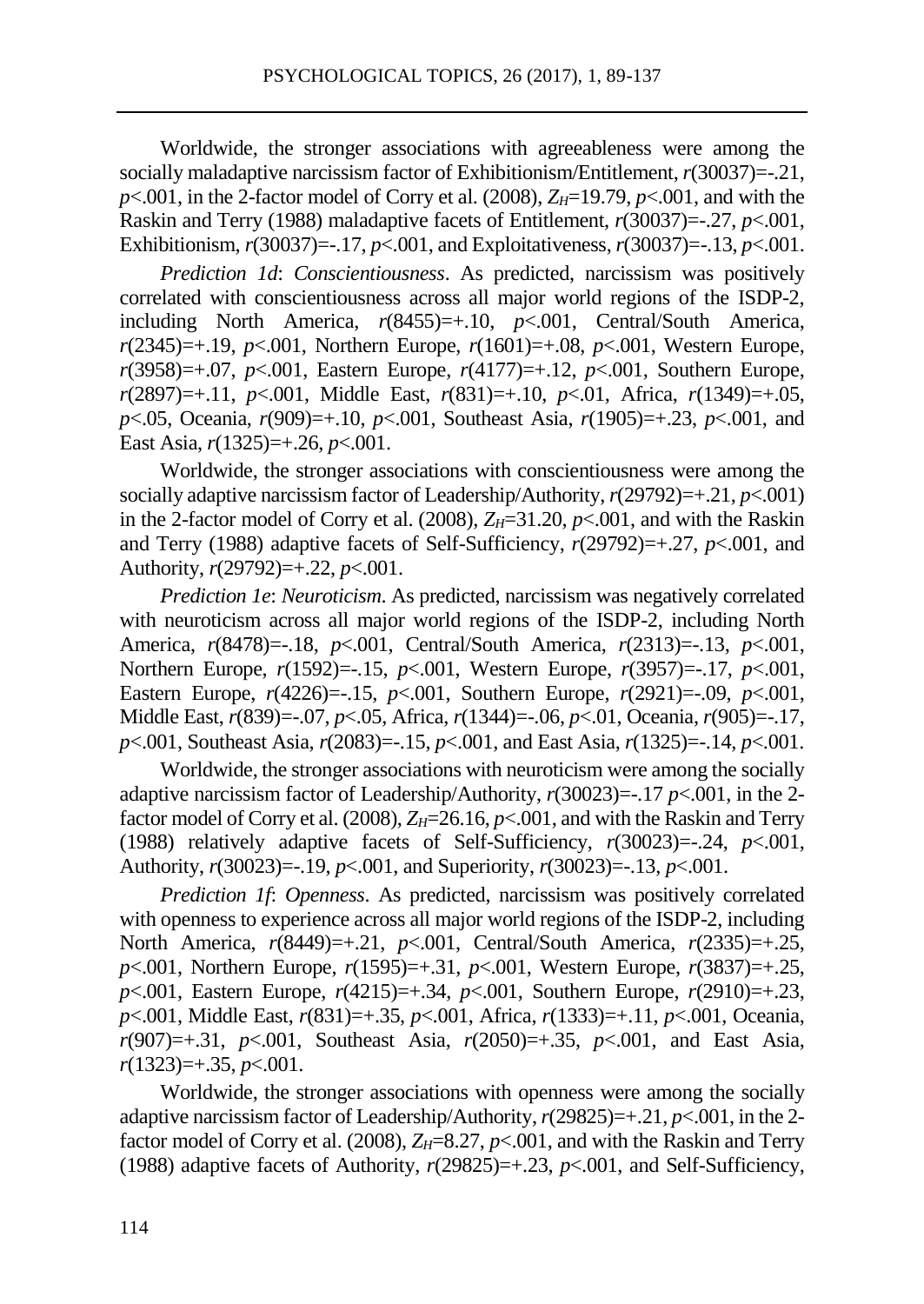Worldwide, the stronger associations with agreeableness were among the socially maladaptive narcissism factor of Exhibitionism/Entitlement, $r(30037)=-.21$, $p<.001$, in the 2-factor model of Corry et al. (2008), $Z_H=19.79$, $p<.001$, and with the Raskin and Terry (1988) maladaptive facets of Entitlement, $r(30037)=-.27$, $p<.001$, Exhibitionism, $r(30037)=-.17$, $p<.001$, and Exploitativeness, $r(30037)=-.13$, $p<.001$.

*Prediction 1d*: *Conscientiousness*. As predicted, narcissism was positively correlated with conscientiousness across all major world regions of the ISDP-2, including North America, $r(8455)=+.10$, $p<.001$, Central/South America, $r(2345)=+.19$, $p<.001$, Northern Europe, $r(1601)=+.08$, $p<.001$, Western Europe, $r(3958)=+.07$, $p<.001$, Eastern Europe, $r(4177)=+.12$, $p<.001$, Southern Europe, $r(2897)=+.11$, $p<.001$, Middle East, $r(831)=+.10$, $p<.01$, Africa, $r(1349)=+.05$, $p<.05$, Oceania, $r(909)=+.10$, $p<.001$, Southeast Asia, $r(1905)=+.23$, $p<.001$, and East Asia, $r(1325)=+.26$, $p<.001$.

Worldwide, the stronger associations with conscientiousness were among the socially adaptive narcissism factor of Leadership/Authority, $r(29792)=+.21$, $p<.001$) in the 2-factor model of Corry et al. (2008), $Z_H=31.20$, $p<.001$, and with the Raskin and Terry (1988) adaptive facets of Self-Sufficiency, $r(29792)=+.27$, $p<.001$, and Authority, $r(29792)=+.22$, $p<.001$.

*Prediction 1e*: *Neuroticism*. As predicted, narcissism was negatively correlated with neuroticism across all major world regions of the ISDP-2, including North America, $r(8478)=-.18$, $p<.001$, Central/South America, $r(2313)=-.13$, $p<.001$, Northern Europe, $r(1592)=-.15$, $p<.001$, Western Europe, $r(3957)=-.17$, $p<.001$, Eastern Europe, $r(4226)=-.15$, $p<.001$, Southern Europe, $r(2921)=-.09$, $p<.001$, Middle East, $r(839)=-.07$, $p<.05$, Africa, $r(1344)=-.06$, $p<.01$, Oceania, $r(905)=-.17$, $p<.001$, Southeast Asia, $r(2083)=-.15$, $p<.001$, and East Asia, $r(1325)=-.14$, $p<.001$.

Worldwide, the stronger associations with neuroticism were among the socially adaptive narcissism factor of Leadership/Authority, $r(30023)=-.17$ $p<.001$, in the 2-factor model of Corry et al. (2008), $Z_H=26.16$, $p<.001$, and with the Raskin and Terry (1988) relatively adaptive facets of Self-Sufficiency, $r(30023)=-.24$, $p<.001$, Authority, $r(30023)=-.19$, $p<.001$, and Superiority, $r(30023)=-.13$, $p<.001$.

*Prediction 1f*: *Openness*. As predicted, narcissism was positively correlated with openness to experience across all major world regions of the ISDP-2, including North America, $r(8449)=+.21$, $p<.001$, Central/South America, $r(2335)=+.25$, $p<.001$, Northern Europe, $r(1595)=+.31$, $p<.001$, Western Europe, $r(3837)=+.25$, $p<.001$, Eastern Europe, $r(4215)=+.34$, $p<.001$, Southern Europe, $r(2910)=+.23$, $p<.001$, Middle East, $r(831)=+.35$, $p<.001$, Africa, $r(1333)=+.11$, $p<.001$, Oceania, $r(907)=+.31$, $p<.001$, Southeast Asia, $r(2050)=+.35$, $p<.001$, and East Asia, $r(1323)=+.35$, $p<.001$.

Worldwide, the stronger associations with openness were among the socially adaptive narcissism factor of Leadership/Authority, $r(29825)=+.21$, $p<.001$, in the 2-factor model of Corry et al. (2008), $Z_H=8.27$, $p<.001$, and with the Raskin and Terry (1988) adaptive facets of Authority, $r(29825)=+.23$, $p<.001$, and Self-Sufficiency,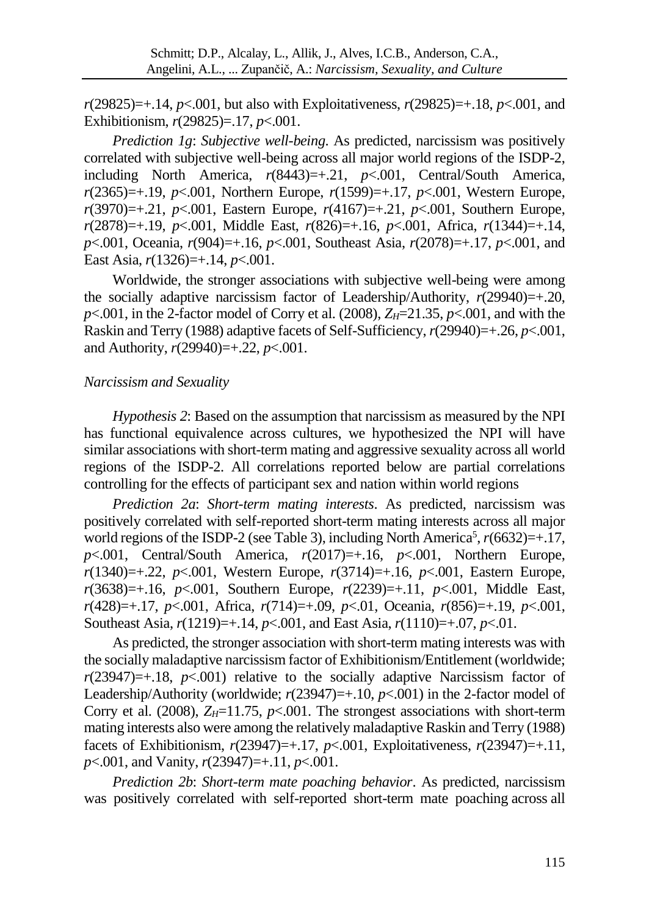$r(29825)=+.14$, $p<.001$, but also with Exploitativeness, $r(29825)=+.18$, $p<.001$, and Exhibitionism, $r(29825)=.17$, $p<.001$.

*Prediction 1g*: *Subjective well-being.* As predicted, narcissism was positively correlated with subjective well-being across all major world regions of the ISDP-2, including North America, $r(8443)=+.21$, $p<.001$, Central/South America, $r(2365)=+.19$, $p<.001$, Northern Europe, $r(1599)=+.17$, $p<.001$, Western Europe, $r(3970)=+.21$, $p<.001$, Eastern Europe, $r(4167)=+.21$, $p<.001$, Southern Europe, $r(2878)=+.19$, $p<.001$, Middle East, $r(826)=+.16$, $p<.001$, Africa, $r(1344)=+.14$, $p<.001$, Oceania, $r(904)=+.16$, $p<.001$, Southeast Asia, $r(2078)=+.17$, $p<.001$, and East Asia, $r(1326)=+.14$, $p<.001$.

Worldwide, the stronger associations with subjective well-being were among the socially adaptive narcissism factor of Leadership/Authority, $r(29940)=+.20$, $p<.001$, in the 2-factor model of Corry et al. (2008), $Z_H=21.35$, $p<.001$, and with the Raskin and Terry (1988) adaptive facets of Self-Sufficiency, $r(29940)=+.26$, $p<.001$, and Authority, $r(29940)=+.22$, $p<.001$.

### *Narcissism and Sexuality*

*Hypothesis 2*: Based on the assumption that narcissism as measured by the NPI has functional equivalence across cultures, we hypothesized the NPI will have similar associations with short-term mating and aggressive sexuality across all world regions of the ISDP-2. All correlations reported below are partial correlations controlling for the effects of participant sex and nation within world regions

*Prediction 2a*: *Short-term mating interests*. As predicted, narcissism was positively correlated with self-reported short-term mating interests across all major world regions of the ISDP-2 (see Table 3), including North America[5], $r(6632)=+.17$, $p<.001$, Central/South America, $r(2017)=+.16$, $p<.001$, Northern Europe, $r(1340)=+.22$, $p<.001$, Western Europe, $r(3714)=+.16$, $p<.001$, Eastern Europe, $r(3638)=+.16$, $p<.001$, Southern Europe, $r(2239)=+.11$, $p<.001$, Middle East, $r(428)=+.17$, $p<.001$, Africa, $r(714)=+.09$, $p<.01$, Oceania, $r(856)=+.19$, $p<.001$, Southeast Asia, $r(1219)=+.14$, $p<.001$, and East Asia, $r(1110)=+.07$, $p<.01$.

As predicted, the stronger association with short-term mating interests was with the socially maladaptive narcissism factor of Exhibitionism/Entitlement (worldwide; $r(23947)=+.18$, $p<.001$) relative to the socially adaptive Narcissism factor of Leadership/Authority (worldwide; $r(23947)=+.10$, $p<.001$) in the 2-factor model of Corry et al. (2008), $Z_H=11.75$, $p<.001$. The strongest associations with short-term mating interests also were among the relatively maladaptive Raskin and Terry (1988) facets of Exhibitionism, $r(23947)=+.17$, $p<.001$, Exploitativeness, $r(23947)=+.11$, $p<.001$, and Vanity, $r(23947)=+.11$, $p<.001$.

*Prediction 2b*: *Short-term mate poaching behavior*. As predicted, narcissism was positively correlated with self-reported short-term mate poaching across all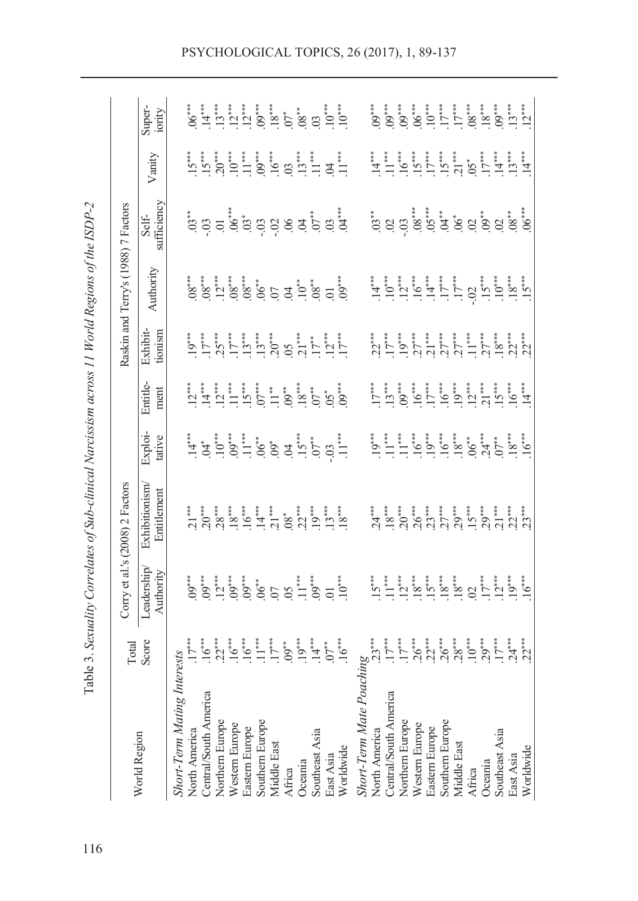Table 3. *Sexuality Correlates of Sub-clinical Narcissism across 11 World Regions of the ISDP-2*

| World Region | Total Score | Corry et al.'s (2008) 2 Factors | | Raskin and Terry's (1988) 7 Factors | | | | | | |
|---|---|---|---|---|---|---|---|---|---|---|
| | | Leadership/ Authority | Exhibitionism/ Entitlement | Exploi-tative | Entitle-ment | Exhibit-tionism | Authority | Self-sufficiency | Vanity | Super-iority |
| *Short-Term Mating Interests* | | | | | | | | | | |
| North America | .17*** | .09*** | .21*** | .14*** | .12*** | .19*** | .08*** | .03** | .15*** | .06*** |
| Central/South America | .16*** | .09*** | .20*** | .04* | .14*** | .17*** | .08*** | -.03 | .15*** | .14*** |
| Northern Europe | .22*** | .12*** | .28*** | .10*** | .12*** | .25*** | .12*** | .01 | .20*** | .13*** |
| Western Europe | .16*** | .09*** | .18*** | .09*** | .11*** | .17*** | .12*** | .06*** | .10*** | .12*** |
| Eastern Europe | .16*** | .09*** | .16*** | .11*** | .15*** | .13*** | .08*** | .03* | .11*** | .12*** |
| Southern Europe | .11*** | .06** | .14*** | .06** | .07*** | .13*** | .06** | -.03 | .09*** | .09*** |
| Middle East | .17*** | .07 | .21*** | .09* | .11** | .20*** | .07 | -.02 | .16*** | .18*** |
| Africa | .09** | .05 | .08* | .04 | .09** | .05 | .04 | .06 | .03 | .07* |
| Oceania | .19*** | .11*** | .22*** | .15*** | .18*** | .21*** | .10** | .04 | .13*** | .08** |
| Southeast Asia | .14*** | .09*** | .19*** | .07** | .07** | .17** | .08** | .07** | .11*** | .03 |
| East Asia | .07** | .01 | .13*** | -.03 | .05* | .12*** | .01 | .03 | .04 | .10*** |
| Worldwide | .16*** | .10*** | .18*** | .11*** | .09*** | .17*** | .09*** | .04*** | .11*** | .10*** |
| *Short-Term Mate Poaching* | | | | | | | | | | |
| North America | .23*** | .15*** | .24*** | .19*** | .17*** | .22*** | .14*** | .03** | .14*** | .09*** |
| Central/South America | .17*** | .11*** | .18*** | .11*** | .13*** | .17*** | .10*** | .02 | .11*** | .09*** |
| Northern Europe | .17*** | .12*** | .20*** | .11*** | .09*** | .19*** | .12*** | -.03 | .16*** | .09*** |
| Western Europe | .26*** | .18*** | .26*** | .16*** | .16*** | .27*** | .16*** | .08*** | .15*** | .06*** |
| Eastern Europe | .22*** | .15*** | .23*** | .19*** | .17*** | .21*** | .14*** | .05*** | .17*** | .10*** |
| Southern Europe | .26*** | .18*** | .27*** | .16*** | .16*** | .27*** | .17*** | .04** | .15*** | .17*** |
| Middle East | .28*** | .18*** | .29*** | .18*** | .19*** | .27*** | .17*** | .06* | .21*** | .17*** |
| Africa | .10*** | .02 | .15*** | .06** | .12*** | .11*** | -.02 | .02 | .05* | .08*** |
| Oceania | .29*** | .17*** | .29*** | .24*** | .21*** | .27*** | .15*** | .09** | .17*** | .18*** |
| Southeast Asia | .17*** | .12*** | .21*** | .07** | .15*** | .18*** | .10*** | .02 | .14*** | .09*** |
| East Asia | .24*** | .19*** | .22*** | .18*** | .16*** | .22*** | .18*** | .08** | .13*** | .13*** |
| Worldwide | .22*** | .16*** | .23*** | .16*** | .14*** | .22*** | .15*** | .06*** | .14*** | .12*** |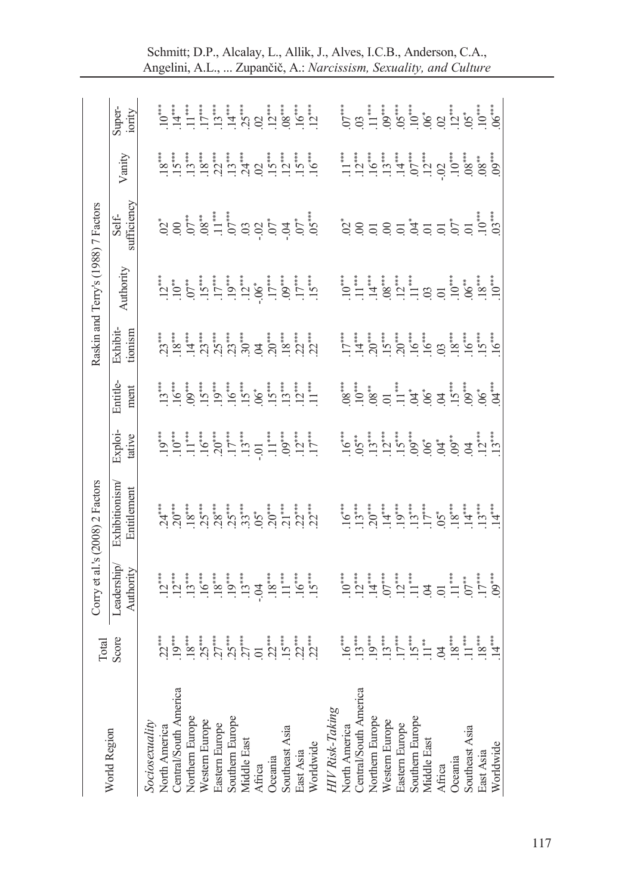| World Region | Total Score | Corry et al.'s (2008) 2 Factors | | Raskin and Terry's (1988) 7 Factors | | | | | | |
|---|---|---|---|---|---|---|---|---|---|---|
| | | Leadership/ Authority | Exhibitionism/ Entitlement | Exploi-tative | Entitle-ment | Exhibit-tionism | Authority | Self-sufficiency | Vanity | Super-iority |
| *Sociosexuality* | | | | | | | | | | |
| North America | .22*** | .12*** | .24*** | .19*** | .13*** | .23*** | .12*** | .02* | .18*** | .10*** |
| Central/South America | .19*** | .12*** | .20*** | .10*** | .16*** | .18*** | .10** | .00 | .15*** | .14*** |
| Northern Europe | .18*** | .13*** | .18*** | .11*** | .09*** | .14*** | .07** | .07** | .13*** | .11*** |
| Western Europe | .25*** | .16*** | .25*** | .16*** | .15*** | .23*** | .15*** | .08** | .18*** | .17*** |
| Eastern Europe | .27*** | .18*** | .28*** | .20*** | .19*** | .25*** | .17*** | .11*** | .22*** | .13*** |
| Southern Europe | .25*** | .19*** | .25*** | .17*** | .16*** | .23*** | .19*** | .07*** | .13*** | .14*** |
| Middle East | .27*** | .13*** | .33*** | .13*** | .15*** | .30*** | .12*** | .03 | .24*** | .25*** |
| Africa | .01 | -.04 | .05* | -.01 | .06* | .04 | -.06* | -.02 | .02 | .02 |
| Oceania | .22*** | .18*** | .20*** | .11*** | .15*** | .20*** | .17*** | .07* | .15*** | .12*** |
| Southeast Asia | .15*** | .11*** | .21*** | .09*** | .13*** | .18*** | .09*** | -.04 | .12*** | .08*** |
| East Asia | .22*** | .16*** | .22*** | .12*** | .12*** | .22*** | .17*** | .07* | .15*** | .16*** |
| Worldwide | .22*** | .15*** | .22*** | .17*** | .11*** | .22*** | .15*** | .05*** | .16*** | .12*** |
| *HIV Risk-Taking* | | | | | | | | | | |
| North America | .16*** | .10*** | .16*** | .16*** | .08*** | .17*** | .10*** | .02* | .11*** | .07*** |
| Central/South America | .13*** | .12*** | .13*** | .05** | .10*** | .14*** | .11*** | .00 | .12*** | .03 |
| Northern Europe | .19*** | .14*** | .20*** | .13*** | .08** | .20*** | .14*** | .01 | .16*** | .11*** |
| Western Europe | .13*** | .07*** | .14*** | .12*** | .01 | .15*** | .08*** | .00 | .13*** | .09*** |
| Eastern Europe | .17*** | .12*** | .19*** | .15*** | .11*** | .20*** | .12*** | .01 | .14*** | .05*** |
| Southern Europe | .15*** | .11*** | .13*** | .09*** | .04* | .16*** | .11*** | .04* | .07*** | .10*** |
| Middle East | .11** | .04 | .17*** | .06* | .06* | .16*** | .03 | .01 | .12*** | .06* |
| Africa | .04 | .01 | .05* | .04* | .04 | .03 | .01 | .01 | -.02 | .02 |
| Oceania | .18*** | .11*** | .18*** | .09** | .15*** | .18*** | .10*** | .07* | .10*** | .12*** |
| Southeast Asia | .11*** | .07** | .14*** | .04 | .09*** | .16*** | .06** | .01 | .08*** | .05* |
| East Asia | .18*** | .17*** | .13*** | .12*** | .06* | .15*** | .18*** | .10*** | .08** | .10*** |
| Worldwide | .14*** | .09*** | .14*** | .13*** | .04*** | .16*** | .10*** | .03*** | .09*** | .06*** |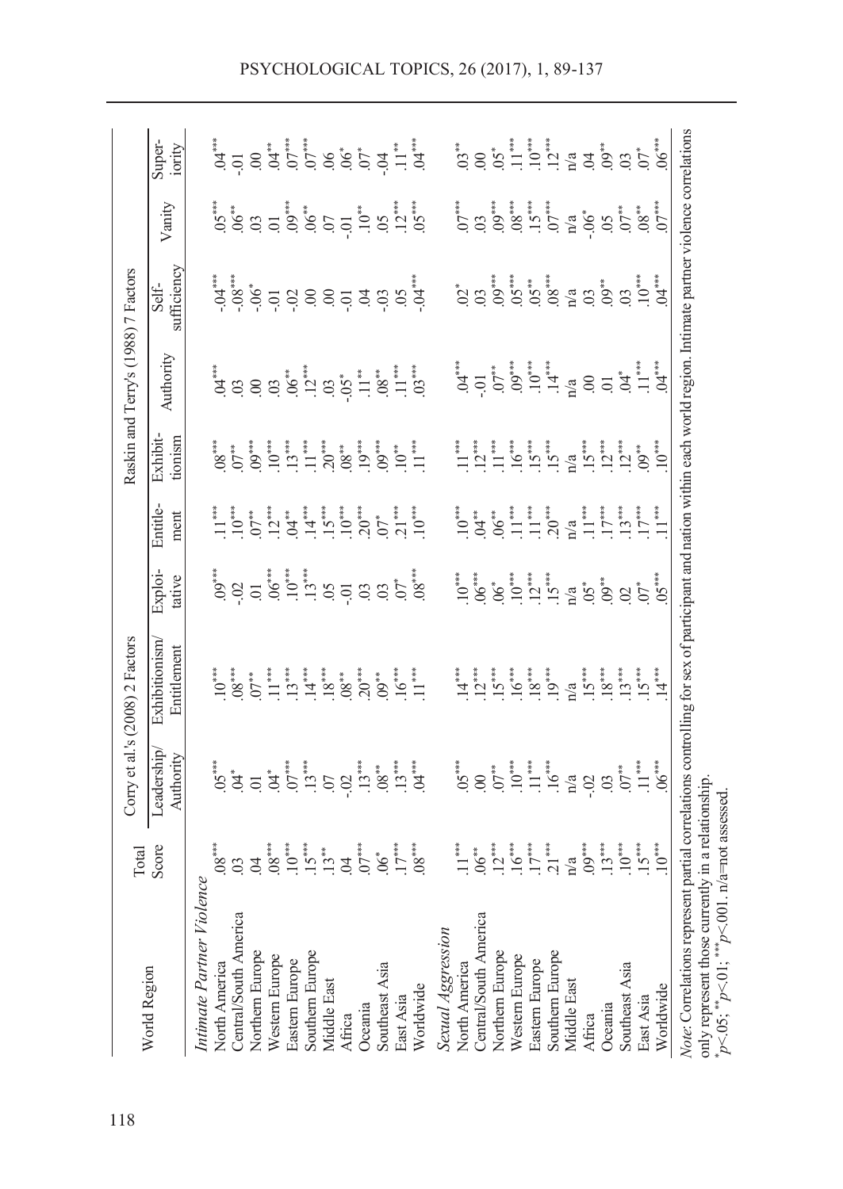| World Region | Total Score | Corry et al.'s (2008) 2 Factors | | Raskin and Terry's (1988) 7 Factors | | | | | | |
|---|---|---|---|---|---|---|---|---|---|---|
| | | Leadership/ Authority | Exhibitionism/ Entitlement | Exploi-tative | Entitle-ment | Exhibit-ionism | Authority | Self-sufficiency | Vanity | Super-iority |
| *Intimate Partner Violence* | | | | | | | | | | |
| North America | .08*** | .05*** | .10*** | .09*** | .11*** | .08*** | .04*** | -.04*** | .05*** | .04*** |
| Central/South America | .03 | .04* | .08*** | -.02 | .10*** | .07** | .03 | -.08*** | .06** | -.01 |
| Northern Europe | .04 | .01 | .07** | .01 | .07** | .09*** | .00 | -.06* | .03 | .00 |
| Western Europe | .08*** | .04* | .11*** | .06*** | .12*** | .10*** | .03 | -.01 | .01 | .04** |
| Eastern Europe | .10*** | .07*** | .13*** | .10*** | .04** | .13*** | .06** | -.02 | .09*** | .07*** |
| Southern Europe | .15*** | .13*** | .14*** | .13*** | .14*** | .11*** | .12*** | .00 | .06** | .07*** |
| Middle East | .13** | .07 | .18*** | .05 | .15*** | .20*** | .03 | .00 | .07 | .06 |
| Africa | .04 | -.02 | .08** | -.01 | .10*** | .08** | -.05* | -.01 | -.01 | .06* |
| Oceania | .07*** | .13*** | .20*** | .03 | .20*** | .19*** | .11** | .04 | .10** | .07* |
| Southeast Asia | .06* | .08** | .09** | .03 | .07* | .09*** | .08** | -.03 | .05 | -.04 |
| East Asia | .17*** | .13*** | .16*** | .07* | .21*** | .10** | .11*** | .05 | .12*** | .11** |
| Worldwide | .08*** | .04*** | .11*** | .08*** | .10*** | .11*** | .03*** | -.04*** | .05*** | .04*** |
| *Sexual Aggression* | | | | | | | | | | |
| North America | .11*** | .05*** | .14*** | .10*** | .10*** | .11*** | .04*** | .02* | .07*** | .03** |
| Central/South America | .06** | .00 | .12*** | .06*** | .04** | .12*** | -.01 | .03 | .03 | .00 |
| Northern Europe | .12*** | .07** | .15*** | .06* | .06** | .11*** | .07** | .09*** | .09*** | .05* |
| Western Europe | .16*** | .10*** | .16*** | .10*** | .11*** | .16*** | .09*** | .05*** | .08*** | .11*** |
| Eastern Europe | .17*** | .11*** | .18*** | .12*** | .11*** | .15*** | .10*** | .05** | .15*** | .10*** |
| Southern Europe | .21*** | .16*** | .19*** | .15*** | .20*** | .15*** | .14*** | .08*** | .07*** | .12*** |
| Middle East | n/a | n/a | n/a | n/a | n/a | n/a | n/a | n/a | n/a | n/a |
| Africa | .09*** | -.02 | .15*** | .05* | .11*** | .15*** | .00 | .03 | -.06* | .04 |
| Oceania | .13*** | .03 | .18*** | .09** | .17*** | .12*** | .01 | .09** | .05 | .09** |
| Southeast Asia | .10*** | .07** | .13*** | .02 | .13*** | .12*** | .04* | .03 | .07** | .03 |
| East Asia | .15*** | .11*** | .15*** | .07* | .17*** | .09** | .11*** | .10*** | .08** | .07* |
| Worldwide | .10*** | .06*** | .14*** | .05*** | .11*** | .10*** | .04*** | .04*** | .07*** | .06*** |

*Note*: Correlations represent partial correlations controlling for sex of participant and nation within each world region. Intimate partner violence correlations only represent those currently in a relationship.
*$p$<.05; **$p$<.01; ***$p$<.001. n/a=not assessed.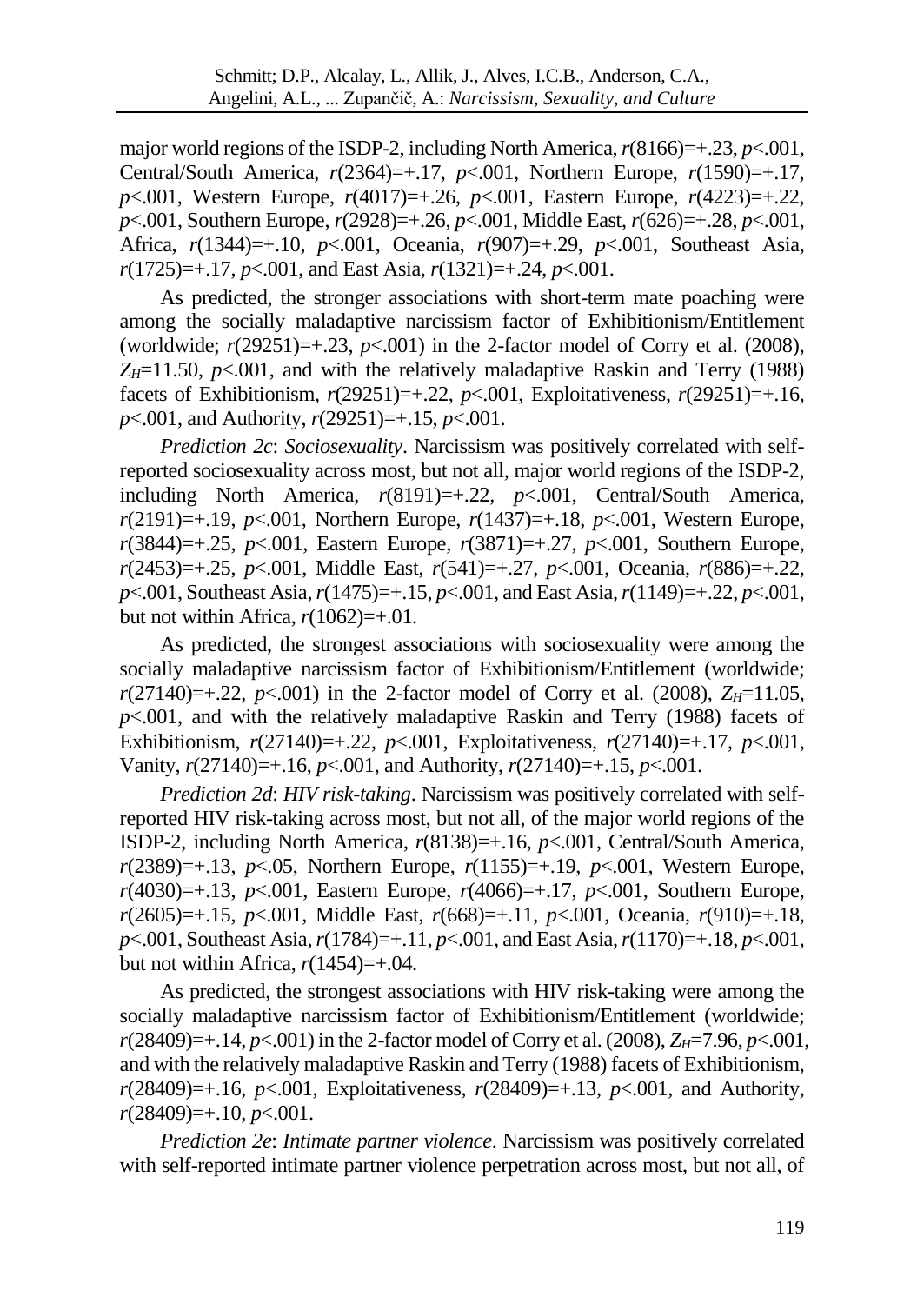major world regions of the ISDP-2, including North America, $r(8166)=+.23$, $p<.001$, Central/South America, $r(2364)=+.17$, $p<.001$, Northern Europe, $r(1590)=+.17$, $p<.001$, Western Europe, $r(4017)=+.26$, $p<.001$, Eastern Europe, $r(4223)=+.22$, $p<.001$, Southern Europe, $r(2928)=+.26$, $p<.001$, Middle East, $r(626)=+.28$, $p<.001$, Africa, $r(1344)=+.10$, $p<.001$, Oceania, $r(907)=+.29$, $p<.001$, Southeast Asia, $r(1725)=+.17$, $p<.001$, and East Asia, $r(1321)=+.24$, $p<.001$.

As predicted, the stronger associations with short-term mate poaching were among the socially maladaptive narcissism factor of Exhibitionism/Entitlement (worldwide; $r(29251)=+.23$, $p<.001$) in the 2-factor model of Corry et al. (2008), $Z_H=11.50$, $p<.001$, and with the relatively maladaptive Raskin and Terry (1988) facets of Exhibitionism, $r(29251)=+.22$, $p<.001$, Exploitativeness, $r(29251)=+.16$, $p<.001$, and Authority, $r(29251)=+.15$, $p<.001$.

*Prediction 2c*: *Sociosexuality*. Narcissism was positively correlated with self-reported sociosexuality across most, but not all, major world regions of the ISDP-2, including North America, $r(8191)=+.22$, $p<.001$, Central/South America, $r(2191)=+.19$, $p<.001$, Northern Europe, $r(1437)=+.18$, $p<.001$, Western Europe, $r(3844)=+.25$, $p<.001$, Eastern Europe, $r(3871)=+.27$, $p<.001$, Southern Europe, $r(2453)=+.25$, $p<.001$, Middle East, $r(541)=+.27$, $p<.001$, Oceania, $r(886)=+.22$, $p<.001$, Southeast Asia, $r(1475)=+.15$, $p<.001$, and East Asia, $r(1149)=+.22$, $p<.001$, but not within Africa, $r(1062)=+.01$.

As predicted, the strongest associations with sociosexuality were among the socially maladaptive narcissism factor of Exhibitionism/Entitlement (worldwide; $r(27140)=+.22$, $p<.001$) in the 2-factor model of Corry et al. (2008), $Z_H=11.05$, $p<.001$, and with the relatively maladaptive Raskin and Terry (1988) facets of Exhibitionism, $r(27140)=+.22$, $p<.001$, Exploitativeness, $r(27140)=+.17$, $p<.001$, Vanity, $r(27140)=+.16$, $p<.001$, and Authority, $r(27140)=+.15$, $p<.001$.

*Prediction 2d*: *HIV risk-taking*. Narcissism was positively correlated with self-reported HIV risk-taking across most, but not all, of the major world regions of the ISDP-2, including North America, $r(8138)=+.16$, $p<.001$, Central/South America, $r(2389)=+.13$, $p<.05$, Northern Europe, $r(1155)=+.19$, $p<.001$, Western Europe, $r(4030)=+.13$, $p<.001$, Eastern Europe, $r(4066)=+.17$, $p<.001$, Southern Europe, $r(2605)=+.15$, $p<.001$, Middle East, $r(668)=+.11$, $p<.001$, Oceania, $r(910)=+.18$, $p<.001$, Southeast Asia, $r(1784)=+.11$, $p<.001$, and East Asia, $r(1170)=+.18$, $p<.001$, but not within Africa, $r(1454)=+.04$.

As predicted, the strongest associations with HIV risk-taking were among the socially maladaptive narcissism factor of Exhibitionism/Entitlement (worldwide; $r(28409)=+.14$, $p<.001$) in the 2-factor model of Corry et al. (2008), $Z_H=7.96$, $p<.001$, and with the relatively maladaptive Raskin and Terry (1988) facets of Exhibitionism, $r(28409)=+.16$, $p<.001$, Exploitativeness, $r(28409)=+.13$, $p<.001$, and Authority, $r(28409)=+.10$, $p<.001$.

*Prediction 2e*: *Intimate partner violence*. Narcissism was positively correlated with self-reported intimate partner violence perpetration across most, but not all, of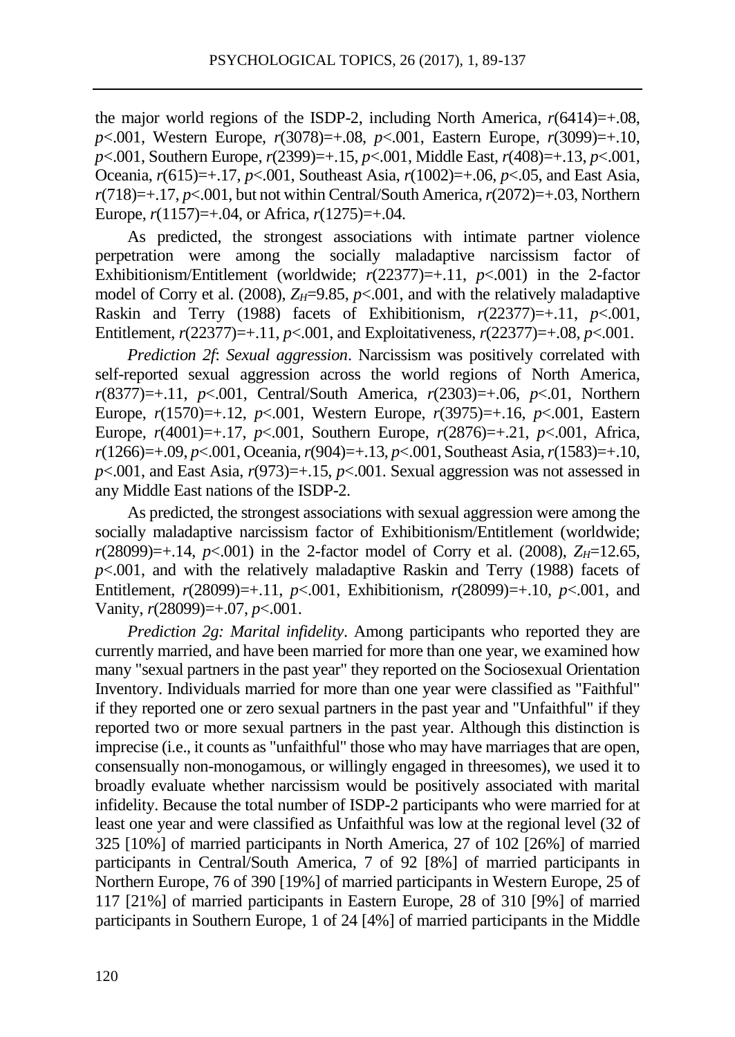the major world regions of the ISDP-2, including North America, $r(6414)=+.08$, $p<.001$, Western Europe, $r(3078)=+.08$, $p<.001$, Eastern Europe, $r(3099)=+.10$, $p<.001$, Southern Europe, $r(2399)=+.15$, $p<.001$, Middle East, $r(408)=+.13$, $p<.001$, Oceania, $r(615)=+.17$, $p<.001$, Southeast Asia, $r(1002)=+.06$, $p<.05$, and East Asia, $r(718)=+.17$, $p<.001$, but not within Central/South America, $r(2072)=+.03$, Northern Europe, $r(1157)=+.04$, or Africa, $r(1275)=+.04$.

As predicted, the strongest associations with intimate partner violence perpetration were among the socially maladaptive narcissism factor of Exhibitionism/Entitlement (worldwide; $r(22377)=+.11$, $p<.001$) in the 2-factor model of Corry et al. (2008), $Z_H=9.85$, $p<.001$, and with the relatively maladaptive Raskin and Terry (1988) facets of Exhibitionism, $r(22377)=+.11$, $p<.001$, Entitlement, $r(22377)=+.11$, $p<.001$, and Exploitativeness, $r(22377)=+.08$, $p<.001$.

*Prediction 2f*: *Sexual aggression*. Narcissism was positively correlated with self-reported sexual aggression across the world regions of North America, $r(8377)=+.11$, $p<.001$, Central/South America, $r(2303)=+.06$, $p<.01$, Northern Europe, $r(1570)=+.12$, $p<.001$, Western Europe, $r(3975)=+.16$, $p<.001$, Eastern Europe, $r(4001)=+.17$, $p<.001$, Southern Europe, $r(2876)=+.21$, $p<.001$, Africa, $r(1266)=+.09$, $p<.001$, Oceania, $r(904)=+.13$, $p<.001$, Southeast Asia, $r(1583)=+.10$, $p<.001$, and East Asia, $r(973)=+.15$, $p<.001$. Sexual aggression was not assessed in any Middle East nations of the ISDP-2.

As predicted, the strongest associations with sexual aggression were among the socially maladaptive narcissism factor of Exhibitionism/Entitlement (worldwide; $r(28099)=+.14$, $p<.001$) in the 2-factor model of Corry et al. (2008), $Z_H=12.65$, $p<.001$, and with the relatively maladaptive Raskin and Terry (1988) facets of Entitlement, $r(28099)=+.11$, $p<.001$, Exhibitionism, $r(28099)=+.10$, $p<.001$, and Vanity, $r(28099)=+.07$, $p<.001$.

*Prediction 2g: Marital infidelity*. Among participants who reported they are currently married, and have been married for more than one year, we examined how many "sexual partners in the past year" they reported on the Sociosexual Orientation Inventory. Individuals married for more than one year were classified as "Faithful" if they reported one or zero sexual partners in the past year and "Unfaithful" if they reported two or more sexual partners in the past year. Although this distinction is imprecise (i.e., it counts as "unfaithful" those who may have marriages that are open, consensually non-monogamous, or willingly engaged in threesomes), we used it to broadly evaluate whether narcissism would be positively associated with marital infidelity. Because the total number of ISDP-2 participants who were married for at least one year and were classified as Unfaithful was low at the regional level (32 of 325 [10%] of married participants in North America, 27 of 102 [26%] of married participants in Central/South America, 7 of 92 [8%] of married participants in Northern Europe, 76 of 390 [19%] of married participants in Western Europe, 25 of 117 [21%] of married participants in Eastern Europe, 28 of 310 [9%] of married participants in Southern Europe, 1 of 24 [4%] of married participants in the Middle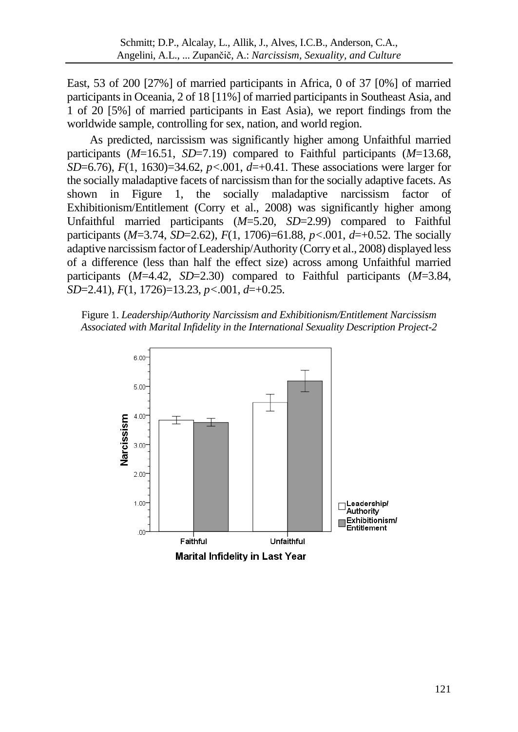East, 53 of 200 [27%] of married participants in Africa, 0 of 37 [0%] of married participants in Oceania, 2 of 18 [11%] of married participants in Southeast Asia, and 1 of 20 [5%] of married participants in East Asia), we report findings from the worldwide sample, controlling for sex, nation, and world region.

As predicted, narcissism was significantly higher among Unfaithful married participants ($M$=16.51, $SD$=7.19) compared to Faithful participants ($M$=13.68, $SD$=6.76), $F(1, 1630)=34.62$, $p<.001$, $d=+0.41$. These associations were larger for the socially maladaptive facets of narcissism than for the socially adaptive facets. As shown in Figure 1, the socially maladaptive narcissism factor of Exhibitionism/Entitlement (Corry et al., 2008) was significantly higher among Unfaithful married participants ($M$=5.20, $SD$=2.99) compared to Faithful participants ($M$=3.74, $SD$=2.62), $F(1, 1706)=61.88$, $p<.001$, $d=+0.52$. The socially adaptive narcissism factor of Leadership/Authority (Corry et al., 2008) displayed less of a difference (less than half the effect size) across among Unfaithful married participants ($M$=4.42, $SD$=2.30) compared to Faithful participants ($M$=3.84, $SD$=2.41), $F(1, 1726)=13.23$, $p<.001$, $d=+0.25$.

Figure 1. *Leadership/Authority Narcissism and Exhibitionism/Entitlement Narcissism Associated with Marital Infidelity in the International Sexuality Description Project-2*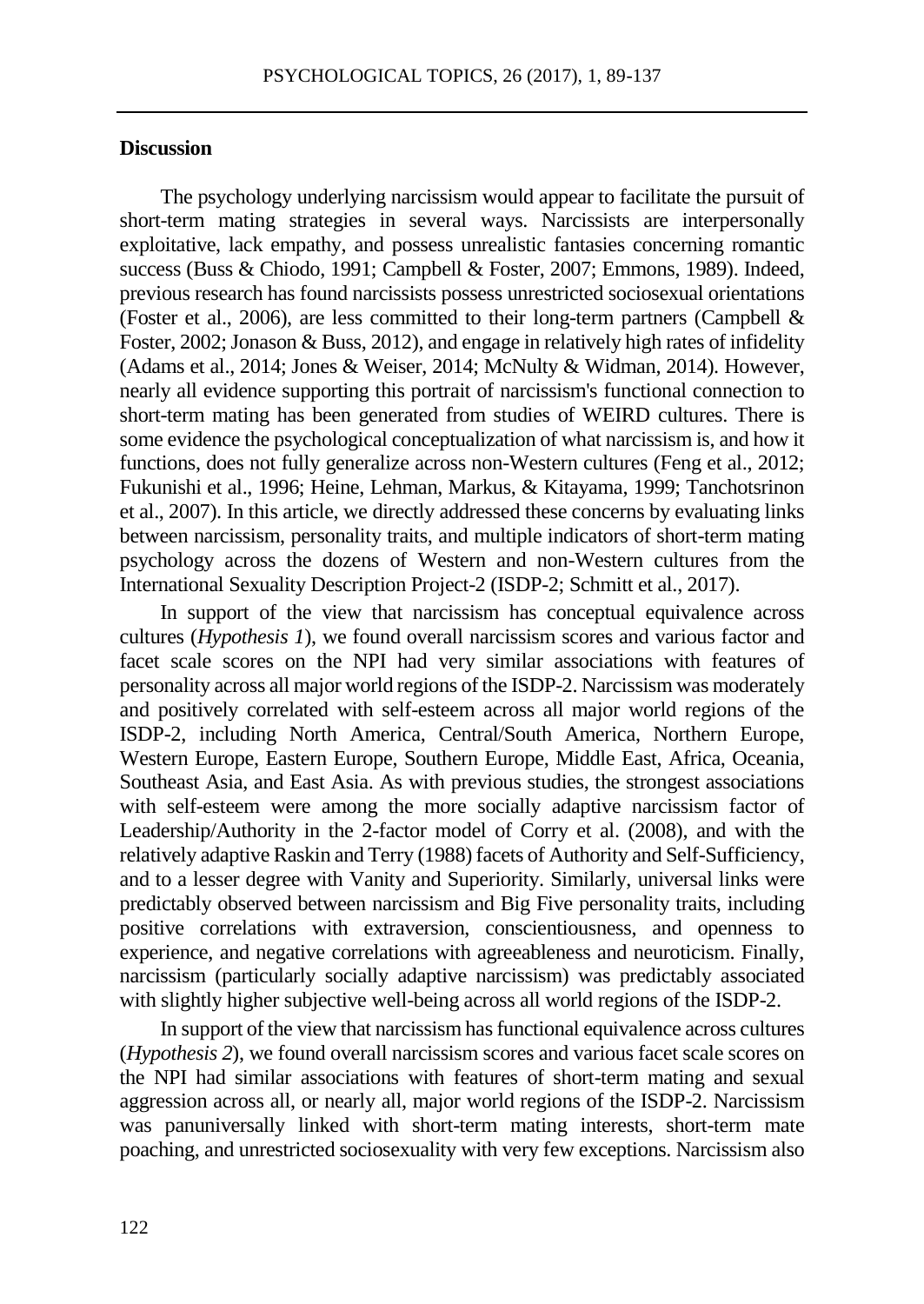## Discussion

The psychology underlying narcissism would appear to facilitate the pursuit of short-term mating strategies in several ways. Narcissists are interpersonally exploitative, lack empathy, and possess unrealistic fantasies concerning romantic success (Buss & Chiodo, 1991; Campbell & Foster, 2007; Emmons, 1989). Indeed, previous research has found narcissists possess unrestricted sociosexual orientations (Foster et al., 2006), are less committed to their long-term partners (Campbell & Foster, 2002; Jonason & Buss, 2012), and engage in relatively high rates of infidelity (Adams et al., 2014; Jones & Weiser, 2014; McNulty & Widman, 2014). However, nearly all evidence supporting this portrait of narcissism's functional connection to short-term mating has been generated from studies of WEIRD cultures. There is some evidence the psychological conceptualization of what narcissism is, and how it functions, does not fully generalize across non-Western cultures (Feng et al., 2012; Fukunishi et al., 1996; Heine, Lehman, Markus, & Kitayama, 1999; Tanchotsrinon et al., 2007). In this article, we directly addressed these concerns by evaluating links between narcissism, personality traits, and multiple indicators of short-term mating psychology across the dozens of Western and non-Western cultures from the International Sexuality Description Project-2 (ISDP-2; Schmitt et al., 2017).

In support of the view that narcissism has conceptual equivalence across cultures (*Hypothesis 1*), we found overall narcissism scores and various factor and facet scale scores on the NPI had very similar associations with features of personality across all major world regions of the ISDP-2. Narcissism was moderately and positively correlated with self-esteem across all major world regions of the ISDP-2, including North America, Central/South America, Northern Europe, Western Europe, Eastern Europe, Southern Europe, Middle East, Africa, Oceania, Southeast Asia, and East Asia. As with previous studies, the strongest associations with self-esteem were among the more socially adaptive narcissism factor of Leadership/Authority in the 2-factor model of Corry et al. (2008), and with the relatively adaptive Raskin and Terry (1988) facets of Authority and Self-Sufficiency, and to a lesser degree with Vanity and Superiority. Similarly, universal links were predictably observed between narcissism and Big Five personality traits, including positive correlations with extraversion, conscientiousness, and openness to experience, and negative correlations with agreeableness and neuroticism. Finally, narcissism (particularly socially adaptive narcissism) was predictably associated with slightly higher subjective well-being across all world regions of the ISDP-2.

In support of the view that narcissism has functional equivalence across cultures (*Hypothesis 2*), we found overall narcissism scores and various facet scale scores on the NPI had similar associations with features of short-term mating and sexual aggression across all, or nearly all, major world regions of the ISDP-2. Narcissism was panuniversally linked with short-term mating interests, short-term mate poaching, and unrestricted sociosexuality with very few exceptions. Narcissism also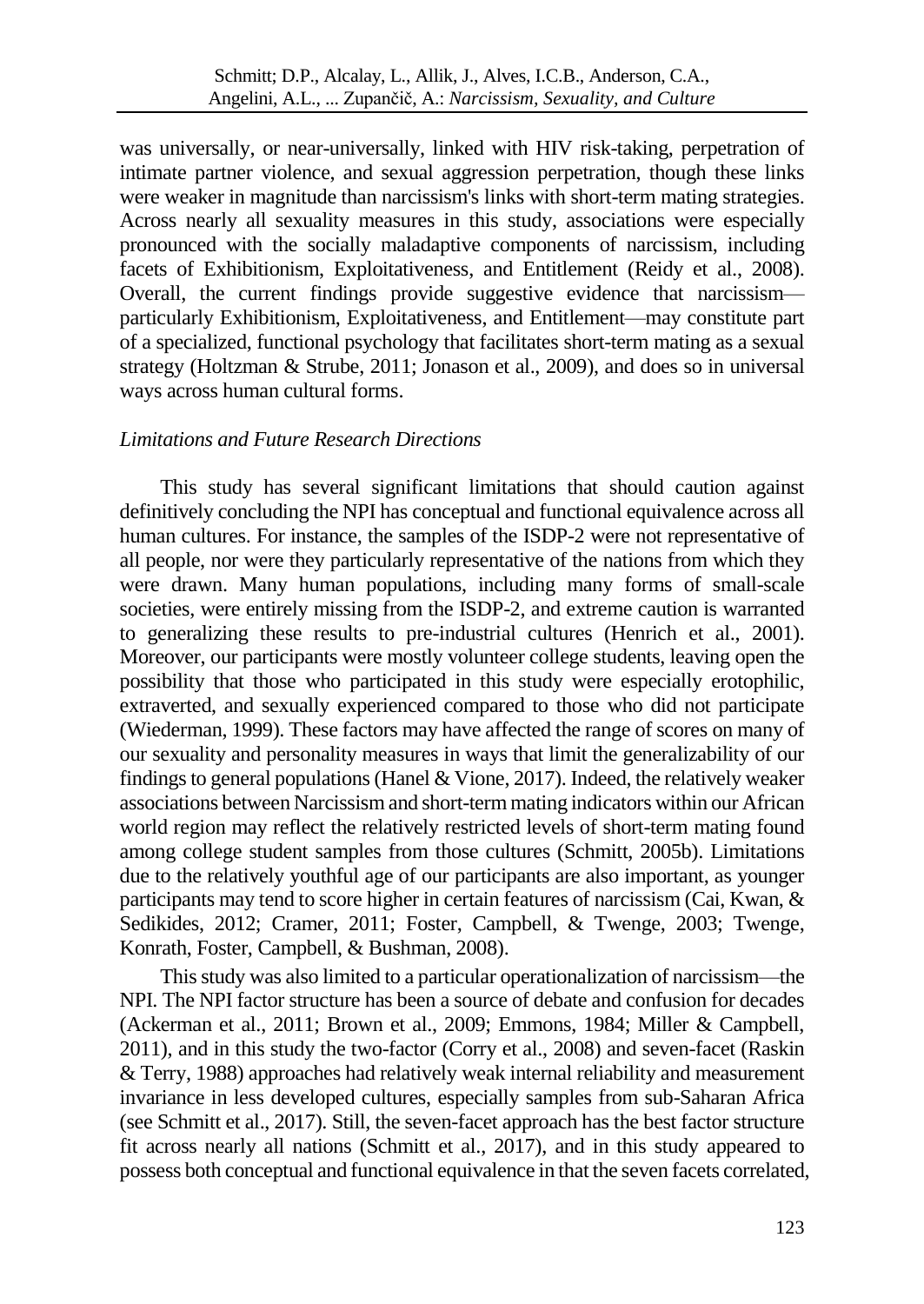was universally, or near-universally, linked with HIV risk-taking, perpetration of intimate partner violence, and sexual aggression perpetration, though these links were weaker in magnitude than narcissism's links with short-term mating strategies. Across nearly all sexuality measures in this study, associations were especially pronounced with the socially maladaptive components of narcissism, including facets of Exhibitionism, Exploitativeness, and Entitlement (Reidy et al., 2008). Overall, the current findings provide suggestive evidence that narcissism—particularly Exhibitionism, Exploitativeness, and Entitlement—may constitute part of a specialized, functional psychology that facilitates short-term mating as a sexual strategy (Holtzman & Strube, 2011; Jonason et al., 2009), and does so in universal ways across human cultural forms.

### *Limitations and Future Research Directions*

This study has several significant limitations that should caution against definitively concluding the NPI has conceptual and functional equivalence across all human cultures. For instance, the samples of the ISDP-2 were not representative of all people, nor were they particularly representative of the nations from which they were drawn. Many human populations, including many forms of small-scale societies, were entirely missing from the ISDP-2, and extreme caution is warranted to generalizing these results to pre-industrial cultures (Henrich et al., 2001). Moreover, our participants were mostly volunteer college students, leaving open the possibility that those who participated in this study were especially erotophilic, extraverted, and sexually experienced compared to those who did not participate (Wiederman, 1999). These factors may have affected the range of scores on many of our sexuality and personality measures in ways that limit the generalizability of our findings to general populations (Hanel & Vione, 2017). Indeed, the relatively weaker associations between Narcissism and short-term mating indicators within our African world region may reflect the relatively restricted levels of short-term mating found among college student samples from those cultures (Schmitt, 2005b). Limitations due to the relatively youthful age of our participants are also important, as younger participants may tend to score higher in certain features of narcissism (Cai, Kwan, & Sedikides, 2012; Cramer, 2011; Foster, Campbell, & Twenge, 2003; Twenge, Konrath, Foster, Campbell, & Bushman, 2008).

This study was also limited to a particular operationalization of narcissism—the NPI. The NPI factor structure has been a source of debate and confusion for decades (Ackerman et al., 2011; Brown et al., 2009; Emmons, 1984; Miller & Campbell, 2011), and in this study the two-factor (Corry et al., 2008) and seven-facet (Raskin & Terry, 1988) approaches had relatively weak internal reliability and measurement invariance in less developed cultures, especially samples from sub-Saharan Africa (see Schmitt et al., 2017). Still, the seven-facet approach has the best factor structure fit across nearly all nations (Schmitt et al., 2017), and in this study appeared to possess both conceptual and functional equivalence in that the seven facets correlated,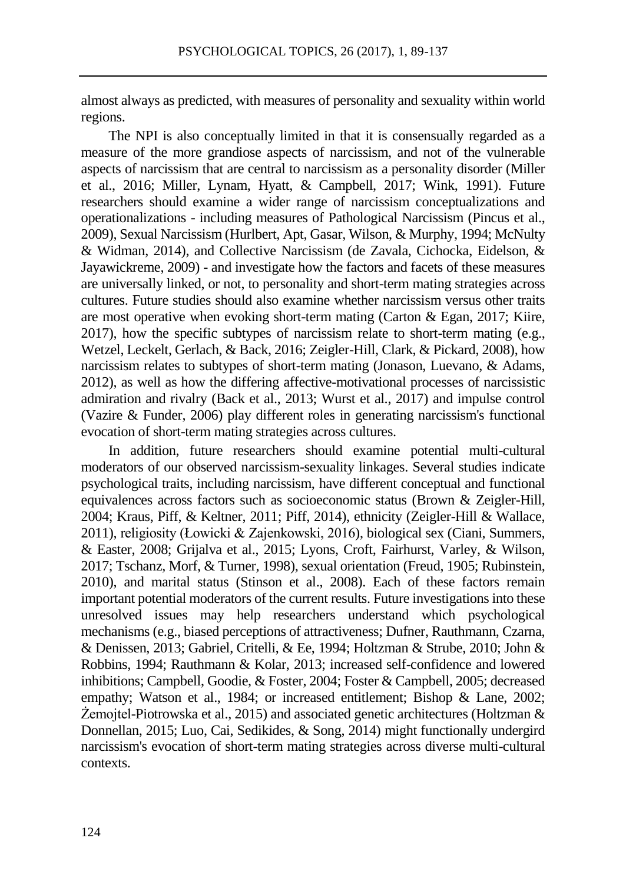almost always as predicted, with measures of personality and sexuality within world regions.

The NPI is also conceptually limited in that it is consensually regarded as a measure of the more grandiose aspects of narcissism, and not of the vulnerable aspects of narcissism that are central to narcissism as a personality disorder (Miller et al., 2016; Miller, Lynam, Hyatt, & Campbell, 2017; Wink, 1991). Future researchers should examine a wider range of narcissism conceptualizations and operationalizations - including measures of Pathological Narcissism (Pincus et al., 2009), Sexual Narcissism (Hurlbert, Apt, Gasar, Wilson, & Murphy, 1994; McNulty & Widman, 2014), and Collective Narcissism (de Zavala, Cichocka, Eidelson, & Jayawickreme, 2009) - and investigate how the factors and facets of these measures are universally linked, or not, to personality and short-term mating strategies across cultures. Future studies should also examine whether narcissism versus other traits are most operative when evoking short-term mating (Carton & Egan, 2017; Kiire, 2017), how the specific subtypes of narcissism relate to short-term mating (e.g., Wetzel, Leckelt, Gerlach, & Back, 2016; Zeigler-Hill, Clark, & Pickard, 2008), how narcissism relates to subtypes of short-term mating (Jonason, Luevano, & Adams, 2012), as well as how the differing affective-motivational processes of narcissistic admiration and rivalry (Back et al., 2013; Wurst et al., 2017) and impulse control (Vazire & Funder, 2006) play different roles in generating narcissism's functional evocation of short-term mating strategies across cultures.

In addition, future researchers should examine potential multi-cultural moderators of our observed narcissism-sexuality linkages. Several studies indicate psychological traits, including narcissism, have different conceptual and functional equivalences across factors such as socioeconomic status (Brown & Zeigler-Hill, 2004; Kraus, Piff, & Keltner, 2011; Piff, 2014), ethnicity (Zeigler-Hill & Wallace, 2011), religiosity (Łowicki & Zajenkowski, 2016), biological sex (Ciani, Summers, & Easter, 2008; Grijalva et al., 2015; Lyons, Croft, Fairhurst, Varley, & Wilson, 2017; Tschanz, Morf, & Turner, 1998), sexual orientation (Freud, 1905; Rubinstein, 2010), and marital status (Stinson et al., 2008). Each of these factors remain important potential moderators of the current results. Future investigations into these unresolved issues may help researchers understand which psychological mechanisms (e.g., biased perceptions of attractiveness; Dufner, Rauthmann, Czarna, & Denissen, 2013; Gabriel, Critelli, & Ee, 1994; Holtzman & Strube, 2010; John & Robbins, 1994; Rauthmann & Kolar, 2013; increased self-confidence and lowered inhibitions; Campbell, Goodie, & Foster, 2004; Foster & Campbell, 2005; decreased empathy; Watson et al., 1984; or increased entitlement; Bishop & Lane, 2002; Żemojtel-Piotrowska et al., 2015) and associated genetic architectures (Holtzman & Donnellan, 2015; Luo, Cai, Sedikides, & Song, 2014) might functionally undergird narcissism's evocation of short-term mating strategies across diverse multi-cultural contexts.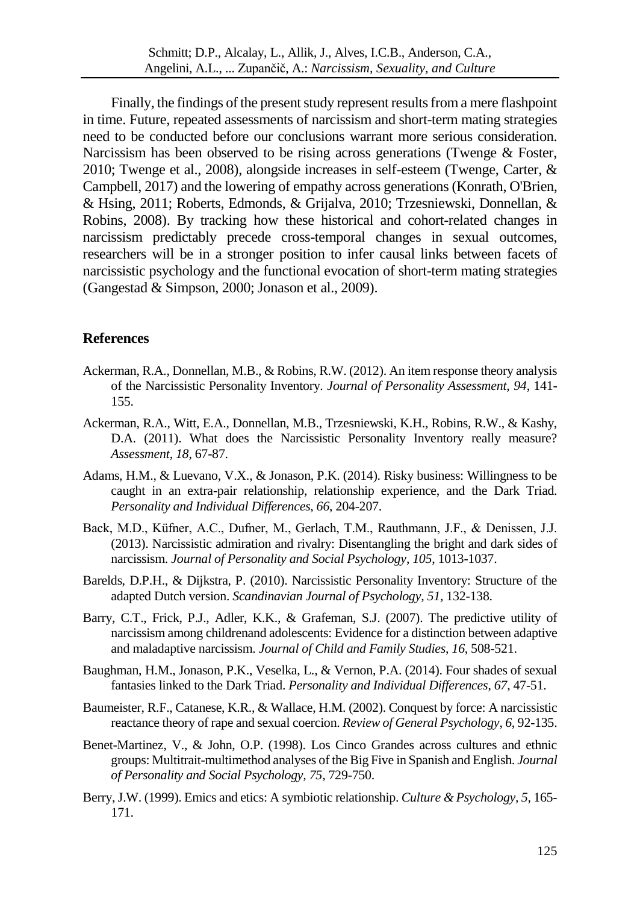Finally, the findings of the present study represent results from a mere flashpoint in time. Future, repeated assessments of narcissism and short-term mating strategies need to be conducted before our conclusions warrant more serious consideration. Narcissism has been observed to be rising across generations (Twenge & Foster, 2010; Twenge et al., 2008), alongside increases in self-esteem (Twenge, Carter, & Campbell, 2017) and the lowering of empathy across generations (Konrath, O'Brien, & Hsing, 2011; Roberts, Edmonds, & Grijalva, 2010; Trzesniewski, Donnellan, & Robins, 2008). By tracking how these historical and cohort-related changes in narcissism predictably precede cross-temporal changes in sexual outcomes, researchers will be in a stronger position to infer causal links between facets of narcissistic psychology and the functional evocation of short-term mating strategies (Gangestad & Simpson, 2000; Jonason et al., 2009).

## References

Ackerman, R.A., Donnellan, M.B., & Robins, R.W. (2012). An item response theory analysis of the Narcissistic Personality Inventory. *Journal of Personality Assessment*, *94*, 141-155.

Ackerman, R.A., Witt, E.A., Donnellan, M.B., Trzesniewski, K.H., Robins, R.W., & Kashy, D.A. (2011). What does the Narcissistic Personality Inventory really measure? *Assessment*, *18*, 67-87.

Adams, H.M., & Luevano, V.X., & Jonason, P.K. (2014). Risky business: Willingness to be caught in an extra-pair relationship, relationship experience, and the Dark Triad. *Personality and Individual Differences, 66*, 204-207.

Back, M.D., Küfner, A.C., Dufner, M., Gerlach, T.M., Rauthmann, J.F., & Denissen, J.J. (2013). Narcissistic admiration and rivalry: Disentangling the bright and dark sides of narcissism. *Journal of Personality and Social Psychology*, *105*, 1013-1037.

Barelds, D.P.H., & Dijkstra, P. (2010). Narcissistic Personality Inventory: Structure of the adapted Dutch version. *Scandinavian Journal of Psychology, 51*, 132-138.

Barry, C.T., Frick, P.J., Adler, K.K., & Grafeman, S.J. (2007). The predictive utility of narcissism among childrenand adolescents: Evidence for a distinction between adaptive and maladaptive narcissism. *Journal of Child and Family Studies*, *16*, 508-521.

Baughman, H.M., Jonason, P.K., Veselka, L., & Vernon, P.A. (2014). Four shades of sexual fantasies linked to the Dark Triad. *Personality and Individual Differences*, *67*, 47-51.

Baumeister, R.F., Catanese, K.R., & Wallace, H.M. (2002). Conquest by force: A narcissistic reactance theory of rape and sexual coercion. *Review of General Psychology*, *6*, 92-135.

Benet-Martinez, V., & John, O.P. (1998). Los Cinco Grandes across cultures and ethnic groups: Multitrait-multimethod analyses of the Big Five in Spanish and English. *Journal of Personality and Social Psychology, 75*, 729-750.

Berry, J.W. (1999). Emics and etics: A symbiotic relationship. *Culture & Psychology, 5*, 165-171.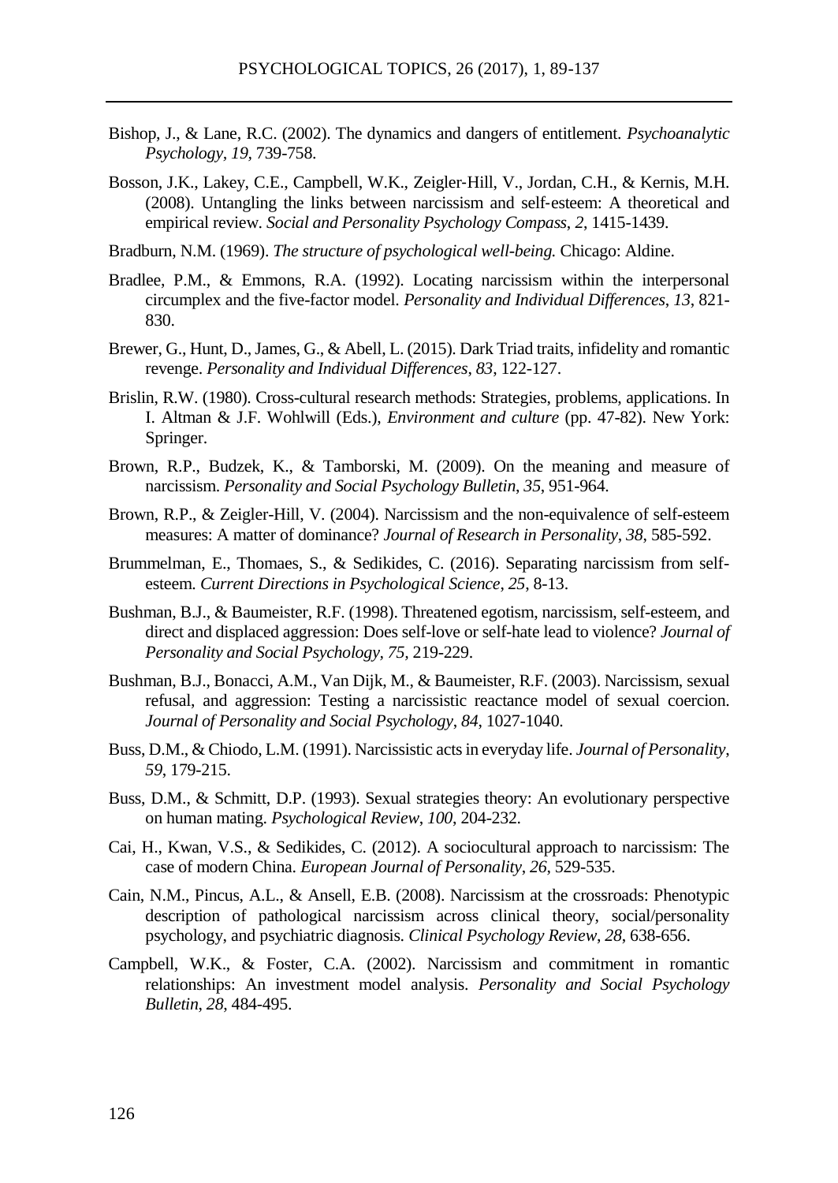Bishop, J., & Lane, R.C. (2002). The dynamics and dangers of entitlement. *Psychoanalytic Psychology, 19*, 739-758.

Bosson, J.K., Lakey, C.E., Campbell, W.K., Zeigler-Hill, V., Jordan, C.H., & Kernis, M.H. (2008). Untangling the links between narcissism and self-esteem: A theoretical and empirical review. *Social and Personality Psychology Compass*, *2*, 1415-1439.

Bradburn, N.M. (1969). *The structure of psychological well-being.* Chicago: Aldine.

Bradlee, P.M., & Emmons, R.A. (1992). Locating narcissism within the interpersonal circumplex and the five-factor model. *Personality and Individual Differences*, *13*, 821-830.

Brewer, G., Hunt, D., James, G., & Abell, L. (2015). Dark Triad traits, infidelity and romantic revenge. *Personality and Individual Differences*, *83*, 122-127.

Brislin, R.W. (1980). Cross-cultural research methods: Strategies, problems, applications. In I. Altman & J.F. Wohlwill (Eds.), *Environment and culture* (pp. 47-82). New York: Springer.

Brown, R.P., Budzek, K., & Tamborski, M. (2009). On the meaning and measure of narcissism. *Personality and Social Psychology Bulletin*, *35*, 951-964.

Brown, R.P., & Zeigler-Hill, V. (2004). Narcissism and the non-equivalence of self-esteem measures: A matter of dominance? *Journal of Research in Personality*, *38*, 585-592.

Brummelman, E., Thomaes, S., & Sedikides, C. (2016). Separating narcissism from self-esteem. *Current Directions in Psychological Science*, *25*, 8-13.

Bushman, B.J., & Baumeister, R.F. (1998). Threatened egotism, narcissism, self-esteem, and direct and displaced aggression: Does self-love or self-hate lead to violence? *Journal of Personality and Social Psychology, 75*, 219-229.

Bushman, B.J., Bonacci, A.M., Van Dijk, M., & Baumeister, R.F. (2003). Narcissism, sexual refusal, and aggression: Testing a narcissistic reactance model of sexual coercion. *Journal of Personality and Social Psychology*, *84*, 1027-1040.

Buss, D.M., & Chiodo, L.M. (1991). Narcissistic acts in everyday life. *Journal of Personality*, *59*, 179-215.

Buss, D.M., & Schmitt, D.P. (1993). Sexual strategies theory: An evolutionary perspective on human mating. *Psychological Review*, *100*, 204-232.

Cai, H., Kwan, V.S., & Sedikides, C. (2012). A sociocultural approach to narcissism: The case of modern China. *European Journal of Personality*, *26*, 529-535.

Cain, N.M., Pincus, A.L., & Ansell, E.B. (2008). Narcissism at the crossroads: Phenotypic description of pathological narcissism across clinical theory, social/personality psychology, and psychiatric diagnosis. *Clinical Psychology Review*, *28*, 638-656.

Campbell, W.K., & Foster, C.A. (2002). Narcissism and commitment in romantic relationships: An investment model analysis. *Personality and Social Psychology Bulletin*, *28*, 484-495.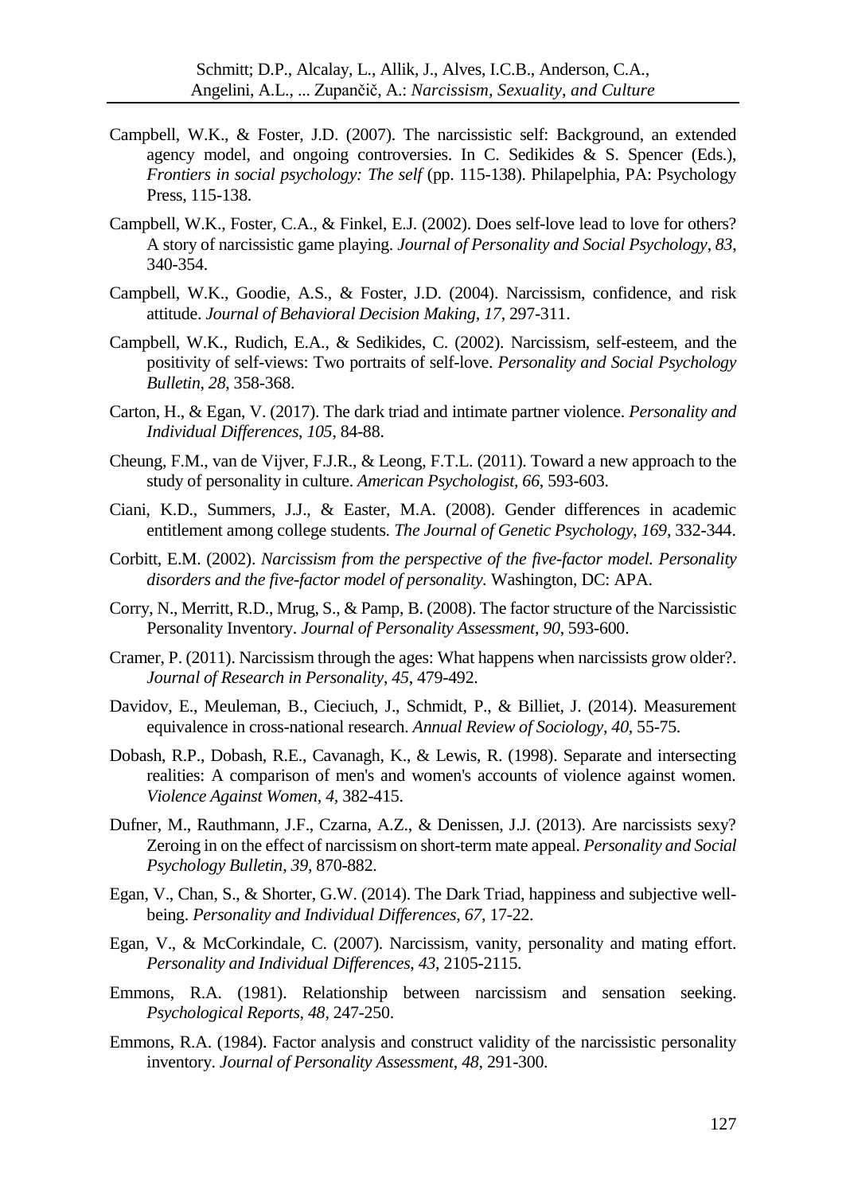Campbell, W.K., & Foster, J.D. (2007). The narcissistic self: Background, an extended agency model, and ongoing controversies. In C. Sedikides & S. Spencer (Eds.), *Frontiers in social psychology: The self* (pp. 115-138). Philapelphia, PA: Psychology Press, 115-138.

Campbell, W.K., Foster, C.A., & Finkel, E.J. (2002). Does self-love lead to love for others? A story of narcissistic game playing. *Journal of Personality and Social Psychology*, *83*, 340-354.

Campbell, W.K., Goodie, A.S., & Foster, J.D. (2004). Narcissism, confidence, and risk attitude. *Journal of Behavioral Decision Making*, *17*, 297-311.

Campbell, W.K., Rudich, E.A., & Sedikides, C. (2002). Narcissism, self-esteem, and the positivity of self-views: Two portraits of self-love. *Personality and Social Psychology Bulletin*, *28*, 358-368.

Carton, H., & Egan, V. (2017). The dark triad and intimate partner violence. *Personality and Individual Differences*, *105*, 84-88.

Cheung, F.M., van de Vijver, F.J.R., & Leong, F.T.L. (2011). Toward a new approach to the study of personality in culture. *American Psychologist, 66*, 593-603.

Ciani, K.D., Summers, J.J., & Easter, M.A. (2008). Gender differences in academic entitlement among college students. *The Journal of Genetic Psychology*, *169*, 332-344.

Corbitt, E.M. (2002). *Narcissism from the perspective of the five-factor model. Personality disorders and the five-factor model of personality.* Washington, DC: APA.

Corry, N., Merritt, R.D., Mrug, S., & Pamp, B. (2008). The factor structure of the Narcissistic Personality Inventory. *Journal of Personality Assessment*, *90*, 593-600.

Cramer, P. (2011). Narcissism through the ages: What happens when narcissists grow older?. *Journal of Research in Personality*, *45*, 479-492.

Davidov, E., Meuleman, B., Cieciuch, J., Schmidt, P., & Billiet, J. (2014). Measurement equivalence in cross-national research. *Annual Review of Sociology*, *40*, 55-75.

Dobash, R.P., Dobash, R.E., Cavanagh, K., & Lewis, R. (1998). Separate and intersecting realities: A comparison of men's and women's accounts of violence against women. *Violence Against Women*, *4*, 382-415.

Dufner, M., Rauthmann, J.F., Czarna, A.Z., & Denissen, J.J. (2013). Are narcissists sexy? Zeroing in on the effect of narcissism on short-term mate appeal. *Personality and Social Psychology Bulletin*, *39*, 870-882.

Egan, V., Chan, S., & Shorter, G.W. (2014). The Dark Triad, happiness and subjective well-being. *Personality and Individual Differences*, *67*, 17-22.

Egan, V., & McCorkindale, C. (2007). Narcissism, vanity, personality and mating effort. *Personality and Individual Differences*, *43*, 2105-2115.

Emmons, R.A. (1981). Relationship between narcissism and sensation seeking. *Psychological Reports*, *48*, 247-250.

Emmons, R.A. (1984). Factor analysis and construct validity of the narcissistic personality inventory. *Journal of Personality Assessment*, *48*, 291-300.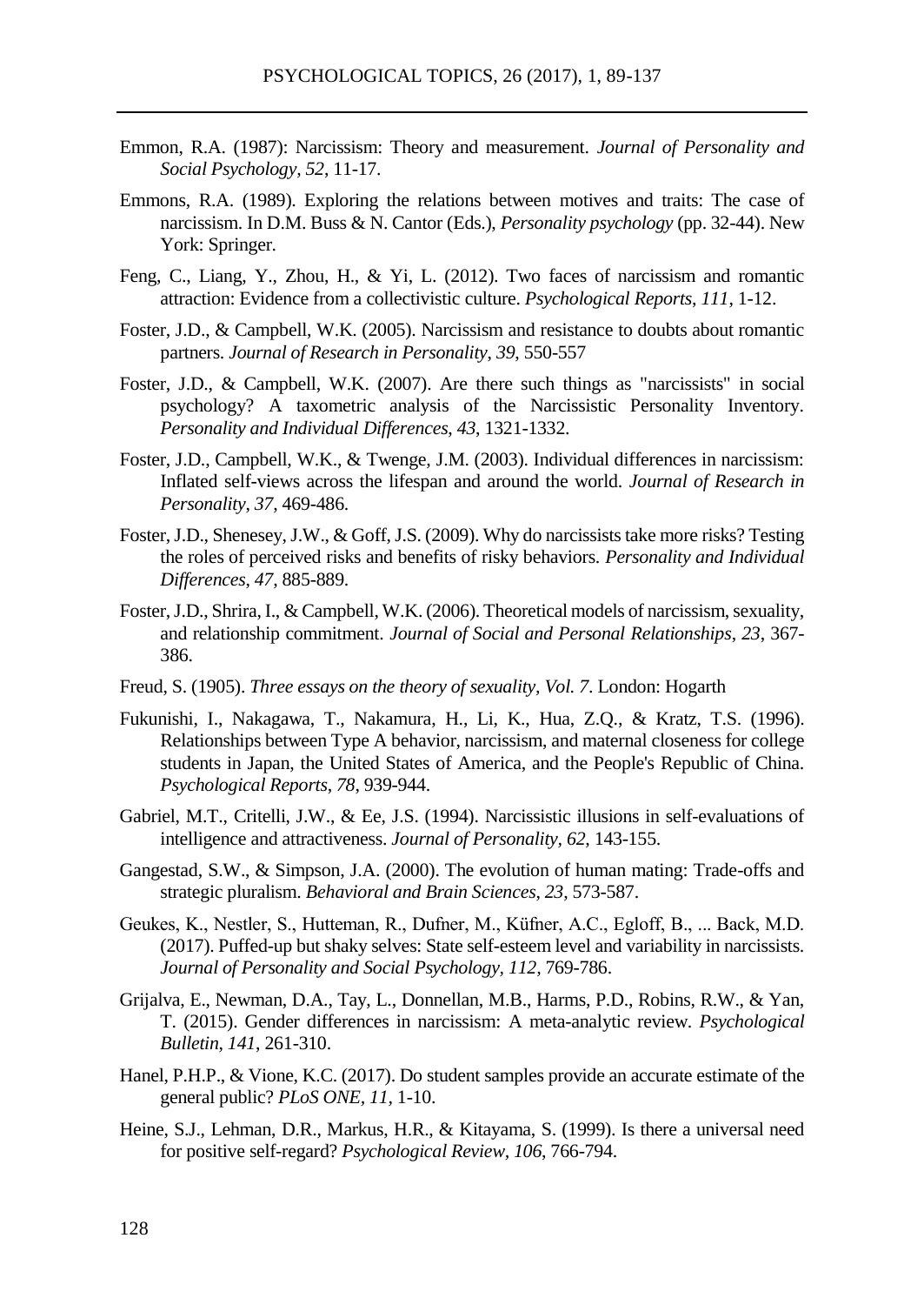Emmon, R.A. (1987): Narcissism: Theory and measurement. *Journal of Personality and Social Psychology, 52*, 11-17.

Emmons, R.A. (1989). Exploring the relations between motives and traits: The case of narcissism. In D.M. Buss & N. Cantor (Eds.), *Personality psychology* (pp. 32-44). New York: Springer.

Feng, C., Liang, Y., Zhou, H., & Yi, L. (2012). Two faces of narcissism and romantic attraction: Evidence from a collectivistic culture. *Psychological Reports, 111*, 1-12.

Foster, J.D., & Campbell, W.K. (2005). Narcissism and resistance to doubts about romantic partners. *Journal of Research in Personality*, *39*, 550-557

Foster, J.D., & Campbell, W.K. (2007). Are there such things as "narcissists" in social psychology? A taxometric analysis of the Narcissistic Personality Inventory. *Personality and Individual Differences*, *43*, 1321-1332.

Foster, J.D., Campbell, W.K., & Twenge, J.M. (2003). Individual differences in narcissism: Inflated self-views across the lifespan and around the world. *Journal of Research in Personality*, *37*, 469-486.

Foster, J.D., Shenesey, J.W., & Goff, J.S. (2009). Why do narcissists take more risks? Testing the roles of perceived risks and benefits of risky behaviors. *Personality and Individual Differences*, *47*, 885-889.

Foster, J.D., Shrira, I., & Campbell, W.K. (2006). Theoretical models of narcissism, sexuality, and relationship commitment. *Journal of Social and Personal Relationships*, *23*, 367-386.

Freud, S. (1905). *Three essays on the theory of sexuality, Vol. 7*. London: Hogarth

Fukunishi, I., Nakagawa, T., Nakamura, H., Li, K., Hua, Z.Q., & Kratz, T.S. (1996). Relationships between Type A behavior, narcissism, and maternal closeness for college students in Japan, the United States of America, and the People's Republic of China. *Psychological Reports*, *78*, 939-944.

Gabriel, M.T., Critelli, J.W., & Ee, J.S. (1994). Narcissistic illusions in self-evaluations of intelligence and attractiveness. *Journal of Personality, 62*, 143-155.

Gangestad, S.W., & Simpson, J.A. (2000). The evolution of human mating: Trade-offs and strategic pluralism. *Behavioral and Brain Sciences*, *23*, 573-587.

Geukes, K., Nestler, S., Hutteman, R., Dufner, M., Küfner, A.C., Egloff, B., ... Back, M.D. (2017). Puffed-up but shaky selves: State self-esteem level and variability in narcissists. *Journal of Personality and Social Psychology, 112*, 769-786.

Grijalva, E., Newman, D.A., Tay, L., Donnellan, M.B., Harms, P.D., Robins, R.W., & Yan, T. (2015). Gender differences in narcissism: A meta-analytic review. *Psychological Bulletin*, *141*, 261-310.

Hanel, P.H.P., & Vione, K.C. (2017). Do student samples provide an accurate estimate of the general public? *PLoS ONE, 11*, 1-10.

Heine, S.J., Lehman, D.R., Markus, H.R., & Kitayama, S. (1999). Is there a universal need for positive self-regard? *Psychological Review, 106*, 766-794.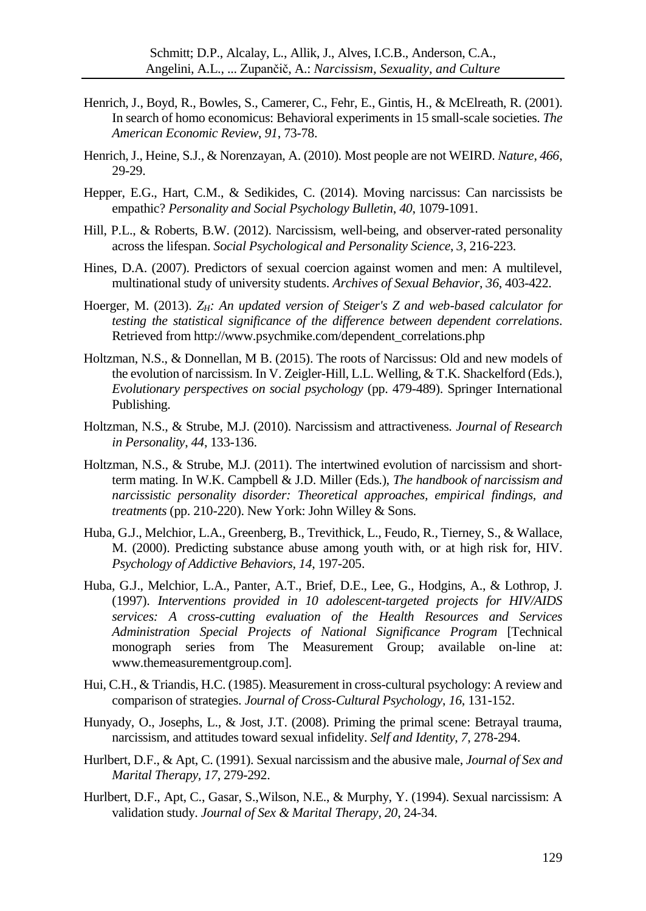Henrich, J., Boyd, R., Bowles, S., Camerer, C., Fehr, E., Gintis, H., & McElreath, R. (2001). In search of homo economicus: Behavioral experiments in 15 small-scale societies. *The American Economic Review*, *91*, 73-78.

Henrich, J., Heine, S.J., & Norenzayan, A. (2010). Most people are not WEIRD. *Nature*, *466*, 29-29.

Hepper, E.G., Hart, C.M., & Sedikides, C. (2014). Moving narcissus: Can narcissists be empathic? *Personality and Social Psychology Bulletin*, *40*, 1079-1091.

Hill, P.L., & Roberts, B.W. (2012). Narcissism, well-being, and observer-rated personality across the lifespan. *Social Psychological and Personality Science*, *3*, 216-223.

Hines, D.A. (2007). Predictors of sexual coercion against women and men: A multilevel, multinational study of university students. *Archives of Sexual Behavior*, *36*, 403-422.

Hoerger, M. (2013). *$Z_H$: An updated version of Steiger's Z and web-based calculator for testing the statistical significance of the difference between dependent correlations*. Retrieved from http://www.psychmike.com/dependent_correlations.php

Holtzman, N.S., & Donnellan, M B. (2015). The roots of Narcissus: Old and new models of the evolution of narcissism. In V. Zeigler-Hill, L.L. Welling, & T.K. Shackelford (Eds.), *Evolutionary perspectives on social psychology* (pp. 479-489). Springer International Publishing.

Holtzman, N.S., & Strube, M.J. (2010). Narcissism and attractiveness. *Journal of Research in Personality*, *44*, 133-136.

Holtzman, N.S., & Strube, M.J. (2011). The intertwined evolution of narcissism and short-term mating. In W.K. Campbell & J.D. Miller (Eds.), *The handbook of narcissism and narcissistic personality disorder: Theoretical approaches, empirical findings, and treatments* (pp. 210-220). New York: John Willey & Sons.

Huba, G.J., Melchior, L.A., Greenberg, B., Trevithick, L., Feudo, R., Tierney, S., & Wallace, M. (2000). Predicting substance abuse among youth with, or at high risk for, HIV. *Psychology of Addictive Behaviors*, *14*, 197-205.

Huba, G.J., Melchior, L.A., Panter, A.T., Brief, D.E., Lee, G., Hodgins, A., & Lothrop, J. (1997). *Interventions provided in 10 adolescent-targeted projects for HIV/AIDS services: A cross-cutting evaluation of the Health Resources and Services Administration Special Projects of National Significance Program* [Technical monograph series from The Measurement Group; available on-line at: www.themeasurementgroup.com].

Hui, C.H., & Triandis, H.C. (1985). Measurement in cross-cultural psychology: A review and comparison of strategies. *Journal of Cross-Cultural Psychology*, *16*, 131-152.

Hunyady, O., Josephs, L., & Jost, J.T. (2008). Priming the primal scene: Betrayal trauma, narcissism, and attitudes toward sexual infidelity. *Self and Identity*, *7*, 278-294.

Hurlbert, D.F., & Apt, C. (1991). Sexual narcissism and the abusive male, *Journal of Sex and Marital Therapy*, *17*, 279-292.

Hurlbert, D.F., Apt, C., Gasar, S.,Wilson, N.E., & Murphy, Y. (1994). Sexual narcissism: A validation study. *Journal of Sex & Marital Therapy*, *20*, 24-34.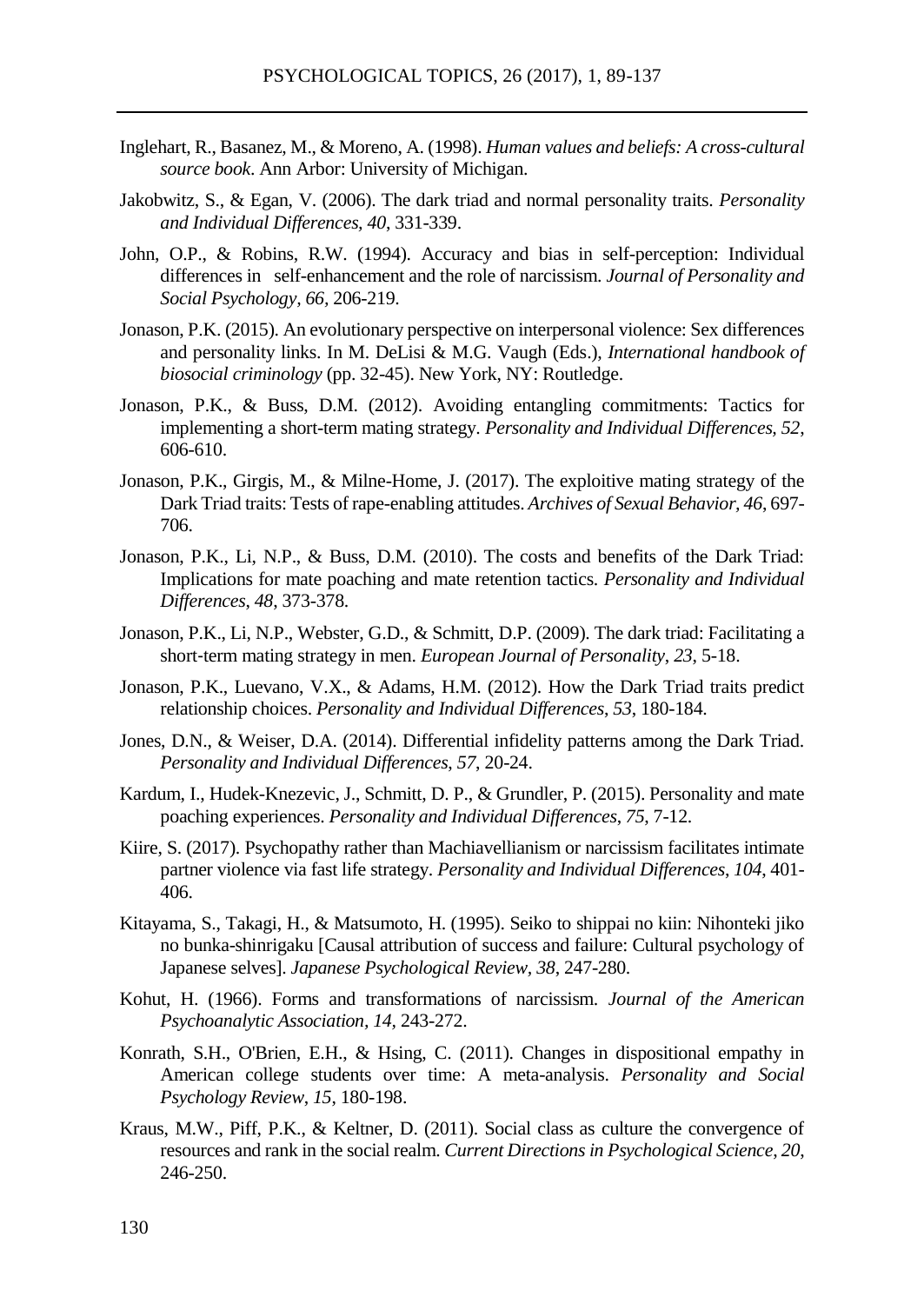Inglehart, R., Basanez, M., & Moreno, A. (1998). *Human values and beliefs: A cross-cultural source book*. Ann Arbor: University of Michigan.

Jakobwitz, S., & Egan, V. (2006). The dark triad and normal personality traits. *Personality and Individual Differences, 40*, 331-339.

John, O.P., & Robins, R.W. (1994). Accuracy and bias in self-perception: Individual differences in self-enhancement and the role of narcissism. *Journal of Personality and Social Psychology, 66*, 206-219.

Jonason, P.K. (2015). An evolutionary perspective on interpersonal violence: Sex differences and personality links. In M. DeLisi & M.G. Vaugh (Eds.), *International handbook of biosocial criminology* (pp. 32-45). New York, NY: Routledge.

Jonason, P.K., & Buss, D.M. (2012). Avoiding entangling commitments: Tactics for implementing a short-term mating strategy. *Personality and Individual Differences, 52*, 606-610.

Jonason, P.K., Girgis, M., & Milne-Home, J. (2017). The exploitive mating strategy of the Dark Triad traits: Tests of rape-enabling attitudes. *Archives of Sexual Behavior, 46*, 697-706.

Jonason, P.K., Li, N.P., & Buss, D.M. (2010). The costs and benefits of the Dark Triad: Implications for mate poaching and mate retention tactics. *Personality and Individual Differences*, *48*, 373-378.

Jonason, P.K., Li, N.P., Webster, G.D., & Schmitt, D.P. (2009). The dark triad: Facilitating a short-term mating strategy in men. *European Journal of Personality*, *23*, 5-18.

Jonason, P.K., Luevano, V.X., & Adams, H.M. (2012). How the Dark Triad traits predict relationship choices. *Personality and Individual Differences*, *53*, 180-184.

Jones, D.N., & Weiser, D.A. (2014). Differential infidelity patterns among the Dark Triad. *Personality and Individual Differences*, *57*, 20-24.

Kardum, I., Hudek-Knezevic, J., Schmitt, D. P., & Grundler, P. (2015). Personality and mate poaching experiences. *Personality and Individual Differences*, *75*, 7-12.

Kiire, S. (2017). Psychopathy rather than Machiavellianism or narcissism facilitates intimate partner violence via fast life strategy. *Personality and Individual Differences, 104*, 401-406.

Kitayama, S., Takagi, H., & Matsumoto, H. (1995). Seiko to shippai no kiin: Nihonteki jiko no bunka-shinrigaku [Causal attribution of success and failure: Cultural psychology of Japanese selves]. *Japanese Psychological Review, 38*, 247-280.

Kohut, H. (1966). Forms and transformations of narcissism. *Journal of the American Psychoanalytic Association, 14*, 243-272.

Konrath, S.H., O'Brien, E.H., & Hsing, C. (2011). Changes in dispositional empathy in American college students over time: A meta-analysis. *Personality and Social Psychology Review*, *15*, 180-198.

Kraus, M.W., Piff, P.K., & Keltner, D. (2011). Social class as culture the convergence of resources and rank in the social realm. *Current Directions in Psychological Science, 20*, 246-250.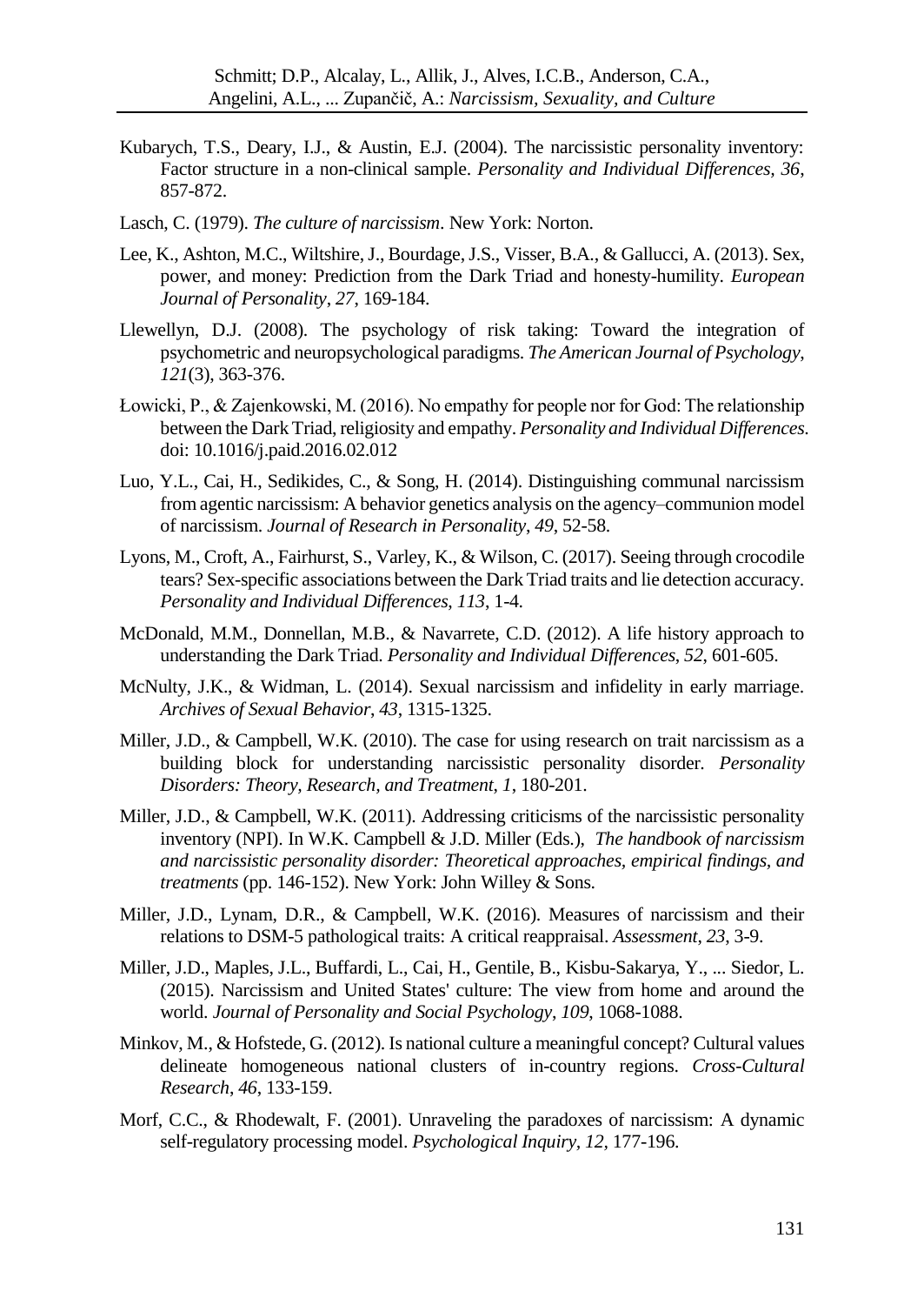Kubarych, T.S., Deary, I.J., & Austin, E.J. (2004). The narcissistic personality inventory: Factor structure in a non-clinical sample. *Personality and Individual Differences, 36*, 857-872.

Lasch, C. (1979). *The culture of narcissism*. New York: Norton.

Lee, K., Ashton, M.C., Wiltshire, J., Bourdage, J.S., Visser, B.A., & Gallucci, A. (2013). Sex, power, and money: Prediction from the Dark Triad and honesty-humility. *European Journal of Personality, 27*, 169-184.

Llewellyn, D.J. (2008). The psychology of risk taking: Toward the integration of psychometric and neuropsychological paradigms. *The American Journal of Psychology*, *121*(3), 363-376.

Łowicki, P., & Zajenkowski, M. (2016). No empathy for people nor for God: The relationship between the Dark Triad, religiosity and empathy. *Personality and Individual Differences*. doi: 10.1016/j.paid.2016.02.012

Luo, Y.L., Cai, H., Sedikides, C., & Song, H. (2014). Distinguishing communal narcissism from agentic narcissism: A behavior genetics analysis on the agency–communion model of narcissism. *Journal of Research in Personality*, *49*, 52-58.

Lyons, M., Croft, A., Fairhurst, S., Varley, K., & Wilson, C. (2017). Seeing through crocodile tears? Sex-specific associations between the Dark Triad traits and lie detection accuracy. *Personality and Individual Differences*, *113*, 1-4.

McDonald, M.M., Donnellan, M.B., & Navarrete, C.D. (2012). A life history approach to understanding the Dark Triad. *Personality and Individual Differences*, *52*, 601-605.

McNulty, J.K., & Widman, L. (2014). Sexual narcissism and infidelity in early marriage. *Archives of Sexual Behavior*, *43*, 1315-1325.

Miller, J.D., & Campbell, W.K. (2010). The case for using research on trait narcissism as a building block for understanding narcissistic personality disorder. *Personality Disorders: Theory, Research, and Treatment*, *1*, 180-201.

Miller, J.D., & Campbell, W.K. (2011). Addressing criticisms of the narcissistic personality inventory (NPI). In W.K. Campbell & J.D. Miller (Eds.), *The handbook of narcissism and narcissistic personality disorder: Theoretical approaches, empirical findings, and treatments* (pp. 146-152). New York: John Willey & Sons.

Miller, J.D., Lynam, D.R., & Campbell, W.K. (2016). Measures of narcissism and their relations to DSM-5 pathological traits: A critical reappraisal. *Assessment*, *23*, 3-9.

Miller, J.D., Maples, J.L., Buffardi, L., Cai, H., Gentile, B., Kisbu-Sakarya, Y., ... Siedor, L. (2015). Narcissism and United States' culture: The view from home and around the world. *Journal of Personality and Social Psychology*, *109*, 1068-1088.

Minkov, M., & Hofstede, G. (2012). Is national culture a meaningful concept? Cultural values delineate homogeneous national clusters of in-country regions. *Cross-Cultural Research*, *46*, 133-159.

Morf, C.C., & Rhodewalt, F. (2001). Unraveling the paradoxes of narcissism: A dynamic self-regulatory processing model. *Psychological Inquiry, 12*, 177-196.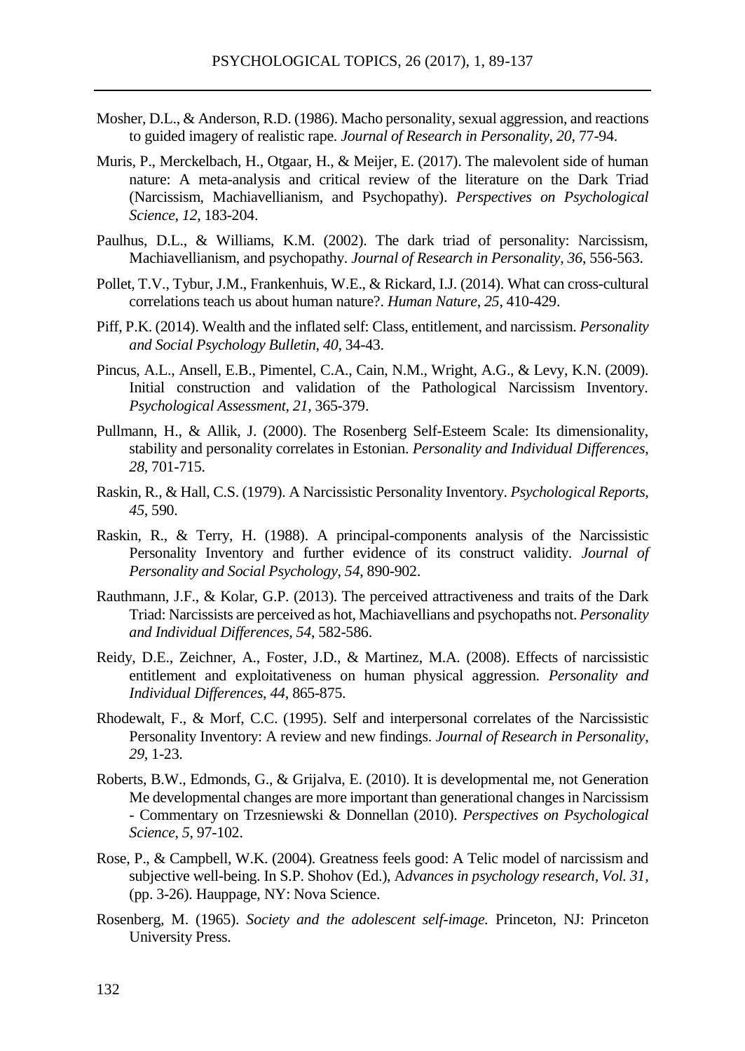Mosher, D.L., & Anderson, R.D. (1986). Macho personality, sexual aggression, and reactions to guided imagery of realistic rape. *Journal of Research in Personality, 20*, 77-94.

Muris, P., Merckelbach, H., Otgaar, H., & Meijer, E. (2017). The malevolent side of human nature: A meta-analysis and critical review of the literature on the Dark Triad (Narcissism, Machiavellianism, and Psychopathy). *Perspectives on Psychological Science*, *12*, 183-204.

Paulhus, D.L., & Williams, K.M. (2002). The dark triad of personality: Narcissism, Machiavellianism, and psychopathy. *Journal of Research in Personality*, *36*, 556-563.

Pollet, T.V., Tybur, J.M., Frankenhuis, W.E., & Rickard, I.J. (2014). What can cross-cultural correlations teach us about human nature?. *Human Nature*, *25*, 410-429.

Piff, P.K. (2014). Wealth and the inflated self: Class, entitlement, and narcissism. *Personality and Social Psychology Bulletin*, *40*, 34-43.

Pincus, A.L., Ansell, E.B., Pimentel, C.A., Cain, N.M., Wright, A.G., & Levy, K.N. (2009). Initial construction and validation of the Pathological Narcissism Inventory. *Psychological Assessment*, *21*, 365-379.

Pullmann, H., & Allik, J. (2000). The Rosenberg Self-Esteem Scale: Its dimensionality, stability and personality correlates in Estonian. *Personality and Individual Differences*, *28*, 701-715.

Raskin, R., & Hall, C.S. (1979). A Narcissistic Personality Inventory. *Psychological Reports, 45*, 590.

Raskin, R., & Terry, H. (1988). A principal-components analysis of the Narcissistic Personality Inventory and further evidence of its construct validity. *Journal of Personality and Social Psychology*, *54*, 890-902.

Rauthmann, J.F., & Kolar, G.P. (2013). The perceived attractiveness and traits of the Dark Triad: Narcissists are perceived as hot, Machiavellians and psychopaths not. *Personality and Individual Differences*, *54*, 582-586.

Reidy, D.E., Zeichner, A., Foster, J.D., & Martinez, M.A. (2008). Effects of narcissistic entitlement and exploitativeness on human physical aggression. *Personality and Individual Differences*, *44*, 865-875.

Rhodewalt, F., & Morf, C.C. (1995). Self and interpersonal correlates of the Narcissistic Personality Inventory: A review and new findings. *Journal of Research in Personality*, *29*, 1-23.

Roberts, B.W., Edmonds, G., & Grijalva, E. (2010). It is developmental me, not Generation Me developmental changes are more important than generational changes in Narcissism - Commentary on Trzesniewski & Donnellan (2010). *Perspectives on Psychological Science*, *5*, 97-102.

Rose, P., & Campbell, W.K. (2004). Greatness feels good: A Telic model of narcissism and subjective well-being. In S.P. Shohov (Ed.), A*dvances in psychology research*, *Vol. 31*, (pp. 3-26). Hauppage, NY: Nova Science.

Rosenberg, M. (1965). *Society and the adolescent self-image.* Princeton, NJ: Princeton University Press.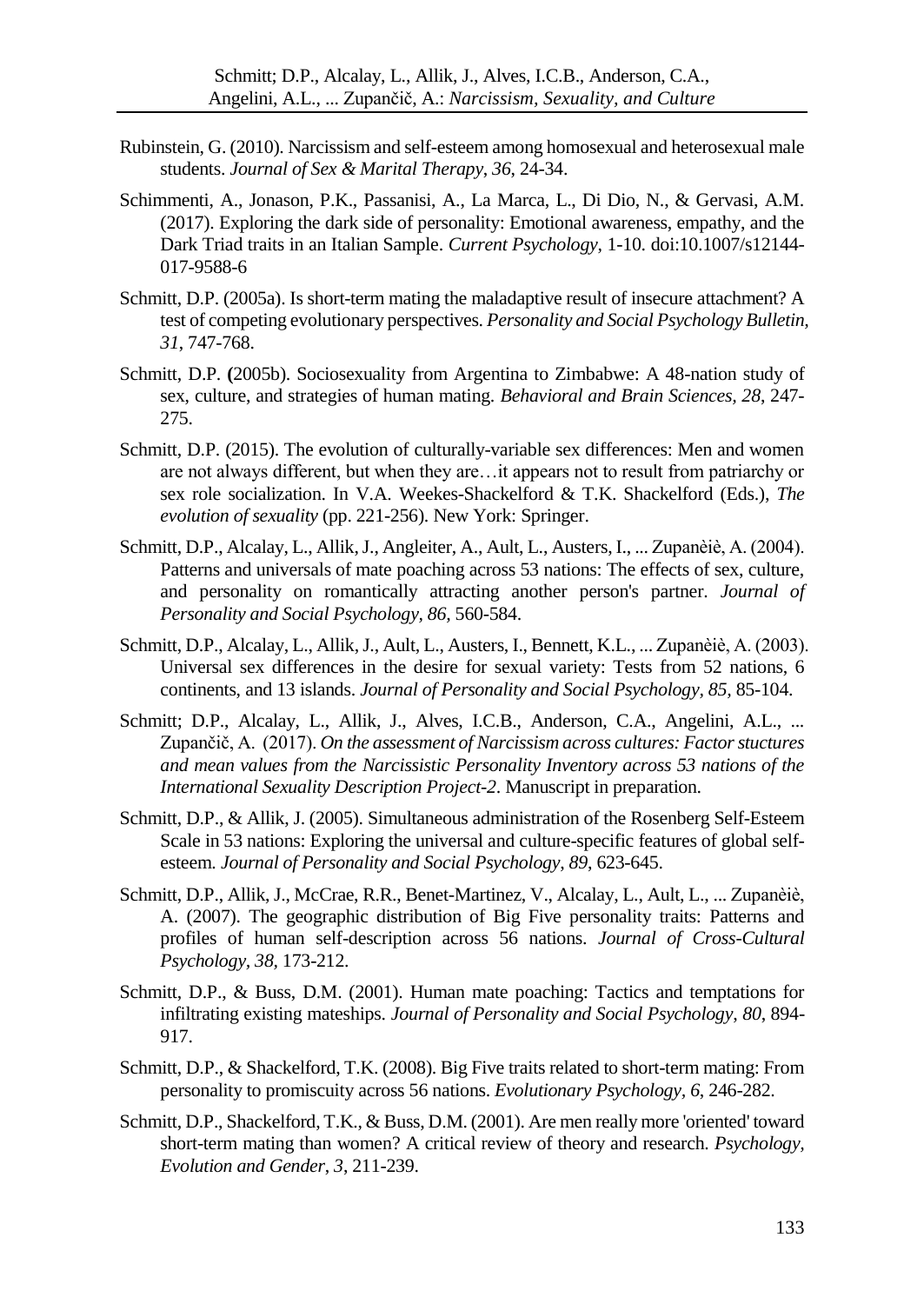Rubinstein, G. (2010). Narcissism and self-esteem among homosexual and heterosexual male students. *Journal of Sex & Marital Therapy*, *36*, 24-34.

Schimmenti, A., Jonason, P.K., Passanisi, A., La Marca, L., Di Dio, N., & Gervasi, A.M. (2017). Exploring the dark side of personality: Emotional awareness, empathy, and the Dark Triad traits in an Italian Sample. *Current Psychology*, 1-10. doi:10.1007/s12144-017-9588-6

Schmitt, D.P. (2005a). Is short-term mating the maladaptive result of insecure attachment? A test of competing evolutionary perspectives. *Personality and Social Psychology Bulletin*, *31*, 747-768.

Schmitt, D.P. **(**2005b). Sociosexuality from Argentina to Zimbabwe: A 48-nation study of sex, culture, and strategies of human mating. *Behavioral and Brain Sciences, 28*, 247-275.

Schmitt, D.P. (2015). The evolution of culturally-variable sex differences: Men and women are not always different, but when they are…it appears not to result from patriarchy or sex role socialization. In V.A. Weekes-Shackelford & T.K. Shackelford (Eds.), *The evolution of sexuality* (pp. 221-256). New York: Springer.

Schmitt, D.P., Alcalay, L., Allik, J., Angleiter, A., Ault, L., Austers, I., ... Zupanèiè, A. (2004). Patterns and universals of mate poaching across 53 nations: The effects of sex, culture, and personality on romantically attracting another person's partner. *Journal of Personality and Social Psychology, 86*, 560-584.

Schmitt, D.P., Alcalay, L., Allik, J., Ault, L., Austers, I., Bennett, K.L., ... Zupanèiè, A. (2003). Universal sex differences in the desire for sexual variety: Tests from 52 nations, 6 continents, and 13 islands. *Journal of Personality and Social Psychology, 85*, 85-104.

Schmitt; D.P., Alcalay, L., Allik, J., Alves, I.C.B., Anderson, C.A., Angelini, A.L., ... Zupančič, A. (2017). *On the assessment of Narcissism across cultures: Factor stuctures and mean values from the Narcissistic Personality Inventory across 53 nations of the International Sexuality Description Project-2*. Manuscript in preparation.

Schmitt, D.P., & Allik, J. (2005). Simultaneous administration of the Rosenberg Self-Esteem Scale in 53 nations: Exploring the universal and culture-specific features of global self-esteem. *Journal of Personality and Social Psychology*, *89*, 623-645.

Schmitt, D.P., Allik, J., McCrae, R.R., Benet-Martinez, V., Alcalay, L., Ault, L., ... Zupanèiè, A. (2007). The geographic distribution of Big Five personality traits: Patterns and profiles of human self-description across 56 nations. *Journal of Cross-Cultural Psychology, 38*, 173-212.

Schmitt, D.P., & Buss, D.M. (2001). Human mate poaching: Tactics and temptations for infiltrating existing mateships. *Journal of Personality and Social Psychology*, *80*, 894-917.

Schmitt, D.P., & Shackelford, T.K. (2008). Big Five traits related to short-term mating: From personality to promiscuity across 56 nations. *Evolutionary Psychology, 6*, 246-282.

Schmitt, D.P., Shackelford, T.K., & Buss, D.M. (2001). Are men really more 'oriented' toward short-term mating than women? A critical review of theory and research. *Psychology, Evolution and Gender*, *3*, 211-239.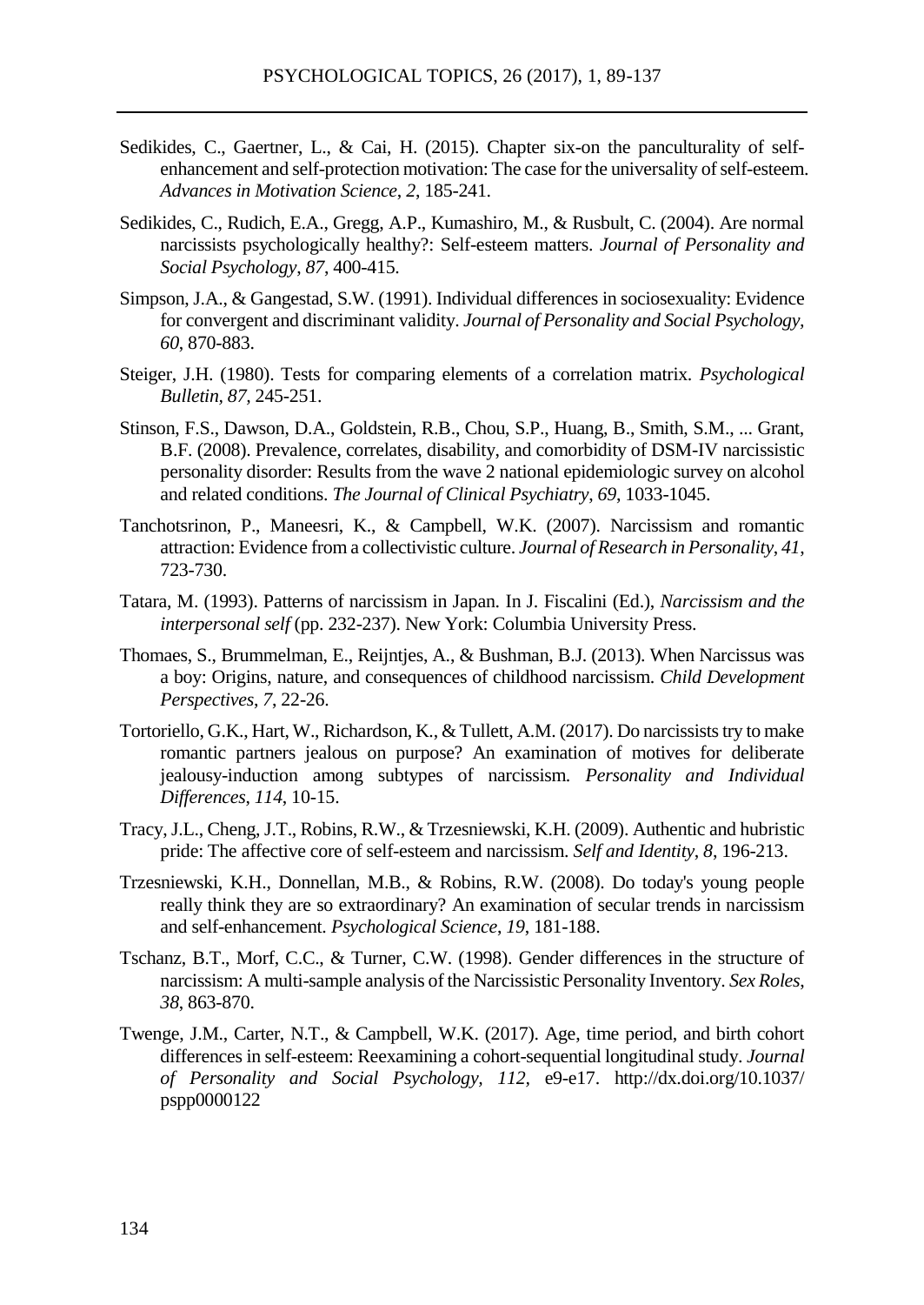Sedikides, C., Gaertner, L., & Cai, H. (2015). Chapter six-on the panculturality of self-enhancement and self-protection motivation: The case for the universality of self-esteem. *Advances in Motivation Science*, *2*, 185-241.

Sedikides, C., Rudich, E.A., Gregg, A.P., Kumashiro, M., & Rusbult, C. (2004). Are normal narcissists psychologically healthy?: Self-esteem matters. *Journal of Personality and Social Psychology*, *87*, 400-415.

Simpson, J.A., & Gangestad, S.W. (1991). Individual differences in sociosexuality: Evidence for convergent and discriminant validity. *Journal of Personality and Social Psychology*, *60*, 870-883.

Steiger, J.H. (1980). Tests for comparing elements of a correlation matrix. *Psychological Bulletin*, *87*, 245-251.

Stinson, F.S., Dawson, D.A., Goldstein, R.B., Chou, S.P., Huang, B., Smith, S.M., ... Grant, B.F. (2008). Prevalence, correlates, disability, and comorbidity of DSM-IV narcissistic personality disorder: Results from the wave 2 national epidemiologic survey on alcohol and related conditions. *The Journal of Clinical Psychiatry*, *69*, 1033-1045.

Tanchotsrinon, P., Maneesri, K., & Campbell, W.K. (2007). Narcissism and romantic attraction: Evidence from a collectivistic culture. *Journal of Research in Personality*, *41*, 723-730.

Tatara, M. (1993). Patterns of narcissism in Japan. In J. Fiscalini (Ed.), *Narcissism and the interpersonal self* (pp. 232-237). New York: Columbia University Press.

Thomaes, S., Brummelman, E., Reijntjes, A., & Bushman, B.J. (2013). When Narcissus was a boy: Origins, nature, and consequences of childhood narcissism. *Child Development Perspectives*, *7*, 22-26.

Tortoriello, G.K., Hart, W., Richardson, K., & Tullett, A.M. (2017). Do narcissists try to make romantic partners jealous on purpose? An examination of motives for deliberate jealousy-induction among subtypes of narcissism. *Personality and Individual Differences*, *114*, 10-15.

Tracy, J.L., Cheng, J.T., Robins, R.W., & Trzesniewski, K.H. (2009). Authentic and hubristic pride: The affective core of self-esteem and narcissism. *Self and Identity*, *8*, 196-213.

Trzesniewski, K.H., Donnellan, M.B., & Robins, R.W. (2008). Do today's young people really think they are so extraordinary? An examination of secular trends in narcissism and self-enhancement. *Psychological Science*, *19*, 181-188.

Tschanz, B.T., Morf, C.C., & Turner, C.W. (1998). Gender differences in the structure of narcissism: A multi-sample analysis of the Narcissistic Personality Inventory. *Sex Roles*, *38*, 863-870.

Twenge, J.M., Carter, N.T., & Campbell, W.K. (2017). Age, time period, and birth cohort differences in self-esteem: Reexamining a cohort-sequential longitudinal study. *Journal of Personality and Social Psychology, 112*, e9-e17. http://dx.doi.org/10.1037/pspp0000122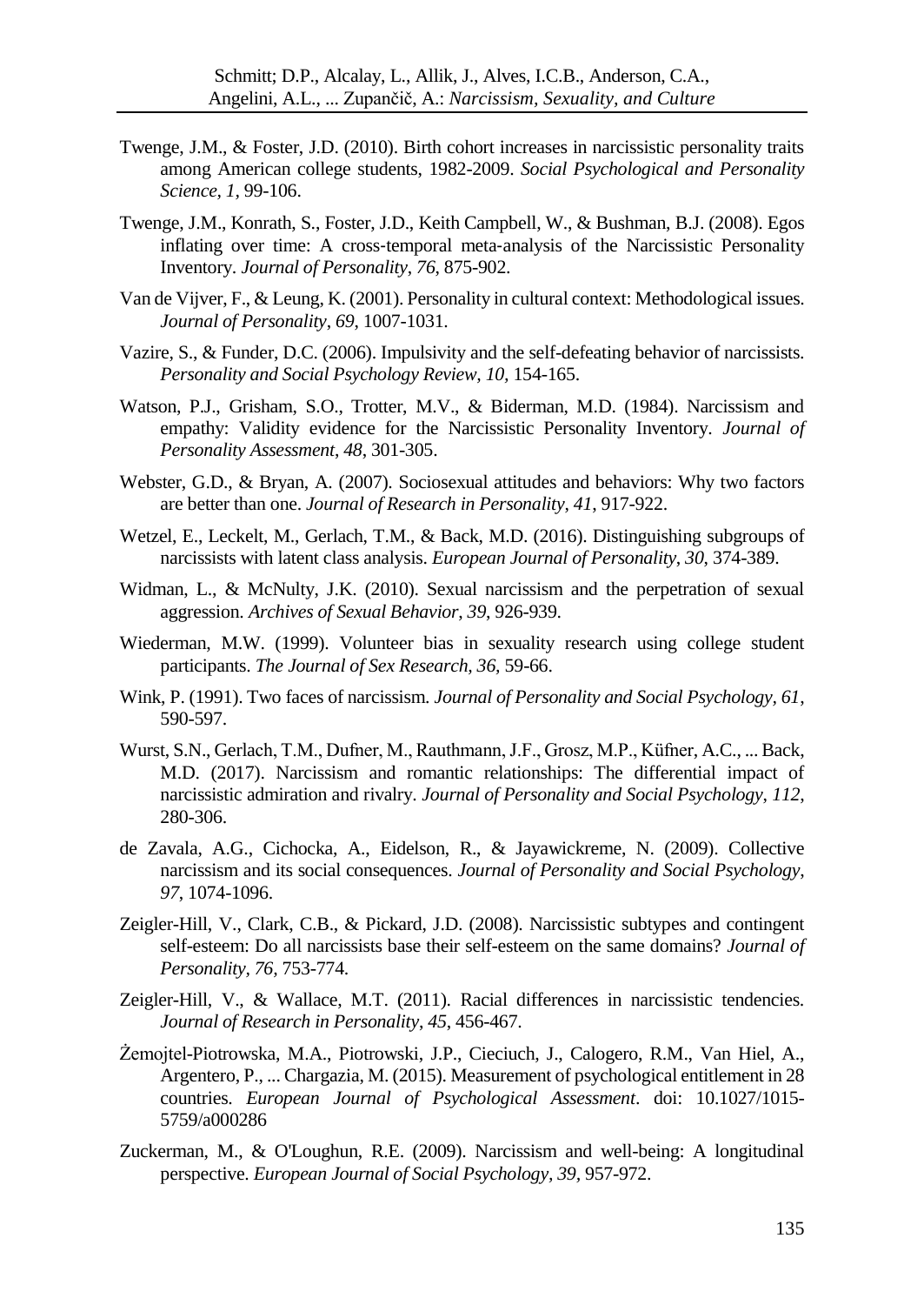Twenge, J.M., & Foster, J.D. (2010). Birth cohort increases in narcissistic personality traits among American college students, 1982-2009. *Social Psychological and Personality Science, 1*, 99-106.

Twenge, J.M., Konrath, S., Foster, J.D., Keith Campbell, W., & Bushman, B.J. (2008). Egos inflating over time: A cross-temporal meta-analysis of the Narcissistic Personality Inventory. *Journal of Personality*, *76*, 875-902.

Van de Vijver, F., & Leung, K. (2001). Personality in cultural context: Methodological issues. *Journal of Personality*, *69*, 1007-1031.

Vazire, S., & Funder, D.C. (2006). Impulsivity and the self-defeating behavior of narcissists. *Personality and Social Psychology Review, 10*, 154-165.

Watson, P.J., Grisham, S.O., Trotter, M.V., & Biderman, M.D. (1984). Narcissism and empathy: Validity evidence for the Narcissistic Personality Inventory. *Journal of Personality Assessment*, *48*, 301-305.

Webster, G.D., & Bryan, A. (2007). Sociosexual attitudes and behaviors: Why two factors are better than one. *Journal of Research in Personality*, *41*, 917-922.

Wetzel, E., Leckelt, M., Gerlach, T.M., & Back, M.D. (2016). Distinguishing subgroups of narcissists with latent class analysis. *European Journal of Personality*, *30*, 374-389.

Widman, L., & McNulty, J.K. (2010). Sexual narcissism and the perpetration of sexual aggression. *Archives of Sexual Behavior*, *39*, 926-939.

Wiederman, M.W. (1999). Volunteer bias in sexuality research using college student participants. *The Journal of Sex Research, 36*, 59-66.

Wink, P. (1991). Two faces of narcissism. *Journal of Personality and Social Psychology*, *61*, 590-597.

Wurst, S.N., Gerlach, T.M., Dufner, M., Rauthmann, J.F., Grosz, M.P., Küfner, A.C., ... Back, M.D. (2017). Narcissism and romantic relationships: The differential impact of narcissistic admiration and rivalry. *Journal of Personality and Social Psychology*, *112*, 280-306.

de Zavala, A.G., Cichocka, A., Eidelson, R., & Jayawickreme, N. (2009). Collective narcissism and its social consequences. *Journal of Personality and Social Psychology*, *97*, 1074-1096.

Zeigler-Hill, V., Clark, C.B., & Pickard, J.D. (2008). Narcissistic subtypes and contingent self-esteem: Do all narcissists base their self-esteem on the same domains? *Journal of Personality*, *76*, 753-774.

Zeigler-Hill, V., & Wallace, M.T. (2011). Racial differences in narcissistic tendencies. *Journal of Research in Personality*, *45*, 456-467.

Żemojtel-Piotrowska, M.A., Piotrowski, J.P., Cieciuch, J., Calogero, R.M., Van Hiel, A., Argentero, P., ... Chargazia, M. (2015). Measurement of psychological entitlement in 28 countries. *European Journal of Psychological Assessment*. doi: 10.1027/1015-5759/a000286

Zuckerman, M., & O'Loughun, R.E. (2009). Narcissism and well-being: A longitudinal perspective. *European Journal of Social Psychology*, *39*, 957-972.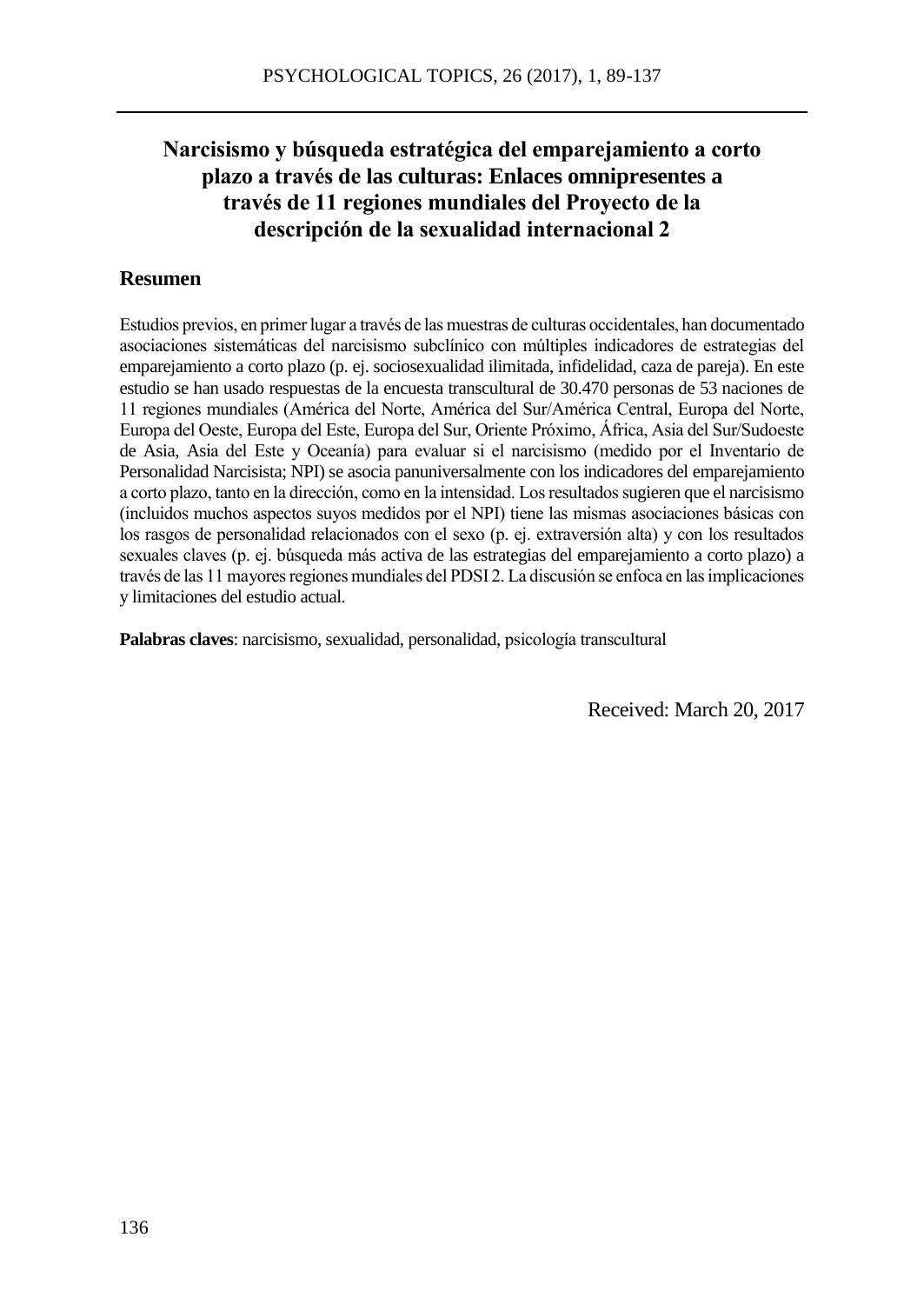# Narcisismo y búsqueda estratégica del emparejamiento a corto plazo a través de las culturas: Enlaces omnipresentes a través de 11 regiones mundiales del Proyecto de la descripción de la sexualidad internacional 2

## Resumen

Estudios previos, en primer lugar a través de las muestras de culturas occidentales, han documentado asociaciones sistemáticas del narcisismo subclínico con múltiples indicadores de estrategias del emparejamiento a corto plazo (p. ej. sociosexualidad ilimitada, infidelidad, caza de pareja). En este estudio se han usado respuestas de la encuesta transcultural de 30.470 personas de 53 naciones de 11 regiones mundiales (América del Norte, América del Sur/América Central, Europa del Norte, Europa del Oeste, Europa del Este, Europa del Sur, Oriente Próximo, África, Asia del Sur/Sudoeste de Asia, Asia del Este y Oceanía) para evaluar si el narcisismo (medido por el Inventario de Personalidad Narcisista; NPI) se asocia panuniversalmente con los indicadores del emparejamiento a corto plazo, tanto en la dirección, como en la intensidad. Los resultados sugieren que el narcisismo (incluidos muchos aspectos suyos medidos por el NPI) tiene las mismas asociaciones básicas con los rasgos de personalidad relacionados con el sexo (p. ej. extraversión alta) y con los resultados sexuales claves (p. ej. búsqueda más activa de las estrategias del emparejamiento a corto plazo) a través de las 11 mayores regiones mundiales del PDSI 2. La discusión se enfoca en las implicaciones y limitaciones del estudio actual.

**Palabras claves**: narcisismo, sexualidad, personalidad, psicología transcultural

Received: March 20, 2017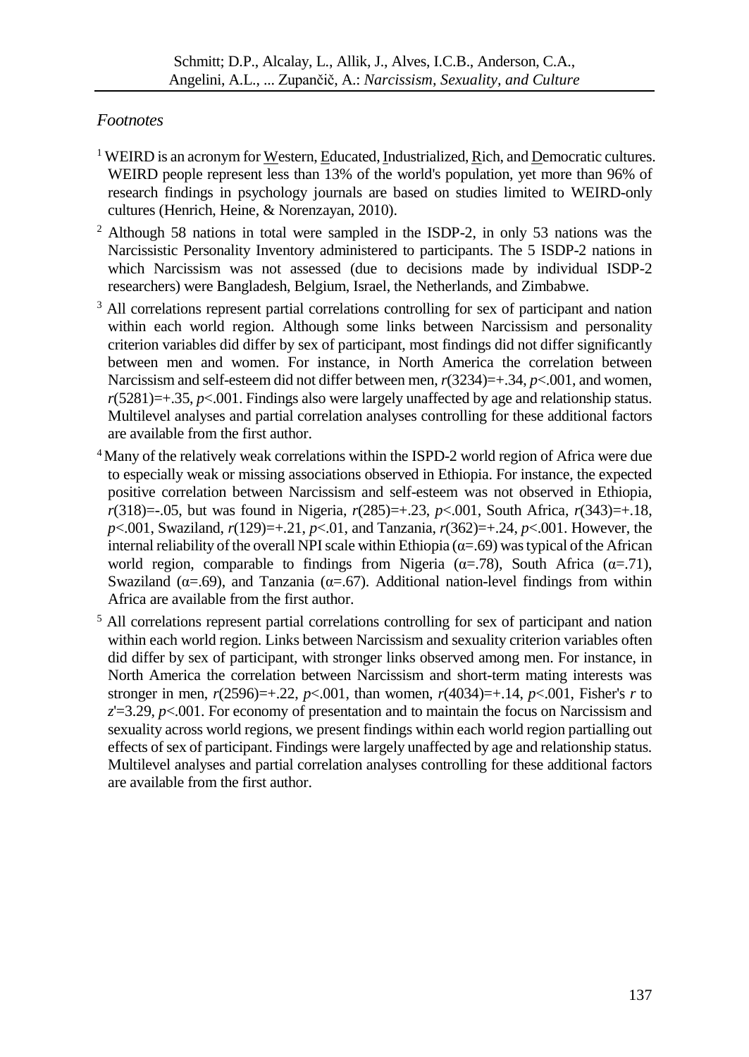*Footnotes*

[1] WEIRD is an acronym for Western, Educated, Industrialized, Rich, and Democratic cultures. WEIRD people represent less than 13% of the world's population, yet more than 96% of research findings in psychology journals are based on studies limited to WEIRD-only cultures (Henrich, Heine, & Norenzayan, 2010).

[2] Although 58 nations in total were sampled in the ISDP-2, in only 53 nations was the Narcissistic Personality Inventory administered to participants. The 5 ISDP-2 nations in which Narcissism was not assessed (due to decisions made by individual ISDP-2 researchers) were Bangladesh, Belgium, Israel, the Netherlands, and Zimbabwe.

[3] All correlations represent partial correlations controlling for sex of participant and nation within each world region. Although some links between Narcissism and personality criterion variables did differ by sex of participant, most findings did not differ significantly between men and women. For instance, in North America the correlation between Narcissism and self-esteem did not differ between men, $r(3234)=+.34$, $p<.001$, and women, $r(5281)=+.35$, $p<.001$. Findings also were largely unaffected by age and relationship status. Multilevel analyses and partial correlation analyses controlling for these additional factors are available from the first author.

[4] Many of the relatively weak correlations within the ISPD-2 world region of Africa were due to especially weak or missing associations observed in Ethiopia. For instance, the expected positive correlation between Narcissism and self-esteem was not observed in Ethiopia, $r(318)=-.05$, but was found in Nigeria, $r(285)=+.23$, $p<.001$, South Africa, $r(343)=+.18$, $p<.001$, Swaziland, $r(129)=+.21$, $p<.01$, and Tanzania, $r(362)=+.24$, $p<.001$. However, the internal reliability of the overall NPI scale within Ethiopia ($\alpha=.69$) was typical of the African world region, comparable to findings from Nigeria ($\alpha=.78$), South Africa ($\alpha=.71$), Swaziland ($\alpha=.69$), and Tanzania ($\alpha=.67$). Additional nation-level findings from within Africa are available from the first author.

[5] All correlations represent partial correlations controlling for sex of participant and nation within each world region. Links between Narcissism and sexuality criterion variables often did differ by sex of participant, with stronger links observed among men. For instance, in North America the correlation between Narcissism and short-term mating interests was stronger in men, $r(2596)=+.22$, $p<.001$, than women, $r(4034)=+.14$, $p<.001$, Fisher's $r$ to $z'=3.29$, $p<.001$. For economy of presentation and to maintain the focus on Narcissism and sexuality across world regions, we present findings within each world region partialling out effects of sex of participant. Findings were largely unaffected by age and relationship status. Multilevel analyses and partial correlation analyses controlling for these additional factors are available from the first author.